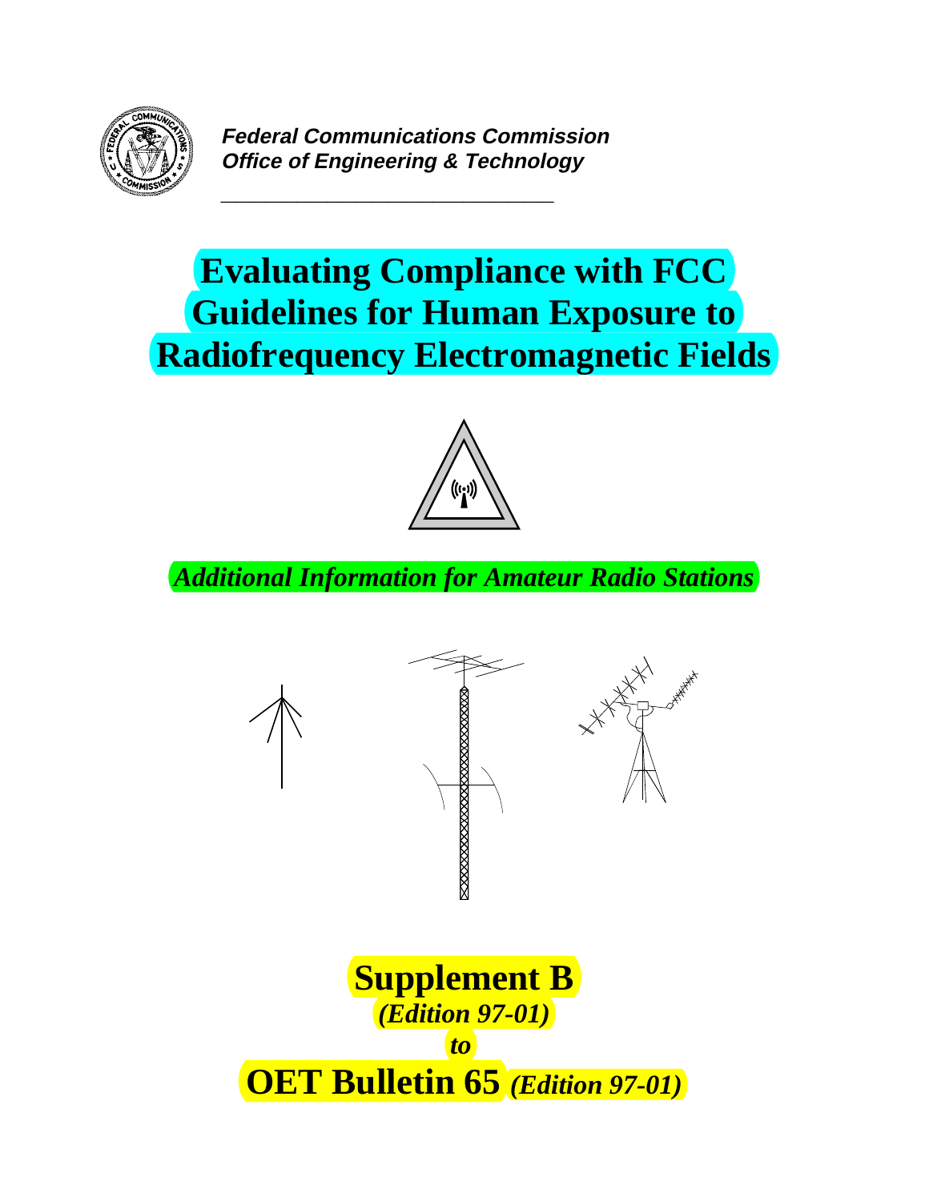***Federal Communications Commission***
***Office of Engineering & Technology***

# Evaluating Compliance with FCC Guidelines for Human Exposure to Radiofrequency Electromagnetic Fields

***Additional Information for Amateur Radio Stations***

## Supplement B
***(Edition 97-01)***
***to***
## OET Bulletin 65 *(Edition 97-01)*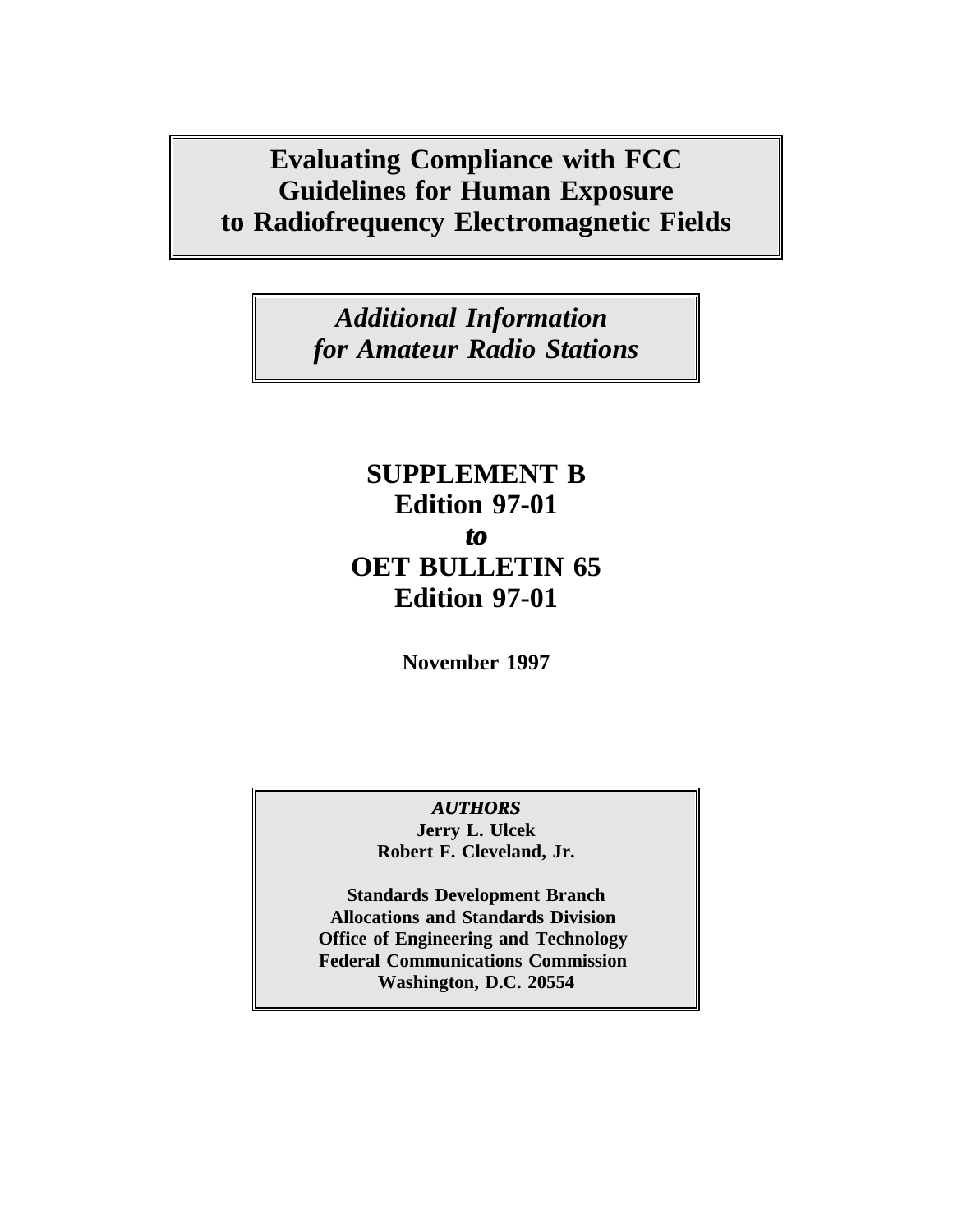# Evaluating Compliance with FCC Guidelines for Human Exposure to Radiofrequency Electromagnetic Fields

## *Additional Information for Amateur Radio Stations*

**SUPPLEMENT B**
**Edition 97-01**
***to***
**OET BULLETIN 65**
**Edition 97-01**

**November 1997**

***AUTHORS***
**Jerry L. Ulcek**
**Robert F. Cleveland, Jr.**

**Standards Development Branch**
**Allocations and Standards Division**
**Office of Engineering and Technology**
**Federal Communications Commission**
**Washington, D.C. 20554**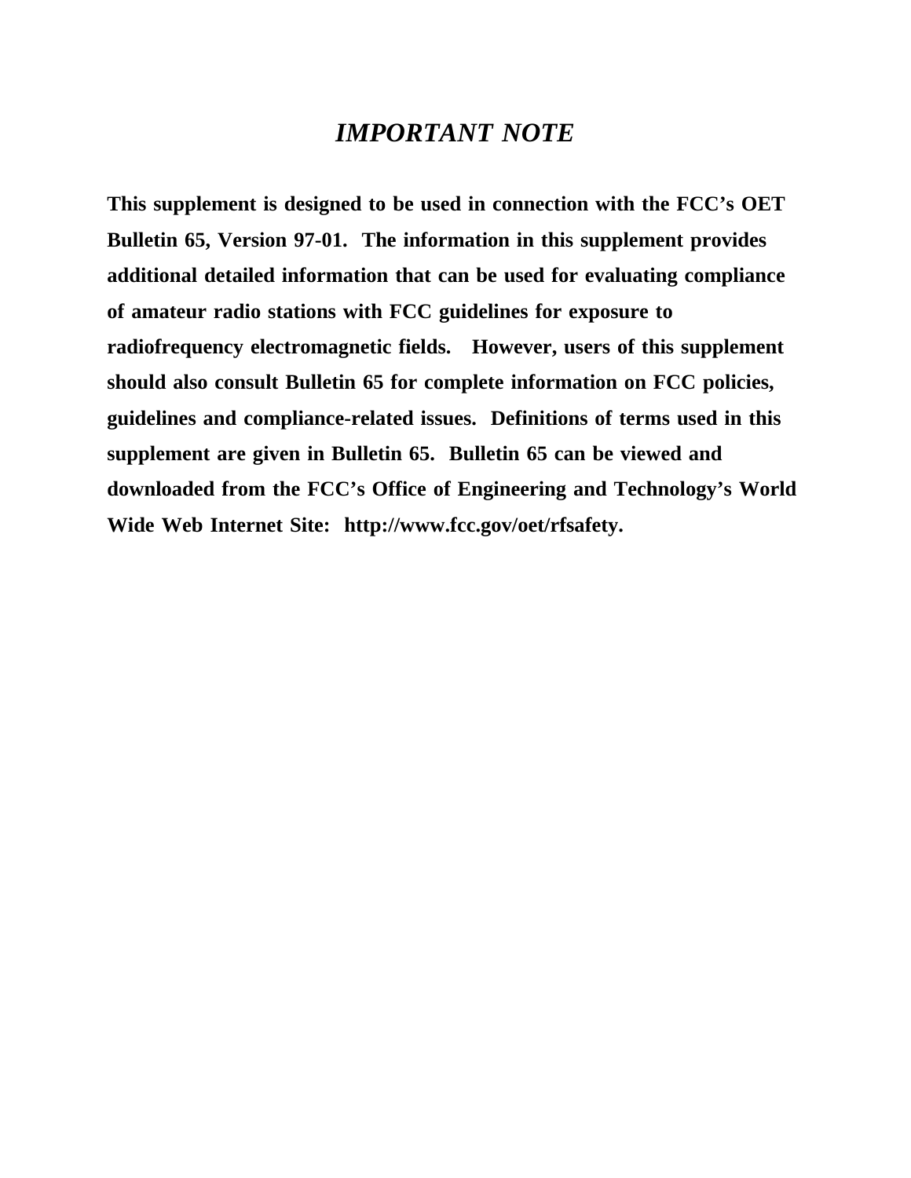# *IMPORTANT NOTE*

**This supplement is designed to be used in connection with the FCC's OET Bulletin 65, Version 97-01. The information in this supplement provides additional detailed information that can be used for evaluating compliance of amateur radio stations with FCC guidelines for exposure to radiofrequency electromagnetic fields. However, users of this supplement should also consult Bulletin 65 for complete information on FCC policies, guidelines and compliance-related issues. Definitions of terms used in this supplement are given in Bulletin 65. Bulletin 65 can be viewed and downloaded from the FCC's Office of Engineering and Technology's World Wide Web Internet Site: http://www.fcc.gov/oet/rfsafety.**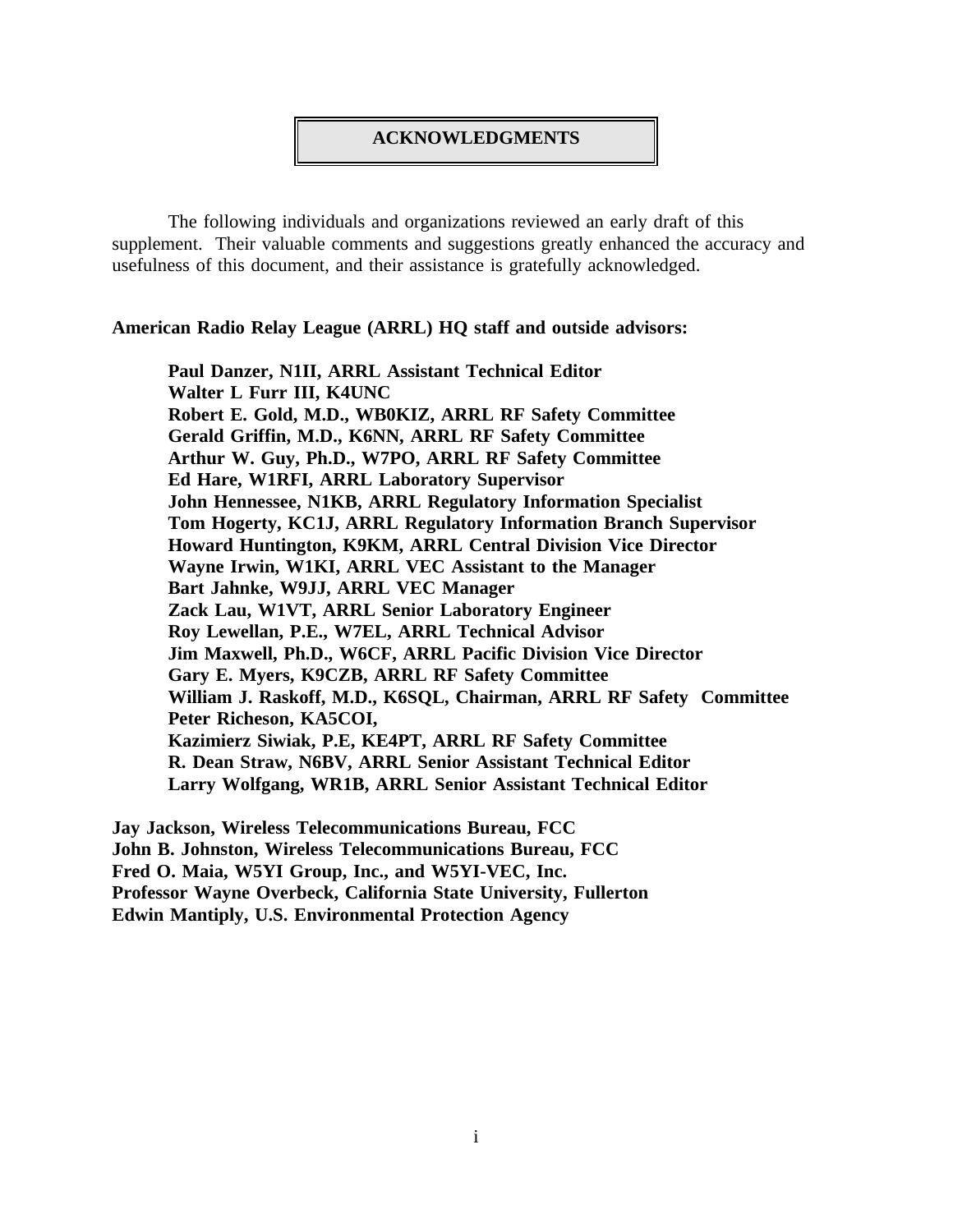# ACKNOWLEDGMENTS

The following individuals and organizations reviewed an early draft of this supplement. Their valuable comments and suggestions greatly enhanced the accuracy and usefulness of this document, and their assistance is gratefully acknowledged.

**American Radio Relay League (ARRL) HQ staff and outside advisors:**

**Paul Danzer, N1II, ARRL Assistant Technical Editor**
**Walter L Furr III, K4UNC**
**Robert E. Gold, M.D., WB0KIZ, ARRL RF Safety Committee**
**Gerald Griffin, M.D., K6NN, ARRL RF Safety Committee**
**Arthur W. Guy, Ph.D., W7PO, ARRL RF Safety Committee**
**Ed Hare, W1RFI, ARRL Laboratory Supervisor**
**John Hennessee, N1KB, ARRL Regulatory Information Specialist**
**Tom Hogerty, KC1J, ARRL Regulatory Information Branch Supervisor**
**Howard Huntington, K9KM, ARRL Central Division Vice Director**
**Wayne Irwin, W1KI, ARRL VEC Assistant to the Manager**
**Bart Jahnke, W9JJ, ARRL VEC Manager**
**Zack Lau, W1VT, ARRL Senior Laboratory Engineer**
**Roy Lewellan, P.E., W7EL, ARRL Technical Advisor**
**Jim Maxwell, Ph.D., W6CF, ARRL Pacific Division Vice Director**
**Gary E. Myers, K9CZB, ARRL RF Safety Committee**
**William J. Raskoff, M.D., K6SQL, Chairman, ARRL RF Safety Committee**
**Peter Richeson, KA5COI,**
**Kazimierz Siwiak, P.E, KE4PT, ARRL RF Safety Committee**
**R. Dean Straw, N6BV, ARRL Senior Assistant Technical Editor**
**Larry Wolfgang, WR1B, ARRL Senior Assistant Technical Editor**

**Jay Jackson, Wireless Telecommunications Bureau, FCC**
**John B. Johnston, Wireless Telecommunications Bureau, FCC**
**Fred O. Maia, W5YI Group, Inc., and W5YI-VEC, Inc.**
**Professor Wayne Overbeck, California State University, Fullerton**
**Edwin Mantiply, U.S. Environmental Protection Agency**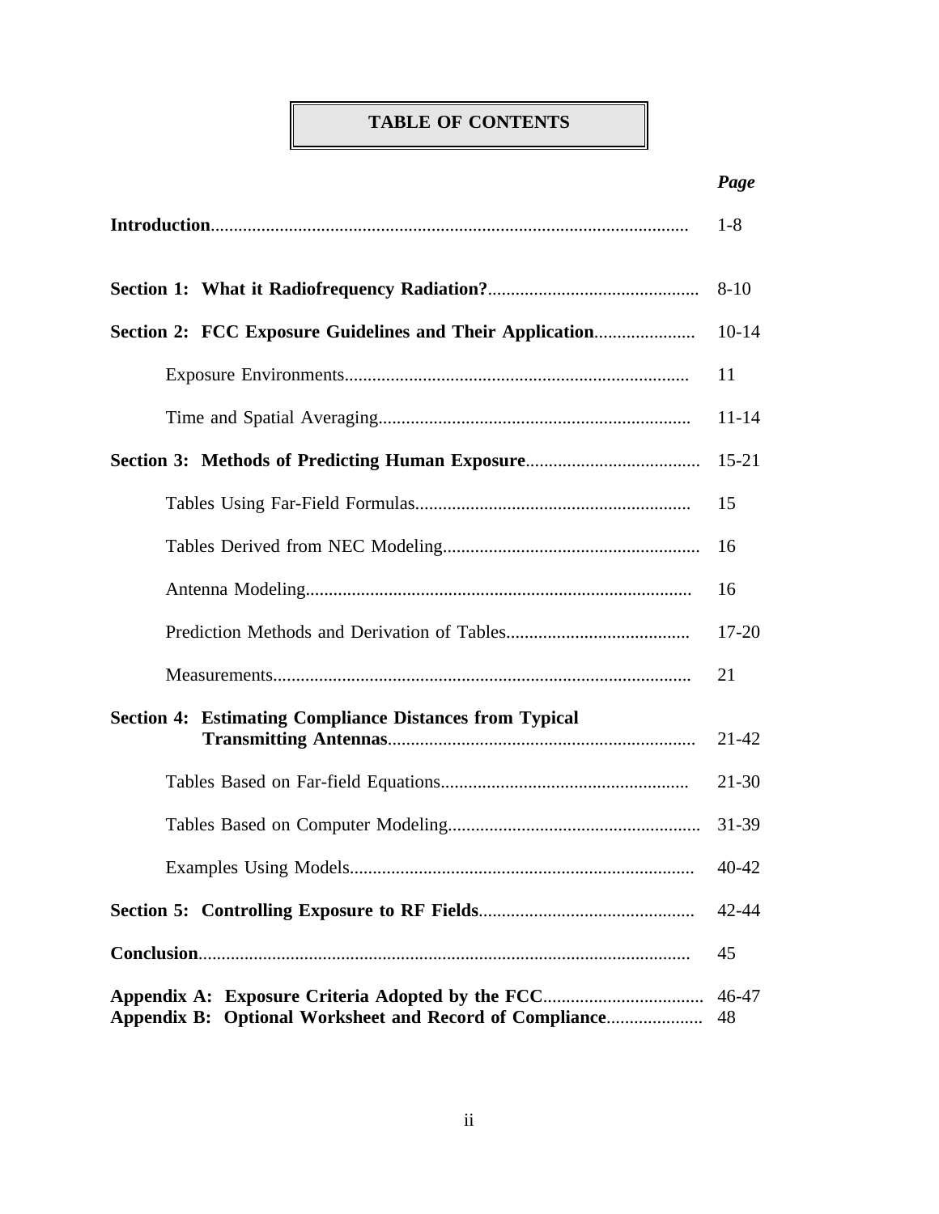# TABLE OF CONTENTS

| | *Page* |
|---|---|
| **Introduction** | 1-8 |
| **Section 1: What it Radiofrequency Radiation?** | 8-10 |
| **Section 2: FCC Exposure Guidelines and Their Application** | 10-14 |
| Exposure Environments | 11 |
| Time and Spatial Averaging | 11-14 |
| **Section 3: Methods of Predicting Human Exposure** | 15-21 |
| Tables Using Far-Field Formulas | 15 |
| Tables Derived from NEC Modeling | 16 |
| Antenna Modeling | 16 |
| Prediction Methods and Derivation of Tables | 17-20 |
| Measurements | 21 |
| **Section 4: Estimating Compliance Distances from Typical Transmitting Antennas** | 21-42 |
| Tables Based on Far-field Equations | 21-30 |
| Tables Based on Computer Modeling | 31-39 |
| Examples Using Models | 40-42 |
| **Section 5: Controlling Exposure to RF Fields** | 42-44 |
| **Conclusion** | 45 |
| **Appendix A: Exposure Criteria Adopted by the FCC** | 46-47 |
| **Appendix B: Optional Worksheet and Record of Compliance** | 48 |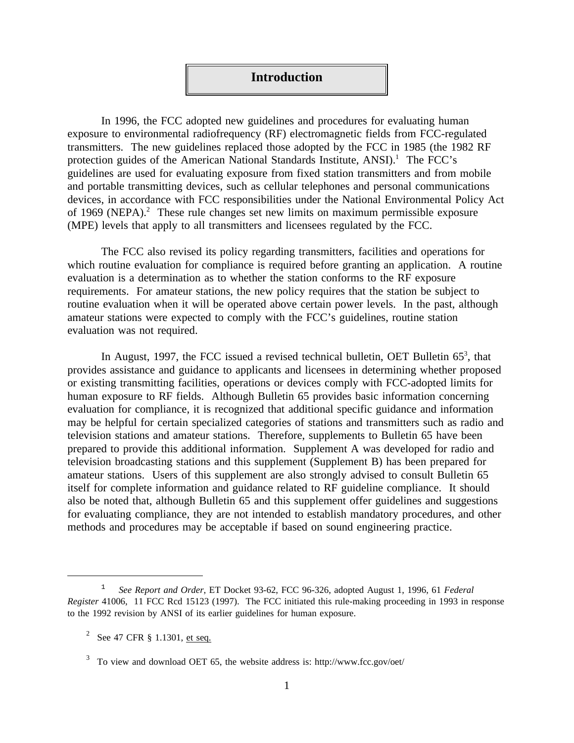# Introduction

In 1996, the FCC adopted new guidelines and procedures for evaluating human exposure to environmental radiofrequency (RF) electromagnetic fields from FCC-regulated transmitters. The new guidelines replaced those adopted by the FCC in 1985 (the 1982 RF protection guides of the American National Standards Institute, ANSI).[1] The FCC's guidelines are used for evaluating exposure from fixed station transmitters and from mobile and portable transmitting devices, such as cellular telephones and personal communications devices, in accordance with FCC responsibilities under the National Environmental Policy Act of 1969 (NEPA).[2] These rule changes set new limits on maximum permissible exposure (MPE) levels that apply to all transmitters and licensees regulated by the FCC.

The FCC also revised its policy regarding transmitters, facilities and operations for which routine evaluation for compliance is required before granting an application. A routine evaluation is a determination as to whether the station conforms to the RF exposure requirements. For amateur stations, the new policy requires that the station be subject to routine evaluation when it will be operated above certain power levels. In the past, although amateur stations were expected to comply with the FCC's guidelines, routine station evaluation was not required.

In August, 1997, the FCC issued a revised technical bulletin, OET Bulletin 65[3], that provides assistance and guidance to applicants and licensees in determining whether proposed or existing transmitting facilities, operations or devices comply with FCC-adopted limits for human exposure to RF fields. Although Bulletin 65 provides basic information concerning evaluation for compliance, it is recognized that additional specific guidance and information may be helpful for certain specialized categories of stations and transmitters such as radio and television stations and amateur stations. Therefore, supplements to Bulletin 65 have been prepared to provide this additional information. Supplement A was developed for radio and television broadcasting stations and this supplement (Supplement B) has been prepared for amateur stations. Users of this supplement are also strongly advised to consult Bulletin 65 itself for complete information and guidance related to RF guideline compliance. It should also be noted that, although Bulletin 65 and this supplement offer guidelines and suggestions for evaluating compliance, they are not intended to establish mandatory procedures, and other methods and procedures may be acceptable if based on sound engineering practice.

---

[1] *See Report and Order*, ET Docket 93-62, FCC 96-326, adopted August 1, 1996, 61 *Federal Register* 41006, 11 FCC Rcd 15123 (1997). The FCC initiated this rule-making proceeding in 1993 in response to the 1992 revision by ANSI of its earlier guidelines for human exposure.

[2] See 47 CFR § 1.1301, et seq.

[3] To view and download OET 65, the website address is: http://www.fcc.gov/oet/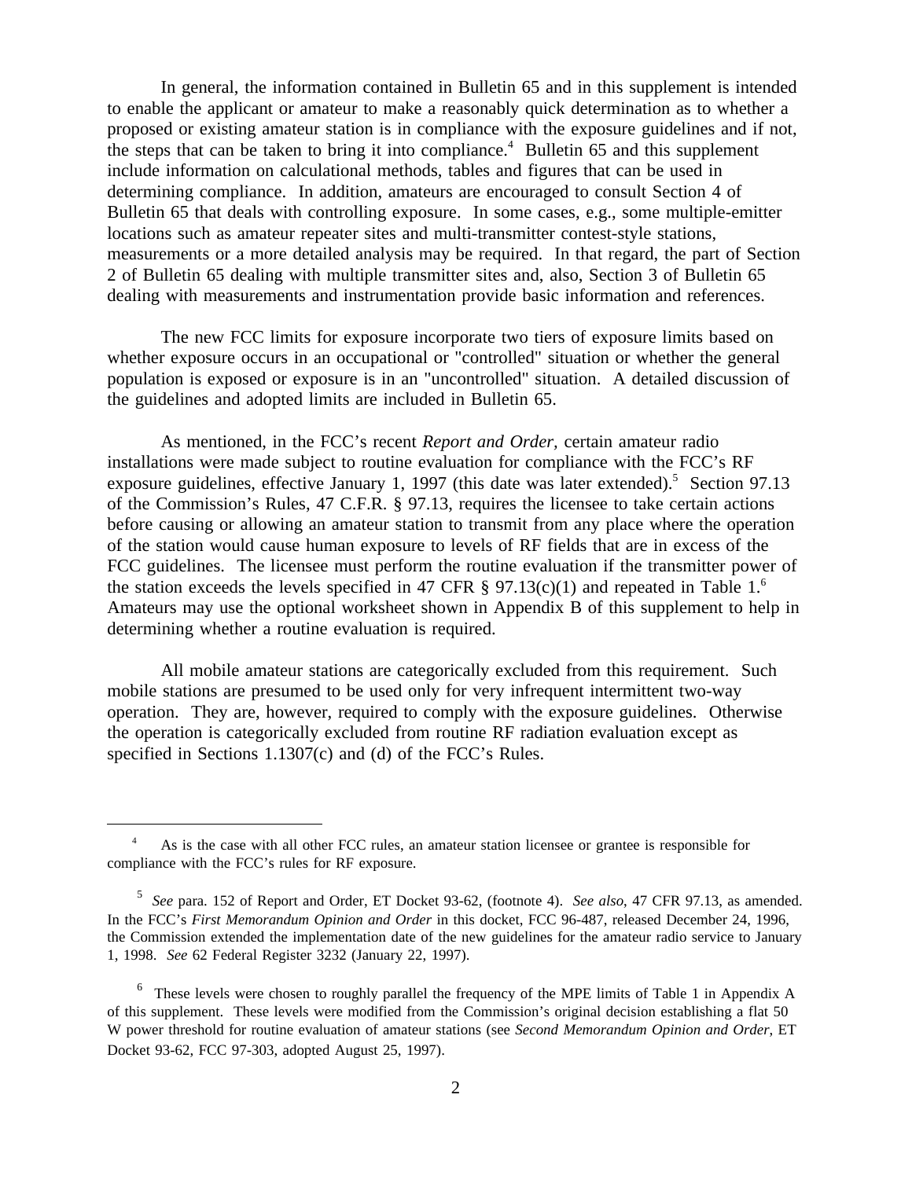In general, the information contained in Bulletin 65 and in this supplement is intended to enable the applicant or amateur to make a reasonably quick determination as to whether a proposed or existing amateur station is in compliance with the exposure guidelines and if not, the steps that can be taken to bring it into compliance.[4] Bulletin 65 and this supplement include information on calculational methods, tables and figures that can be used in determining compliance. In addition, amateurs are encouraged to consult Section 4 of Bulletin 65 that deals with controlling exposure. In some cases, e.g., some multiple-emitter locations such as amateur repeater sites and multi-transmitter contest-style stations, measurements or a more detailed analysis may be required. In that regard, the part of Section 2 of Bulletin 65 dealing with multiple transmitter sites and, also, Section 3 of Bulletin 65 dealing with measurements and instrumentation provide basic information and references.

The new FCC limits for exposure incorporate two tiers of exposure limits based on whether exposure occurs in an occupational or "controlled" situation or whether the general population is exposed or exposure is in an "uncontrolled" situation. A detailed discussion of the guidelines and adopted limits are included in Bulletin 65.

As mentioned, in the FCC's recent *Report and Order,* certain amateur radio installations were made subject to routine evaluation for compliance with the FCC's RF exposure guidelines, effective January 1, 1997 (this date was later extended).[5] Section 97.13 of the Commission's Rules, 47 C.F.R. § 97.13, requires the licensee to take certain actions before causing or allowing an amateur station to transmit from any place where the operation of the station would cause human exposure to levels of RF fields that are in excess of the FCC guidelines. The licensee must perform the routine evaluation if the transmitter power of the station exceeds the levels specified in 47 CFR § 97.13(c)(1) and repeated in Table 1.[6] Amateurs may use the optional worksheet shown in Appendix B of this supplement to help in determining whether a routine evaluation is required.

All mobile amateur stations are categorically excluded from this requirement. Such mobile stations are presumed to be used only for very infrequent intermittent two-way operation. They are, however, required to comply with the exposure guidelines. Otherwise the operation is categorically excluded from routine RF radiation evaluation except as specified in Sections 1.1307(c) and (d) of the FCC's Rules.

---

[4] As is the case with all other FCC rules, an amateur station licensee or grantee is responsible for compliance with the FCC's rules for RF exposure.

[5] *See* para. 152 of Report and Order, ET Docket 93-62, (footnote 4). *See also*, 47 CFR 97.13, as amended. In the FCC's *First Memorandum Opinion and Order* in this docket, FCC 96-487, released December 24, 1996, the Commission extended the implementation date of the new guidelines for the amateur radio service to January 1, 1998. *See* 62 Federal Register 3232 (January 22, 1997).

[6] These levels were chosen to roughly parallel the frequency of the MPE limits of Table 1 in Appendix A of this supplement. These levels were modified from the Commission's original decision establishing a flat 50 W power threshold for routine evaluation of amateur stations (see *Second Memorandum Opinion and Order*, ET Docket 93-62, FCC 97-303, adopted August 25, 1997).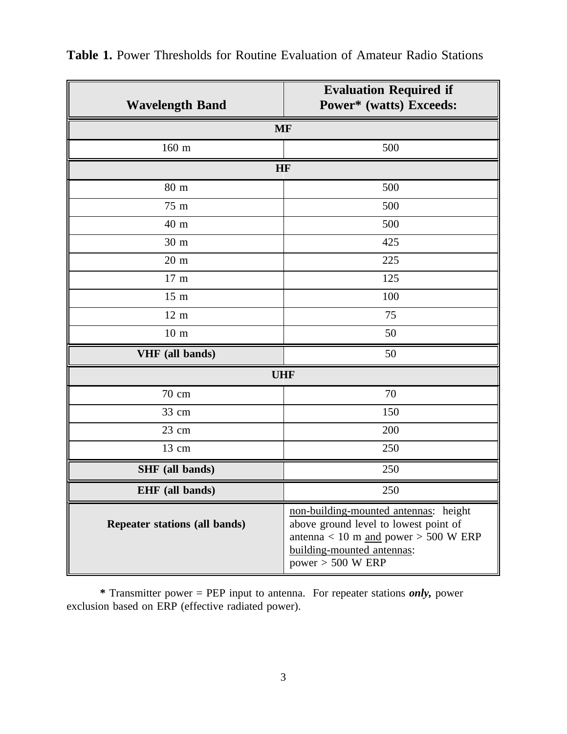**Table 1.** Power Thresholds for Routine Evaluation of Amateur Radio Stations

| Wavelength Band | Evaluation Required if Power* (watts) Exceeds: |
|---|---|
| **MF** | |
| 160 m | 500 |
| **HF** | |
| 80 m | 500 |
| 75 m | 500 |
| 40 m | 500 |
| 30 m | 425 |
| 20 m | 225 |
| 17 m | 125 |
| 15 m | 100 |
| 12 m | 75 |
| 10 m | 50 |
| **VHF (all bands)** | 50 |
| **UHF** | |
| 70 cm | 70 |
| 33 cm | 150 |
| 23 cm | 200 |
| 13 cm | 250 |
| **SHF (all bands)** | 250 |
| **EHF (all bands)** | 250 |
| **Repeater stations (all bands)** | non-building-mounted antennas: height above ground level to lowest point of antenna < 10 m and power > 500 W ERP<br>building-mounted antennas: power > 500 W ERP |

**\*** Transmitter power = PEP input to antenna. For repeater stations ***only,*** power exclusion based on ERP (effective radiated power).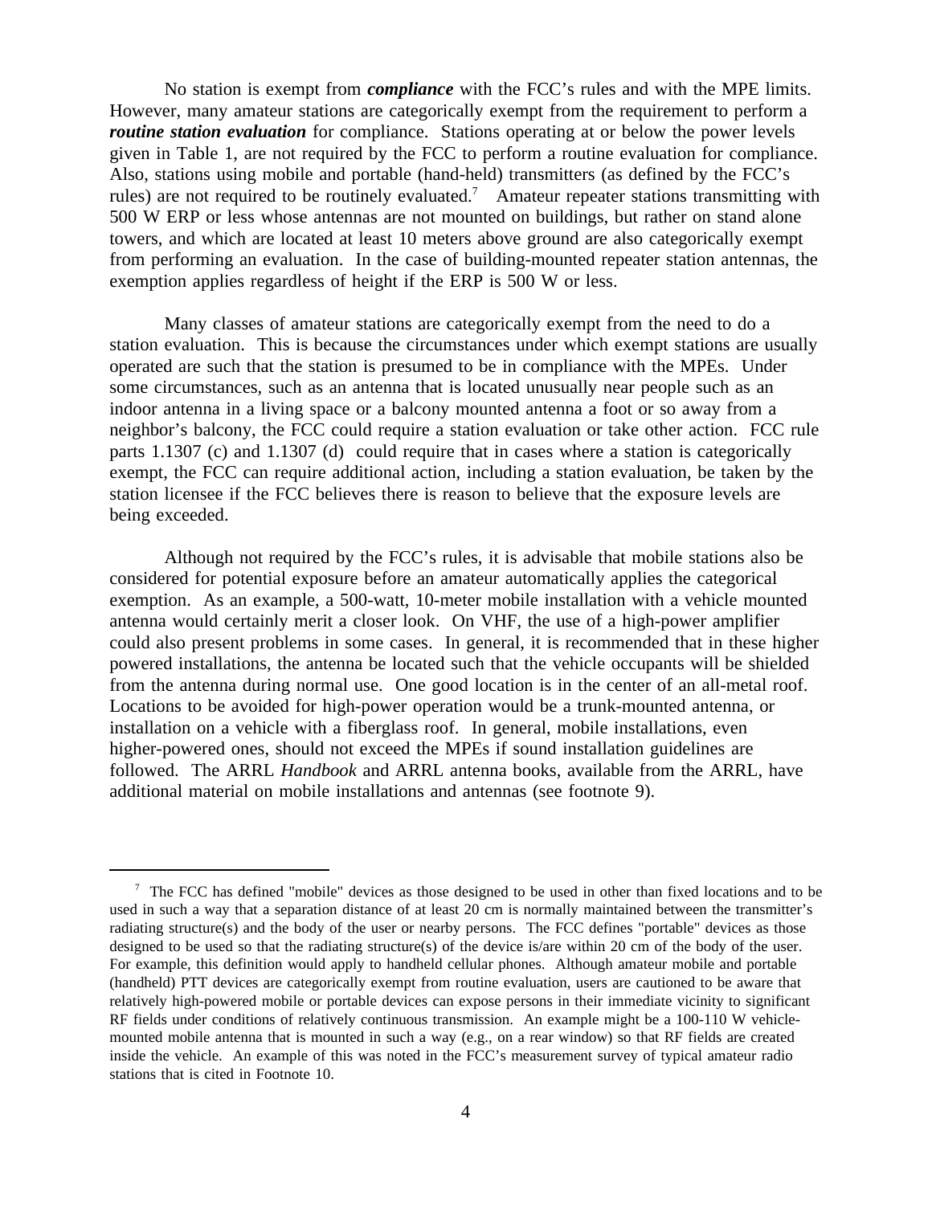No station is exempt from ***compliance*** with the FCC's rules and with the MPE limits. However, many amateur stations are categorically exempt from the requirement to perform a ***routine station evaluation*** for compliance. Stations operating at or below the power levels given in Table 1, are not required by the FCC to perform a routine evaluation for compliance. Also, stations using mobile and portable (hand-held) transmitters (as defined by the FCC's rules) are not required to be routinely evaluated.[7] Amateur repeater stations transmitting with 500 W ERP or less whose antennas are not mounted on buildings, but rather on stand alone towers, and which are located at least 10 meters above ground are also categorically exempt from performing an evaluation. In the case of building-mounted repeater station antennas, the exemption applies regardless of height if the ERP is 500 W or less.

Many classes of amateur stations are categorically exempt from the need to do a station evaluation. This is because the circumstances under which exempt stations are usually operated are such that the station is presumed to be in compliance with the MPEs. Under some circumstances, such as an antenna that is located unusually near people such as an indoor antenna in a living space or a balcony mounted antenna a foot or so away from a neighbor's balcony, the FCC could require a station evaluation or take other action. FCC rule parts 1.1307 (c) and 1.1307 (d) could require that in cases where a station is categorically exempt, the FCC can require additional action, including a station evaluation, be taken by the station licensee if the FCC believes there is reason to believe that the exposure levels are being exceeded.

Although not required by the FCC's rules, it is advisable that mobile stations also be considered for potential exposure before an amateur automatically applies the categorical exemption. As an example, a 500-watt, 10-meter mobile installation with a vehicle mounted antenna would certainly merit a closer look. On VHF, the use of a high-power amplifier could also present problems in some cases. In general, it is recommended that in these higher powered installations, the antenna be located such that the vehicle occupants will be shielded from the antenna during normal use. One good location is in the center of an all-metal roof. Locations to be avoided for high-power operation would be a trunk-mounted antenna, or installation on a vehicle with a fiberglass roof. In general, mobile installations, even higher-powered ones, should not exceed the MPEs if sound installation guidelines are followed. The ARRL *Handbook* and ARRL antenna books, available from the ARRL, have additional material on mobile installations and antennas (see footnote 9).

---

[7] The FCC has defined "mobile" devices as those designed to be used in other than fixed locations and to be used in such a way that a separation distance of at least 20 cm is normally maintained between the transmitter's radiating structure(s) and the body of the user or nearby persons. The FCC defines "portable" devices as those designed to be used so that the radiating structure(s) of the device is/are within 20 cm of the body of the user. For example, this definition would apply to handheld cellular phones. Although amateur mobile and portable (handheld) PTT devices are categorically exempt from routine evaluation, users are cautioned to be aware that relatively high-powered mobile or portable devices can expose persons in their immediate vicinity to significant RF fields under conditions of relatively continuous transmission. An example might be a 100-110 W vehicle-mounted mobile antenna that is mounted in such a way (e.g., on a rear window) so that RF fields are created inside the vehicle. An example of this was noted in the FCC's measurement survey of typical amateur radio stations that is cited in Footnote 10.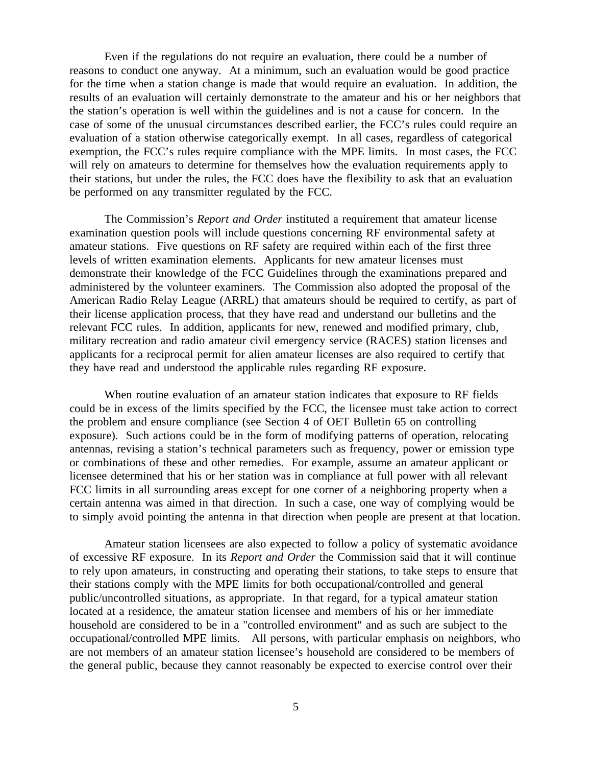Even if the regulations do not require an evaluation, there could be a number of reasons to conduct one anyway. At a minimum, such an evaluation would be good practice for the time when a station change is made that would require an evaluation. In addition, the results of an evaluation will certainly demonstrate to the amateur and his or her neighbors that the station's operation is well within the guidelines and is not a cause for concern. In the case of some of the unusual circumstances described earlier, the FCC's rules could require an evaluation of a station otherwise categorically exempt. In all cases, regardless of categorical exemption, the FCC's rules require compliance with the MPE limits. In most cases, the FCC will rely on amateurs to determine for themselves how the evaluation requirements apply to their stations, but under the rules, the FCC does have the flexibility to ask that an evaluation be performed on any transmitter regulated by the FCC.

The Commission's *Report and Order* instituted a requirement that amateur license examination question pools will include questions concerning RF environmental safety at amateur stations. Five questions on RF safety are required within each of the first three levels of written examination elements. Applicants for new amateur licenses must demonstrate their knowledge of the FCC Guidelines through the examinations prepared and administered by the volunteer examiners. The Commission also adopted the proposal of the American Radio Relay League (ARRL) that amateurs should be required to certify, as part of their license application process, that they have read and understand our bulletins and the relevant FCC rules. In addition, applicants for new, renewed and modified primary, club, military recreation and radio amateur civil emergency service (RACES) station licenses and applicants for a reciprocal permit for alien amateur licenses are also required to certify that they have read and understood the applicable rules regarding RF exposure.

When routine evaluation of an amateur station indicates that exposure to RF fields could be in excess of the limits specified by the FCC, the licensee must take action to correct the problem and ensure compliance (see Section 4 of OET Bulletin 65 on controlling exposure). Such actions could be in the form of modifying patterns of operation, relocating antennas, revising a station's technical parameters such as frequency, power or emission type or combinations of these and other remedies. For example, assume an amateur applicant or licensee determined that his or her station was in compliance at full power with all relevant FCC limits in all surrounding areas except for one corner of a neighboring property when a certain antenna was aimed in that direction. In such a case, one way of complying would be to simply avoid pointing the antenna in that direction when people are present at that location.

Amateur station licensees are also expected to follow a policy of systematic avoidance of excessive RF exposure. In its *Report and Order* the Commission said that it will continue to rely upon amateurs, in constructing and operating their stations, to take steps to ensure that their stations comply with the MPE limits for both occupational/controlled and general public/uncontrolled situations, as appropriate. In that regard, for a typical amateur station located at a residence, the amateur station licensee and members of his or her immediate household are considered to be in a "controlled environment" and as such are subject to the occupational/controlled MPE limits. All persons, with particular emphasis on neighbors, who are not members of an amateur station licensee's household are considered to be members of the general public, because they cannot reasonably be expected to exercise control over their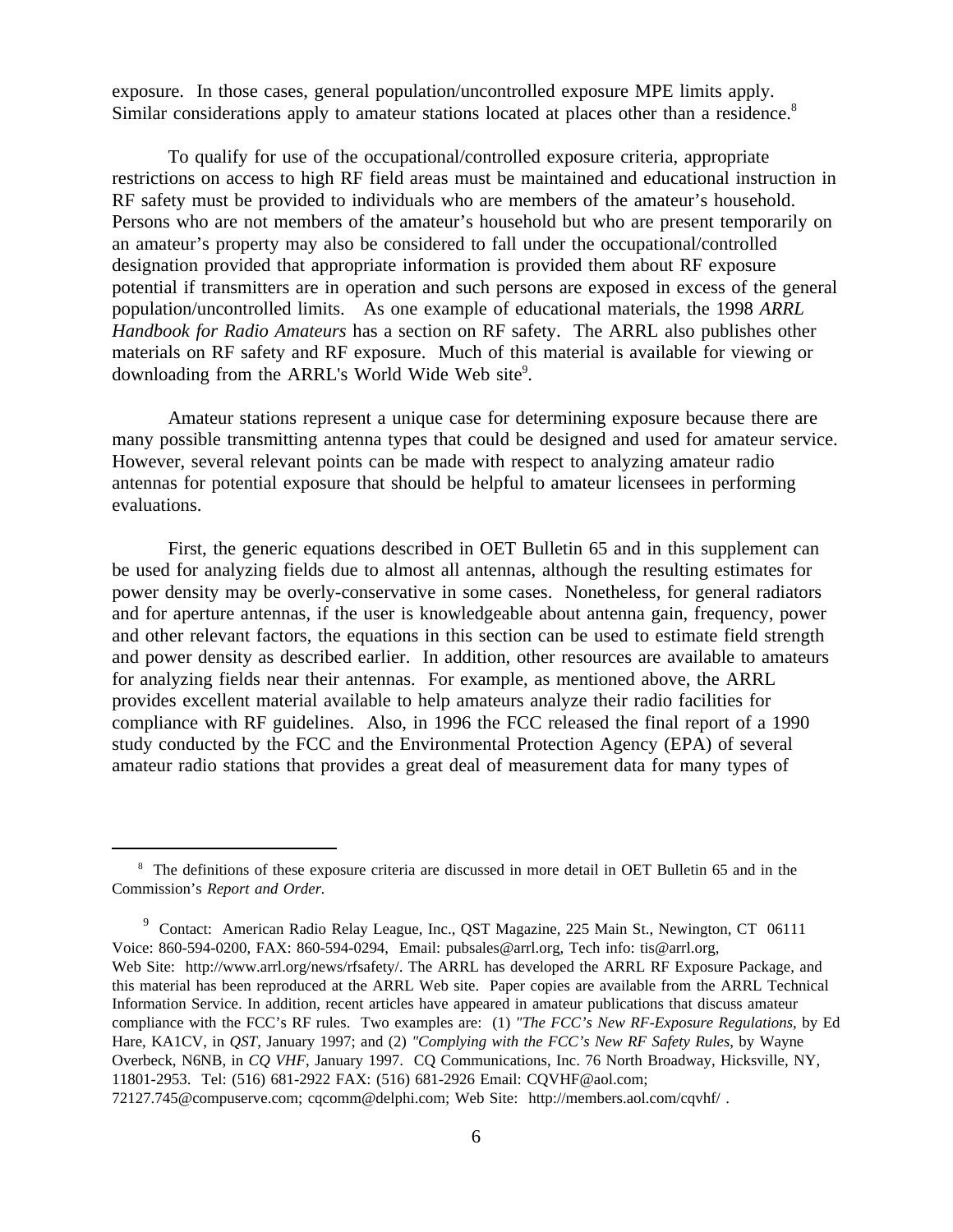exposure. In those cases, general population/uncontrolled exposure MPE limits apply. Similar considerations apply to amateur stations located at places other than a residence.[8]

To qualify for use of the occupational/controlled exposure criteria, appropriate restrictions on access to high RF field areas must be maintained and educational instruction in RF safety must be provided to individuals who are members of the amateur's household. Persons who are not members of the amateur's household but who are present temporarily on an amateur's property may also be considered to fall under the occupational/controlled designation provided that appropriate information is provided them about RF exposure potential if transmitters are in operation and such persons are exposed in excess of the general population/uncontrolled limits. As one example of educational materials, the 1998 *ARRL Handbook for Radio Amateurs* has a section on RF safety. The ARRL also publishes other materials on RF safety and RF exposure. Much of this material is available for viewing or downloading from the ARRL's World Wide Web site[9].

Amateur stations represent a unique case for determining exposure because there are many possible transmitting antenna types that could be designed and used for amateur service. However, several relevant points can be made with respect to analyzing amateur radio antennas for potential exposure that should be helpful to amateur licensees in performing evaluations.

First, the generic equations described in OET Bulletin 65 and in this supplement can be used for analyzing fields due to almost all antennas, although the resulting estimates for power density may be overly-conservative in some cases. Nonetheless, for general radiators and for aperture antennas, if the user is knowledgeable about antenna gain, frequency, power and other relevant factors, the equations in this section can be used to estimate field strength and power density as described earlier. In addition, other resources are available to amateurs for analyzing fields near their antennas. For example, as mentioned above, the ARRL provides excellent material available to help amateurs analyze their radio facilities for compliance with RF guidelines. Also, in 1996 the FCC released the final report of a 1990 study conducted by the FCC and the Environmental Protection Agency (EPA) of several amateur radio stations that provides a great deal of measurement data for many types of

---

[8] The definitions of these exposure criteria are discussed in more detail in OET Bulletin 65 and in the Commission's *Report and Order.*

[9] Contact: American Radio Relay League, Inc., QST Magazine, 225 Main St., Newington, CT 06111 Voice: 860-594-0200, FAX: 860-594-0294, Email: pubsales@arrl.org, Tech info: tis@arrl.org, Web Site: http://www.arrl.org/news/rfsafety/. The ARRL has developed the ARRL RF Exposure Package, and this material has been reproduced at the ARRL Web site. Paper copies are available from the ARRL Technical Information Service. In addition, recent articles have appeared in amateur publications that discuss amateur compliance with the FCC's RF rules. Two examples are: (1) *"The FCC's New RF-Exposure Regulations*, by Ed Hare, KA1CV, in *QST*, January 1997; and (2) *"Complying with the FCC's New RF Safety Rules*, by Wayne Overbeck, N6NB, in *CQ VHF*, January 1997. CQ Communications, Inc. 76 North Broadway, Hicksville, NY, 11801-2953. Tel: (516) 681-2922 FAX: (516) 681-2926 Email: CQVHF@aol.com; 72127.745@compuserve.com; cqcomm@delphi.com; Web Site: http://members.aol.com/cqvhf/ .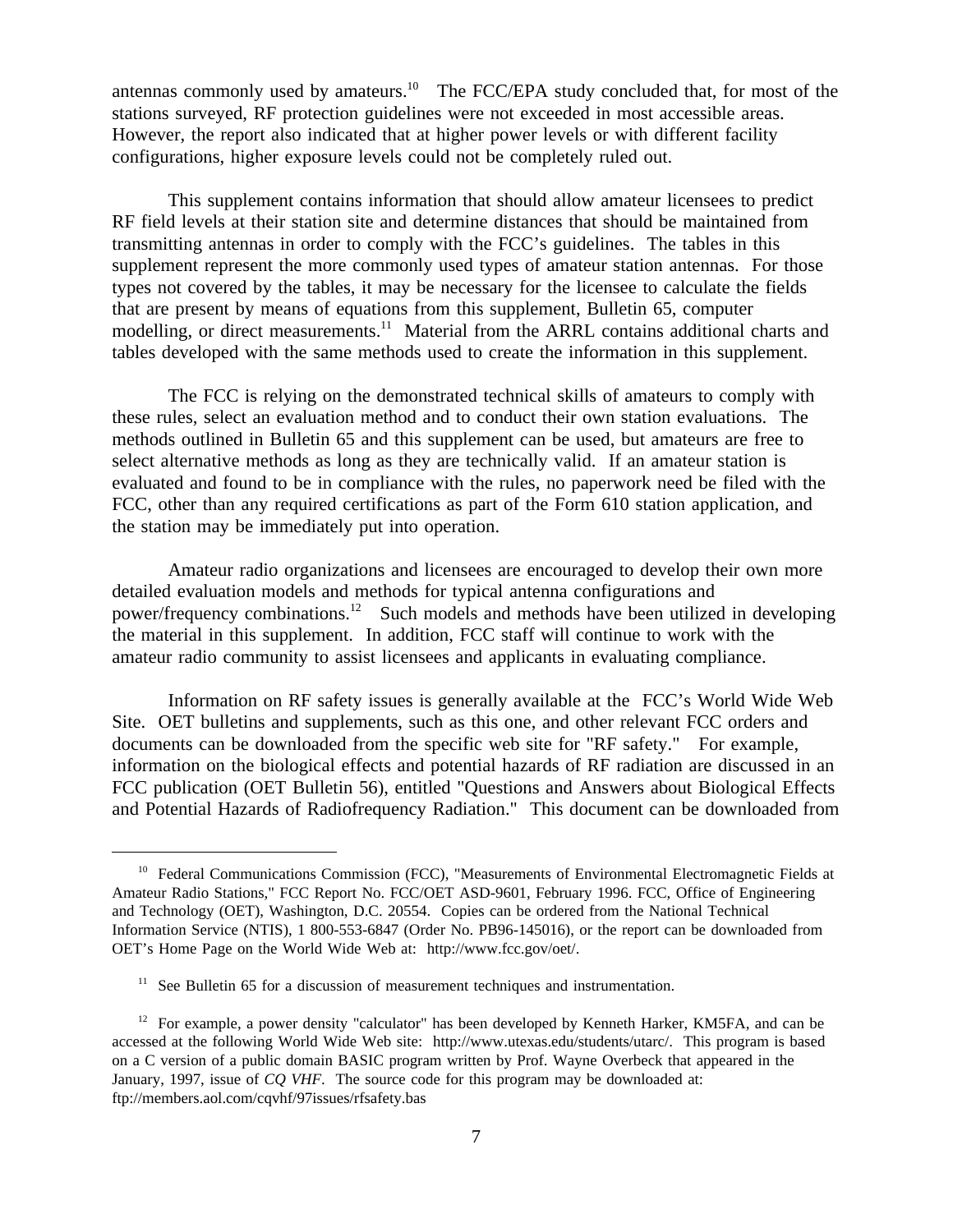antennas commonly used by amateurs.[10] The FCC/EPA study concluded that, for most of the stations surveyed, RF protection guidelines were not exceeded in most accessible areas. However, the report also indicated that at higher power levels or with different facility configurations, higher exposure levels could not be completely ruled out.

This supplement contains information that should allow amateur licensees to predict RF field levels at their station site and determine distances that should be maintained from transmitting antennas in order to comply with the FCC's guidelines. The tables in this supplement represent the more commonly used types of amateur station antennas. For those types not covered by the tables, it may be necessary for the licensee to calculate the fields that are present by means of equations from this supplement, Bulletin 65, computer modelling, or direct measurements.[11] Material from the ARRL contains additional charts and tables developed with the same methods used to create the information in this supplement.

The FCC is relying on the demonstrated technical skills of amateurs to comply with these rules, select an evaluation method and to conduct their own station evaluations. The methods outlined in Bulletin 65 and this supplement can be used, but amateurs are free to select alternative methods as long as they are technically valid. If an amateur station is evaluated and found to be in compliance with the rules, no paperwork need be filed with the FCC, other than any required certifications as part of the Form 610 station application, and the station may be immediately put into operation.

Amateur radio organizations and licensees are encouraged to develop their own more detailed evaluation models and methods for typical antenna configurations and power/frequency combinations.[12] Such models and methods have been utilized in developing the material in this supplement. In addition, FCC staff will continue to work with the amateur radio community to assist licensees and applicants in evaluating compliance.

Information on RF safety issues is generally available at the FCC's World Wide Web Site. OET bulletins and supplements, such as this one, and other relevant FCC orders and documents can be downloaded from the specific web site for "RF safety." For example, information on the biological effects and potential hazards of RF radiation are discussed in an FCC publication (OET Bulletin 56), entitled "Questions and Answers about Biological Effects and Potential Hazards of Radiofrequency Radiation." This document can be downloaded from

---

[10] Federal Communications Commission (FCC), "Measurements of Environmental Electromagnetic Fields at Amateur Radio Stations," FCC Report No. FCC/OET ASD-9601, February 1996. FCC, Office of Engineering and Technology (OET), Washington, D.C. 20554. Copies can be ordered from the National Technical Information Service (NTIS), 1 800-553-6847 (Order No. PB96-145016), or the report can be downloaded from OET's Home Page on the World Wide Web at: http://www.fcc.gov/oet/.

[11] See Bulletin 65 for a discussion of measurement techniques and instrumentation.

[12] For example, a power density "calculator" has been developed by Kenneth Harker, KM5FA, and can be accessed at the following World Wide Web site: http://www.utexas.edu/students/utarc/. This program is based on a C version of a public domain BASIC program written by Prof. Wayne Overbeck that appeared in the January, 1997, issue of *CQ VHF*. The source code for this program may be downloaded at: ftp://members.aol.com/cqvhf/97issues/rfsafety.bas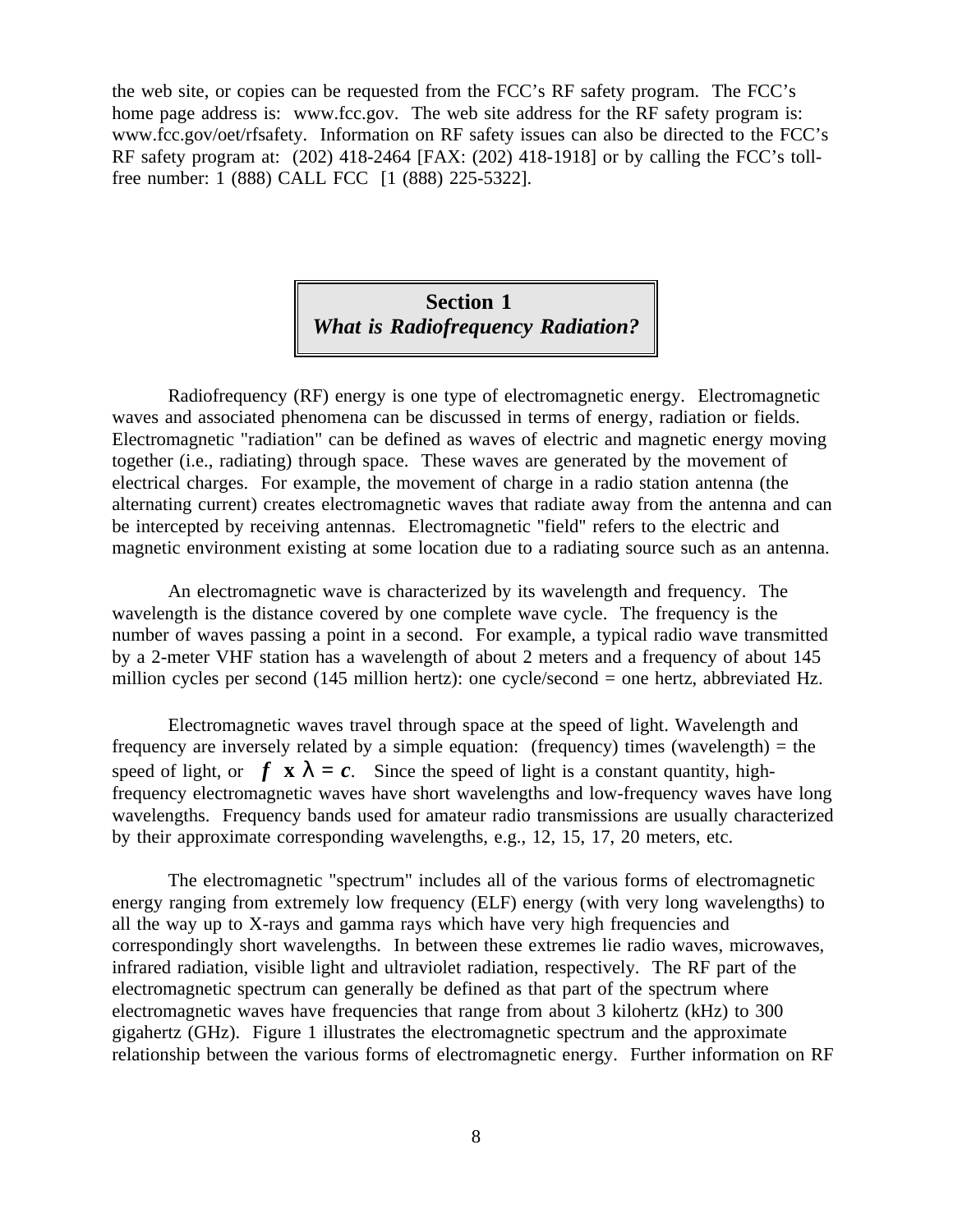the web site, or copies can be requested from the FCC's RF safety program. The FCC's home page address is: www.fcc.gov. The web site address for the RF safety program is: www.fcc.gov/oet/rfsafety. Information on RF safety issues can also be directed to the FCC's RF safety program at: (202) 418-2464 [FAX: (202) 418-1918] or by calling the FCC's toll-free number: 1 (888) CALL FCC [1 (888) 225-5322].

## Section 1
## *What is Radiofrequency Radiation?*

Radiofrequency (RF) energy is one type of electromagnetic energy. Electromagnetic waves and associated phenomena can be discussed in terms of energy, radiation or fields. Electromagnetic "radiation" can be defined as waves of electric and magnetic energy moving together (i.e., radiating) through space. These waves are generated by the movement of electrical charges. For example, the movement of charge in a radio station antenna (the alternating current) creates electromagnetic waves that radiate away from the antenna and can be intercepted by receiving antennas. Electromagnetic "field" refers to the electric and magnetic environment existing at some location due to a radiating source such as an antenna.

An electromagnetic wave is characterized by its wavelength and frequency. The wavelength is the distance covered by one complete wave cycle. The frequency is the number of waves passing a point in a second. For example, a typical radio wave transmitted by a 2-meter VHF station has a wavelength of about 2 meters and a frequency of about 145 million cycles per second (145 million hertz): one cycle/second = one hertz, abbreviated Hz.

Electromagnetic waves travel through space at the speed of light. Wavelength and frequency are inversely related by a simple equation: (frequency) times (wavelength) = the speed of light, or $f \times \lambda = c$. Since the speed of light is a constant quantity, high-frequency electromagnetic waves have short wavelengths and low-frequency waves have long wavelengths. Frequency bands used for amateur radio transmissions are usually characterized by their approximate corresponding wavelengths, e.g., 12, 15, 17, 20 meters, etc.

The electromagnetic "spectrum" includes all of the various forms of electromagnetic energy ranging from extremely low frequency (ELF) energy (with very long wavelengths) to all the way up to X-rays and gamma rays which have very high frequencies and correspondingly short wavelengths. In between these extremes lie radio waves, microwaves, infrared radiation, visible light and ultraviolet radiation, respectively. The RF part of the electromagnetic spectrum can generally be defined as that part of the spectrum where electromagnetic waves have frequencies that range from about 3 kilohertz (kHz) to 300 gigahertz (GHz). Figure 1 illustrates the electromagnetic spectrum and the approximate relationship between the various forms of electromagnetic energy. Further information on RF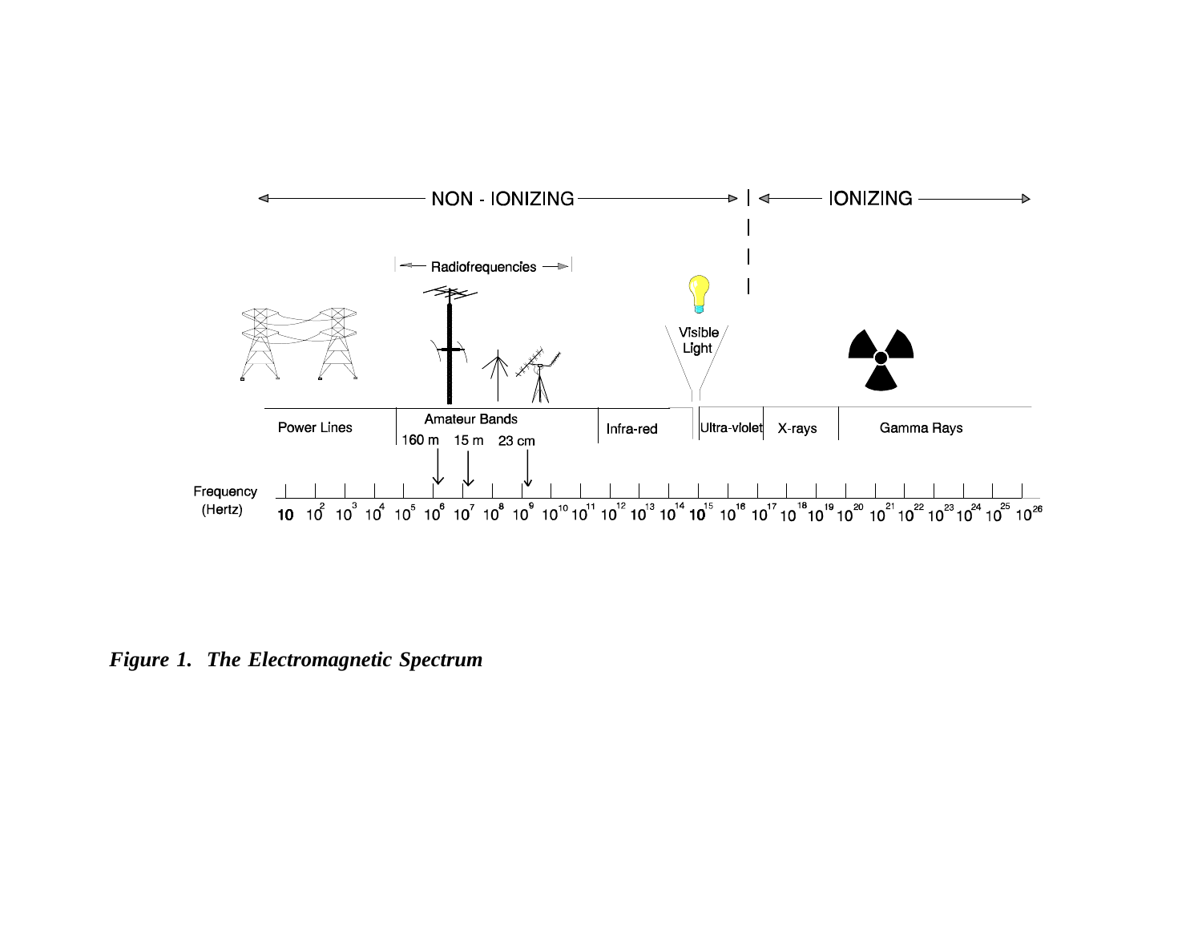***Figure 1. The Electromagnetic Spectrum***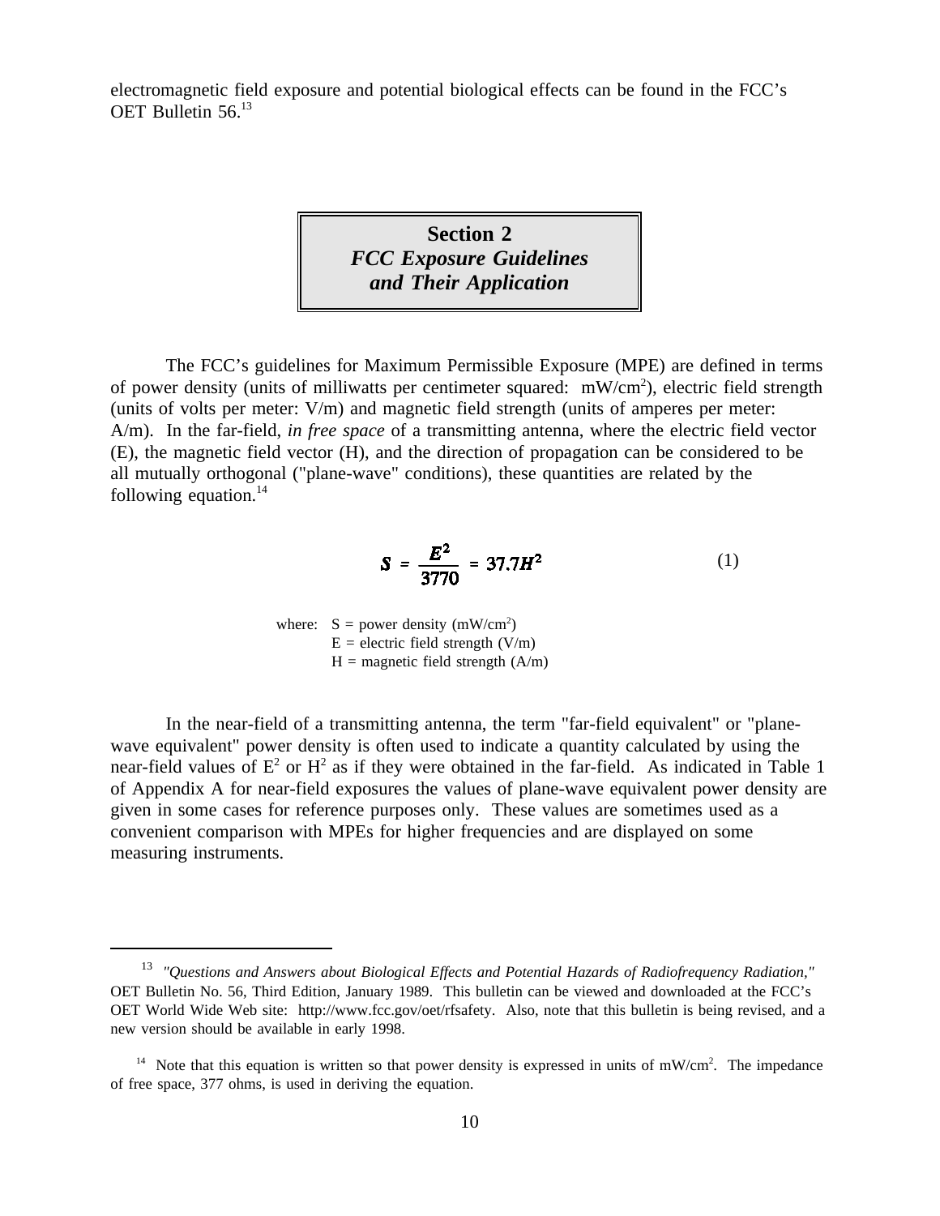electromagnetic field exposure and potential biological effects can be found in the FCC's OET Bulletin 56.[13]

## Section 2
## *FCC Exposure Guidelines and Their Application*

The FCC's guidelines for Maximum Permissible Exposure (MPE) are defined in terms of power density (units of milliwatts per centimeter squared: $mW/cm^2$), electric field strength (units of volts per meter: V/m) and magnetic field strength (units of amperes per meter: A/m). In the far-field, *in free space* of a transmitting antenna, where the electric field vector (E), the magnetic field vector (H), and the direction of propagation can be considered to be all mutually orthogonal ("plane-wave" conditions), these quantities are related by the following equation.[14]

$$S = \frac{E^2}{3770} = 37.7H^2 \qquad (1)$$

where: S = power density ($mW/cm^2$)
E = electric field strength (V/m)
H = magnetic field strength (A/m)

In the near-field of a transmitting antenna, the term "far-field equivalent" or "plane-wave equivalent" power density is often used to indicate a quantity calculated by using the near-field values of $E^2$ or $H^2$ as if they were obtained in the far-field. As indicated in Table 1 of Appendix A for near-field exposures the values of plane-wave equivalent power density are given in some cases for reference purposes only. These values are sometimes used as a convenient comparison with MPEs for higher frequencies and are displayed on some measuring instruments.

---

[13] *"Questions and Answers about Biological Effects and Potential Hazards of Radiofrequency Radiation,"* OET Bulletin No. 56, Third Edition, January 1989. This bulletin can be viewed and downloaded at the FCC's OET World Wide Web site: http://www.fcc.gov/oet/rfsafety. Also, note that this bulletin is being revised, and a new version should be available in early 1998.

[14] Note that this equation is written so that power density is expressed in units of $mW/cm^2$. The impedance of free space, 377 ohms, is used in deriving the equation.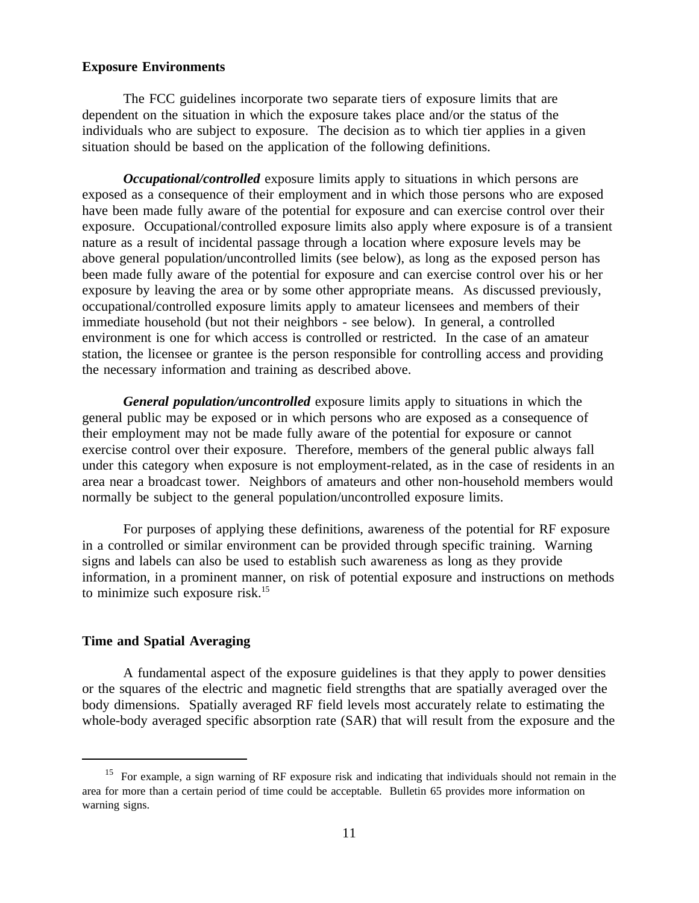**Exposure Environments**

The FCC guidelines incorporate two separate tiers of exposure limits that are dependent on the situation in which the exposure takes place and/or the status of the individuals who are subject to exposure. The decision as to which tier applies in a given situation should be based on the application of the following definitions.

***Occupational/controlled*** exposure limits apply to situations in which persons are exposed as a consequence of their employment and in which those persons who are exposed have been made fully aware of the potential for exposure and can exercise control over their exposure. Occupational/controlled exposure limits also apply where exposure is of a transient nature as a result of incidental passage through a location where exposure levels may be above general population/uncontrolled limits (see below), as long as the exposed person has been made fully aware of the potential for exposure and can exercise control over his or her exposure by leaving the area or by some other appropriate means. As discussed previously, occupational/controlled exposure limits apply to amateur licensees and members of their immediate household (but not their neighbors - see below). In general, a controlled environment is one for which access is controlled or restricted. In the case of an amateur station, the licensee or grantee is the person responsible for controlling access and providing the necessary information and training as described above.

***General population/uncontrolled*** exposure limits apply to situations in which the general public may be exposed or in which persons who are exposed as a consequence of their employment may not be made fully aware of the potential for exposure or cannot exercise control over their exposure. Therefore, members of the general public always fall under this category when exposure is not employment-related, as in the case of residents in an area near a broadcast tower. Neighbors of amateurs and other non-household members would normally be subject to the general population/uncontrolled exposure limits.

For purposes of applying these definitions, awareness of the potential for RF exposure in a controlled or similar environment can be provided through specific training. Warning signs and labels can also be used to establish such awareness as long as they provide information, in a prominent manner, on risk of potential exposure and instructions on methods to minimize such exposure risk.[15]

**Time and Spatial Averaging**

A fundamental aspect of the exposure guidelines is that they apply to power densities or the squares of the electric and magnetic field strengths that are spatially averaged over the body dimensions. Spatially averaged RF field levels most accurately relate to estimating the whole-body averaged specific absorption rate (SAR) that will result from the exposure and the

---

[15] For example, a sign warning of RF exposure risk and indicating that individuals should not remain in the area for more than a certain period of time could be acceptable. Bulletin 65 provides more information on warning signs.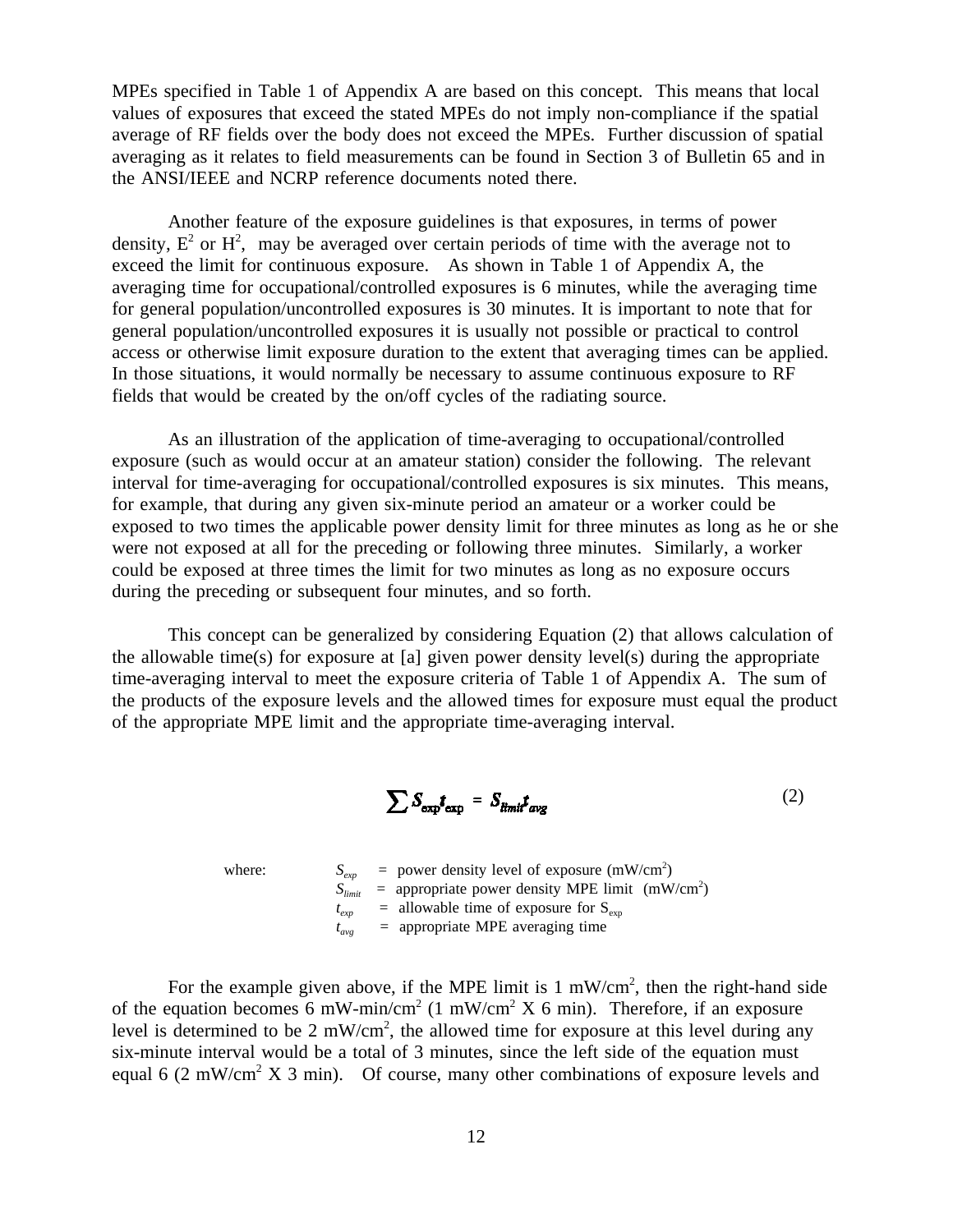MPEs specified in Table 1 of Appendix A are based on this concept. This means that local values of exposures that exceed the stated MPEs do not imply non-compliance if the spatial average of RF fields over the body does not exceed the MPEs. Further discussion of spatial averaging as it relates to field measurements can be found in Section 3 of Bulletin 65 and in the ANSI/IEEE and NCRP reference documents noted there.

Another feature of the exposure guidelines is that exposures, in terms of power density, $E^2$ or $H^2$, may be averaged over certain periods of time with the average not to exceed the limit for continuous exposure. As shown in Table 1 of Appendix A, the averaging time for occupational/controlled exposures is 6 minutes, while the averaging time for general population/uncontrolled exposures is 30 minutes. It is important to note that for general population/uncontrolled exposures it is usually not possible or practical to control access or otherwise limit exposure duration to the extent that averaging times can be applied. In those situations, it would normally be necessary to assume continuous exposure to RF fields that would be created by the on/off cycles of the radiating source.

As an illustration of the application of time-averaging to occupational/controlled exposure (such as would occur at an amateur station) consider the following. The relevant interval for time-averaging for occupational/controlled exposures is six minutes. This means, for example, that during any given six-minute period an amateur or a worker could be exposed to two times the applicable power density limit for three minutes as long as he or she were not exposed at all for the preceding or following three minutes. Similarly, a worker could be exposed at three times the limit for two minutes as long as no exposure occurs during the preceding or subsequent four minutes, and so forth.

This concept can be generalized by considering Equation (2) that allows calculation of the allowable time(s) for exposure at [a] given power density level(s) during the appropriate time-averaging interval to meet the exposure criteria of Table 1 of Appendix A. The sum of the products of the exposure levels and the allowed times for exposure must equal the product of the appropriate MPE limit and the appropriate time-averaging interval.

$$\sum S_{exp} t_{exp} = S_{limit} t_{avg} \tag{2}$$

where:

- $S_{exp}$ = power density level of exposure (mW/cm$^2$)
- $S_{limit}$ = appropriate power density MPE limit (mW/cm$^2$)
- $t_{exp}$ = allowable time of exposure for $S_{exp}$
- $t_{avg}$ = appropriate MPE averaging time

For the example given above, if the MPE limit is 1 mW/cm$^2$, then the right-hand side of the equation becomes 6 mW-min/cm$^2$ (1 mW/cm$^2$ X 6 min). Therefore, if an exposure level is determined to be 2 mW/cm$^2$, the allowed time for exposure at this level during any six-minute interval would be a total of 3 minutes, since the left side of the equation must equal 6 (2 mW/cm$^2$ X 3 min). Of course, many other combinations of exposure levels and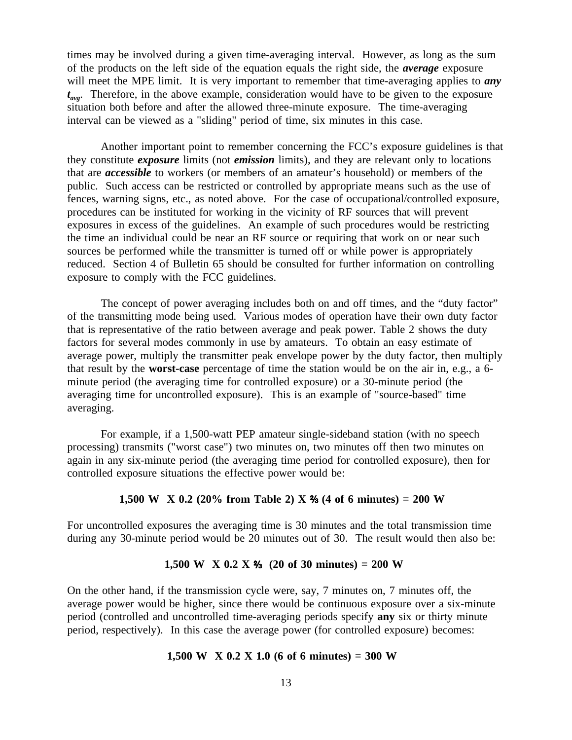times may be involved during a given time-averaging interval. However, as long as the sum of the products on the left side of the equation equals the right side, the ***average*** exposure will meet the MPE limit. It is very important to remember that time-averaging applies to ***any*** $t_{avg}$. Therefore, in the above example, consideration would have to be given to the exposure situation both before and after the allowed three-minute exposure. The time-averaging interval can be viewed as a "sliding" period of time, six minutes in this case.

Another important point to remember concerning the FCC's exposure guidelines is that they constitute ***exposure*** limits (not ***emission*** limits), and they are relevant only to locations that are ***accessible*** to workers (or members of an amateur's household) or members of the public. Such access can be restricted or controlled by appropriate means such as the use of fences, warning signs, etc., as noted above. For the case of occupational/controlled exposure, procedures can be instituted for working in the vicinity of RF sources that will prevent exposures in excess of the guidelines. An example of such procedures would be restricting the time an individual could be near an RF source or requiring that work on or near such sources be performed while the transmitter is turned off or while power is appropriately reduced. Section 4 of Bulletin 65 should be consulted for further information on controlling exposure to comply with the FCC guidelines.

The concept of power averaging includes both on and off times, and the "duty factor" of the transmitting mode being used. Various modes of operation have their own duty factor that is representative of the ratio between average and peak power. Table 2 shows the duty factors for several modes commonly in use by amateurs. To obtain an easy estimate of average power, multiply the transmitter peak envelope power by the duty factor, then multiply that result by the **worst-case** percentage of time the station would be on the air in, e.g., a 6-minute period (the averaging time for controlled exposure) or a 30-minute period (the averaging time for uncontrolled exposure). This is an example of "source-based" time averaging.

For example, if a 1,500-watt PEP amateur single-sideband station (with no speech processing) transmits ("worst case") two minutes on, two minutes off then two minutes on again in any six-minute period (the averaging time period for controlled exposure), then for controlled exposure situations the effective power would be:

**1,500 W X 0.2 (20% from Table 2) X ⅔ (4 of 6 minutes) = 200 W**

For uncontrolled exposures the averaging time is 30 minutes and the total transmission time during any 30-minute period would be 20 minutes out of 30. The result would then also be:

**1,500 W X 0.2 X ⅔ (20 of 30 minutes) = 200 W**

On the other hand, if the transmission cycle were, say, 7 minutes on, 7 minutes off, the average power would be higher, since there would be continuous exposure over a six-minute period (controlled and uncontrolled time-averaging periods specify **any** six or thirty minute period, respectively). In this case the average power (for controlled exposure) becomes:

**1,500 W X 0.2 X 1.0 (6 of 6 minutes) = 300 W**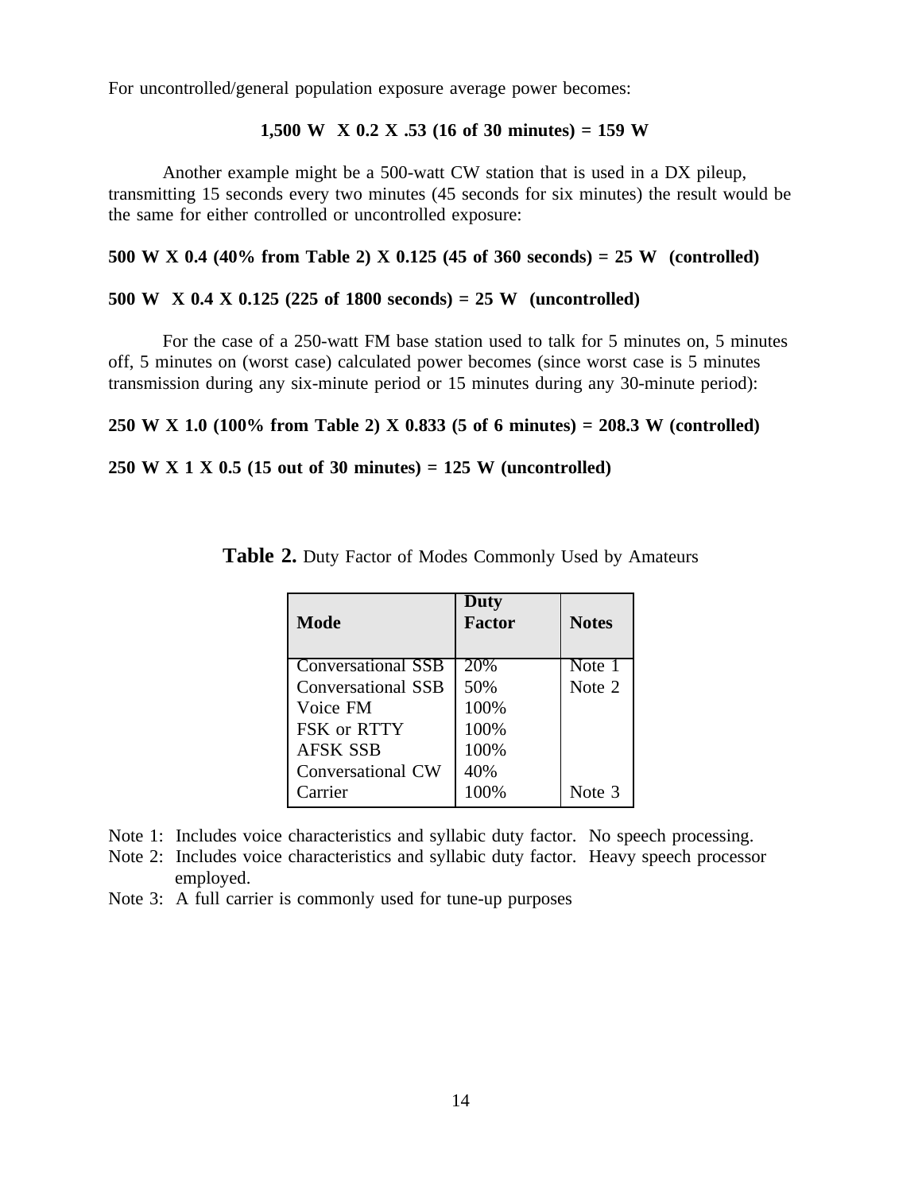For uncontrolled/general population exposure average power becomes:

**1,500 W X 0.2 X .53 (16 of 30 minutes) = 159 W**

Another example might be a 500-watt CW station that is used in a DX pileup, transmitting 15 seconds every two minutes (45 seconds for six minutes) the result would be the same for either controlled or uncontrolled exposure:

**500 W X 0.4 (40% from Table 2) X 0.125 (45 of 360 seconds) = 25 W (controlled)**

**500 W X 0.4 X 0.125 (225 of 1800 seconds) = 25 W (uncontrolled)**

For the case of a 250-watt FM base station used to talk for 5 minutes on, 5 minutes off, 5 minutes on (worst case) calculated power becomes (since worst case is 5 minutes transmission during any six-minute period or 15 minutes during any 30-minute period):

**250 W X 1.0 (100% from Table 2) X 0.833 (5 of 6 minutes) = 208.3 W (controlled)**

**250 W X 1 X 0.5 (15 out of 30 minutes) = 125 W (uncontrolled)**

**Table 2.** Duty Factor of Modes Commonly Used by Amateurs

| Mode | Duty Factor | Notes |
|---|---|---|
| Conversational SSB | 20% | Note 1 |
| Conversational SSB | 50% | Note 2 |
| Voice FM | 100% | |
| FSK or RTTY | 100% | |
| AFSK SSB | 100% | |
| Conversational CW | 40% | |
| Carrier | 100% | Note 3 |

Note 1: Includes voice characteristics and syllabic duty factor. No speech processing.

Note 2: Includes voice characteristics and syllabic duty factor. Heavy speech processor employed.

Note 3: A full carrier is commonly used for tune-up purposes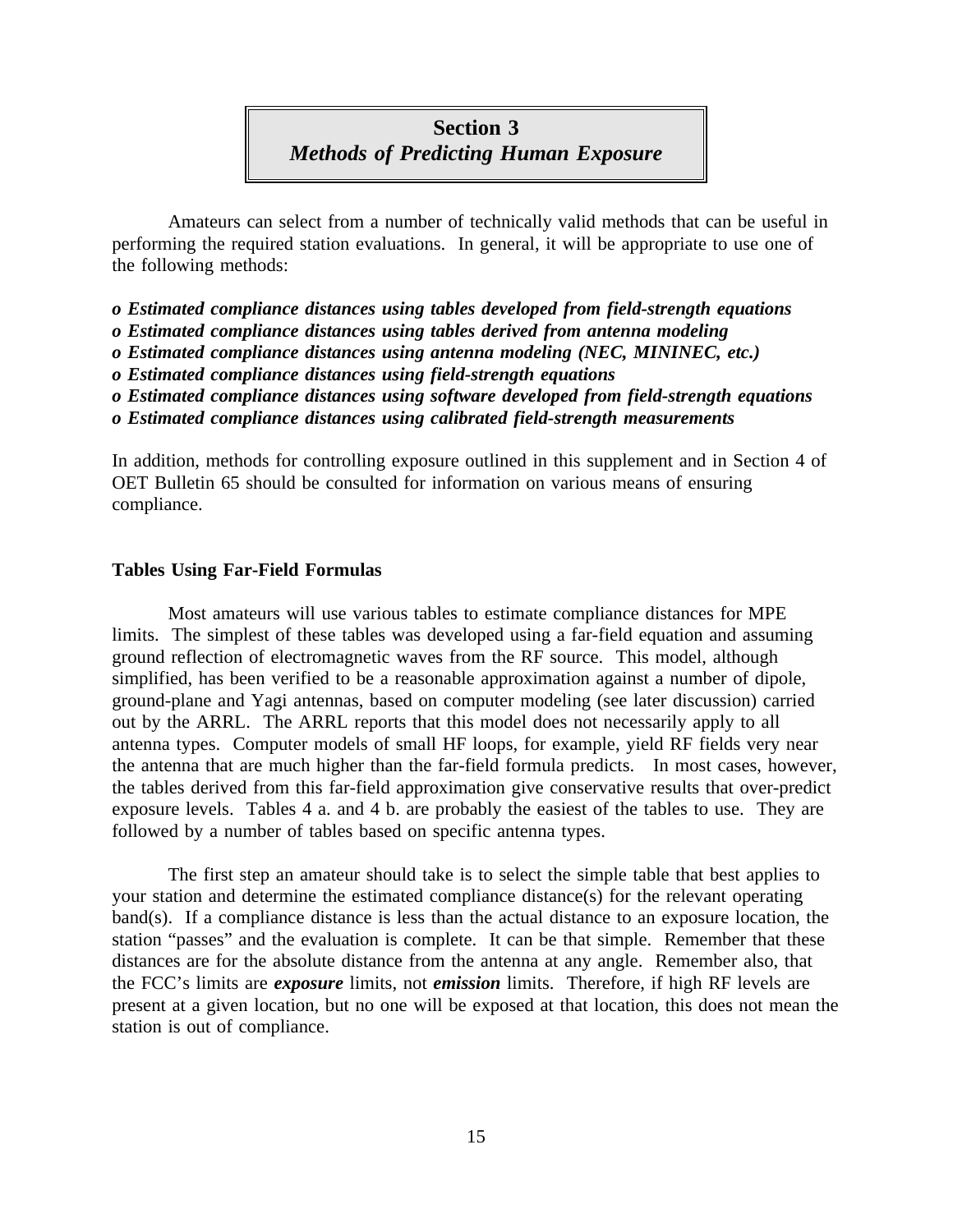# Section 3
## *Methods of Predicting Human Exposure*

Amateurs can select from a number of technically valid methods that can be useful in performing the required station evaluations. In general, it will be appropriate to use one of the following methods:

- ***Estimated compliance distances using tables developed from field-strength equations***
- ***Estimated compliance distances using tables derived from antenna modeling***
- ***Estimated compliance distances using antenna modeling (NEC, MININEC, etc.)***
- ***Estimated compliance distances using field-strength equations***
- ***Estimated compliance distances using software developed from field-strength equations***
- ***Estimated compliance distances using calibrated field-strength measurements***

In addition, methods for controlling exposure outlined in this supplement and in Section 4 of OET Bulletin 65 should be consulted for information on various means of ensuring compliance.

### Tables Using Far-Field Formulas

Most amateurs will use various tables to estimate compliance distances for MPE limits. The simplest of these tables was developed using a far-field equation and assuming ground reflection of electromagnetic waves from the RF source. This model, although simplified, has been verified to be a reasonable approximation against a number of dipole, ground-plane and Yagi antennas, based on computer modeling (see later discussion) carried out by the ARRL. The ARRL reports that this model does not necessarily apply to all antenna types. Computer models of small HF loops, for example, yield RF fields very near the antenna that are much higher than the far-field formula predicts. In most cases, however, the tables derived from this far-field approximation give conservative results that over-predict exposure levels. Tables 4 a. and 4 b. are probably the easiest of the tables to use. They are followed by a number of tables based on specific antenna types.

The first step an amateur should take is to select the simple table that best applies to your station and determine the estimated compliance distance(s) for the relevant operating band(s). If a compliance distance is less than the actual distance to an exposure location, the station "passes" and the evaluation is complete. It can be that simple. Remember that these distances are for the absolute distance from the antenna at any angle. Remember also, that the FCC's limits are ***exposure*** limits, not ***emission*** limits. Therefore, if high RF levels are present at a given location, but no one will be exposed at that location, this does not mean the station is out of compliance.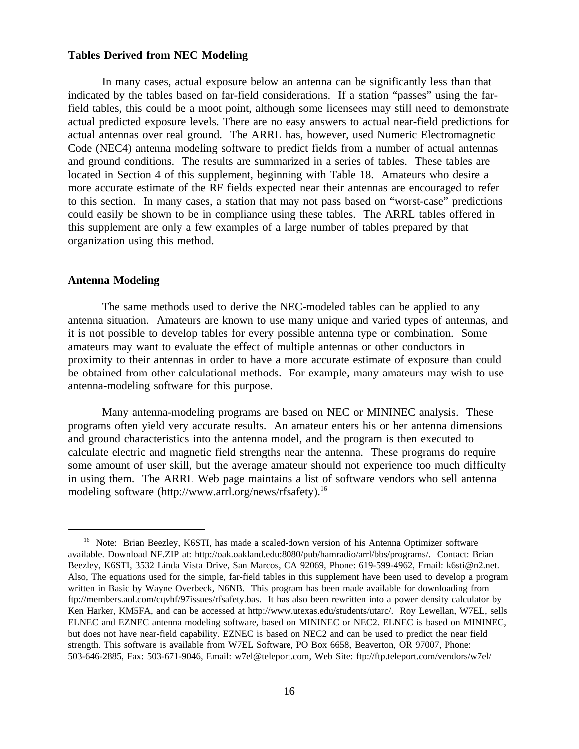**Tables Derived from NEC Modeling**

In many cases, actual exposure below an antenna can be significantly less than that indicated by the tables based on far-field considerations. If a station "passes" using the far-field tables, this could be a moot point, although some licensees may still need to demonstrate actual predicted exposure levels. There are no easy answers to actual near-field predictions for actual antennas over real ground. The ARRL has, however, used Numeric Electromagnetic Code (NEC4) antenna modeling software to predict fields from a number of actual antennas and ground conditions. The results are summarized in a series of tables. These tables are located in Section 4 of this supplement, beginning with Table 18. Amateurs who desire a more accurate estimate of the RF fields expected near their antennas are encouraged to refer to this section. In many cases, a station that may not pass based on "worst-case" predictions could easily be shown to be in compliance using these tables. The ARRL tables offered in this supplement are only a few examples of a large number of tables prepared by that organization using this method.

**Antenna Modeling**

The same methods used to derive the NEC-modeled tables can be applied to any antenna situation. Amateurs are known to use many unique and varied types of antennas, and it is not possible to develop tables for every possible antenna type or combination. Some amateurs may want to evaluate the effect of multiple antennas or other conductors in proximity to their antennas in order to have a more accurate estimate of exposure than could be obtained from other calculational methods. For example, many amateurs may wish to use antenna-modeling software for this purpose.

Many antenna-modeling programs are based on NEC or MININEC analysis. These programs often yield very accurate results. An amateur enters his or her antenna dimensions and ground characteristics into the antenna model, and the program is then executed to calculate electric and magnetic field strengths near the antenna. These programs do require some amount of user skill, but the average amateur should not experience too much difficulty in using them. The ARRL Web page maintains a list of software vendors who sell antenna modeling software (http://www.arrl.org/news/rfsafety).[16]

---

[16] Note: Brian Beezley, K6STI, has made a scaled-down version of his Antenna Optimizer software available. Download NF.ZIP at: http://oak.oakland.edu:8080/pub/hamradio/arrl/bbs/programs/. Contact: Brian Beezley, K6STI, 3532 Linda Vista Drive, San Marcos, CA 92069, Phone: 619-599-4962, Email: k6sti@n2.net. Also, The equations used for the simple, far-field tables in this supplement have been used to develop a program written in Basic by Wayne Overbeck, N6NB. This program has been made available for downloading from ftp://members.aol.com/cqvhf/97issues/rfsafety.bas. It has also been rewritten into a power density calculator by Ken Harker, KM5FA, and can be accessed at http://www.utexas.edu/students/utarc/. Roy Lewellan, W7EL, sells ELNEC and EZNEC antenna modeling software, based on MININEC or NEC2. ELNEC is based on MININEC, but does not have near-field capability. EZNEC is based on NEC2 and can be used to predict the near field strength. This software is available from W7EL Software, PO Box 6658, Beaverton, OR 97007, Phone: 503-646-2885, Fax: 503-671-9046, Email: w7el@teleport.com, Web Site: ftp://ftp.teleport.com/vendors/w7el/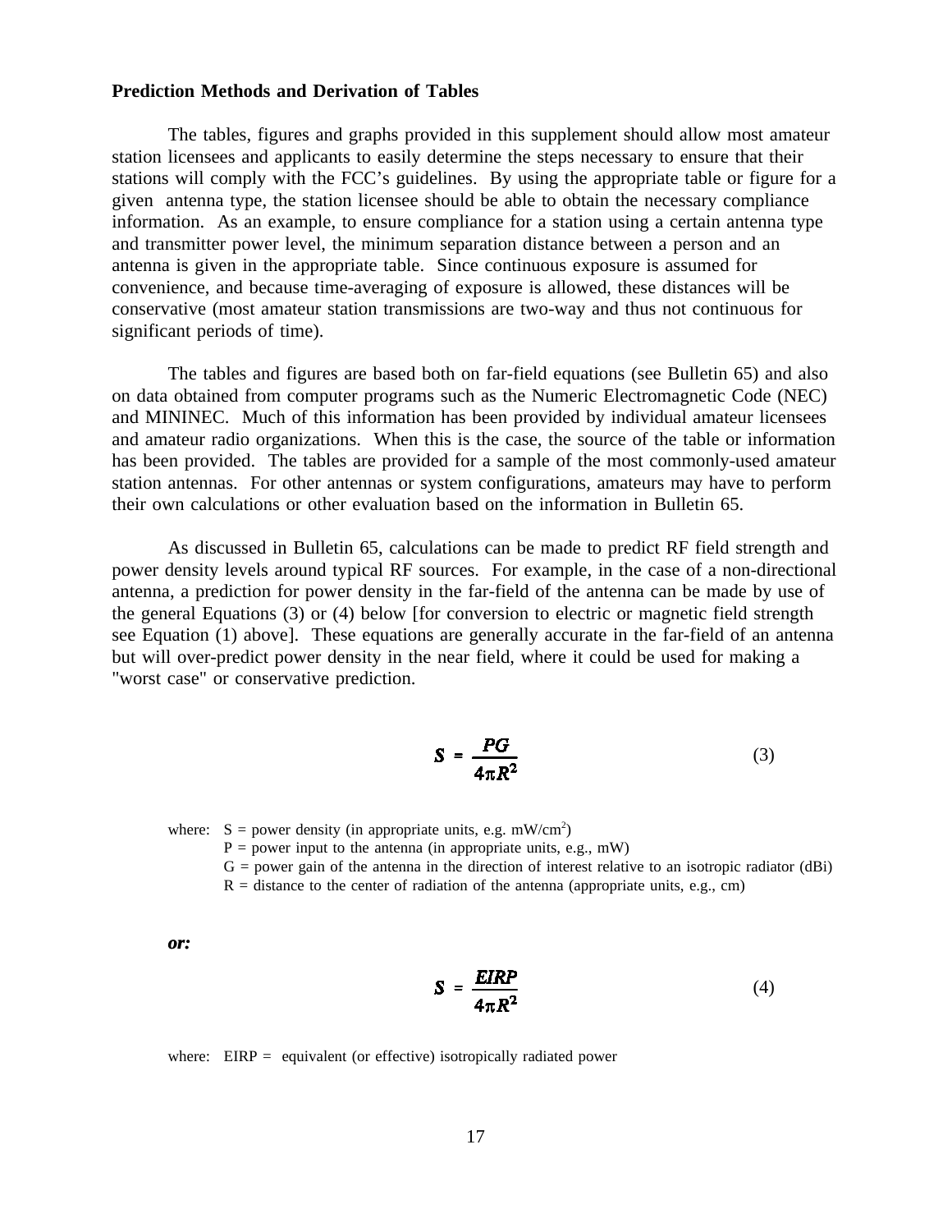**Prediction Methods and Derivation of Tables**

The tables, figures and graphs provided in this supplement should allow most amateur station licensees and applicants to easily determine the steps necessary to ensure that their stations will comply with the FCC's guidelines. By using the appropriate table or figure for a given antenna type, the station licensee should be able to obtain the necessary compliance information. As an example, to ensure compliance for a station using a certain antenna type and transmitter power level, the minimum separation distance between a person and an antenna is given in the appropriate table. Since continuous exposure is assumed for convenience, and because time-averaging of exposure is allowed, these distances will be conservative (most amateur station transmissions are two-way and thus not continuous for significant periods of time).

The tables and figures are based both on far-field equations (see Bulletin 65) and also on data obtained from computer programs such as the Numeric Electromagnetic Code (NEC) and MININEC. Much of this information has been provided by individual amateur licensees and amateur radio organizations. When this is the case, the source of the table or information has been provided. The tables are provided for a sample of the most commonly-used amateur station antennas. For other antennas or system configurations, amateurs may have to perform their own calculations or other evaluation based on the information in Bulletin 65.

As discussed in Bulletin 65, calculations can be made to predict RF field strength and power density levels around typical RF sources. For example, in the case of a non-directional antenna, a prediction for power density in the far-field of the antenna can be made by use of the general Equations (3) or (4) below [for conversion to electric or magnetic field strength see Equation (1) above]. These equations are generally accurate in the far-field of an antenna but will over-predict power density in the near field, where it could be used for making a "worst case" or conservative prediction.

$$S = \frac{PG}{4\pi R^2} \tag{3}$$

where: S = power density (in appropriate units, e.g. mW/cm$^2$)
P = power input to the antenna (in appropriate units, e.g., mW)
G = power gain of the antenna in the direction of interest relative to an isotropic radiator (dBi)
R = distance to the center of radiation of the antenna (appropriate units, e.g., cm)

***or:***

$$S = \frac{EIRP}{4\pi R^2} \tag{4}$$

where: EIRP = equivalent (or effective) isotropically radiated power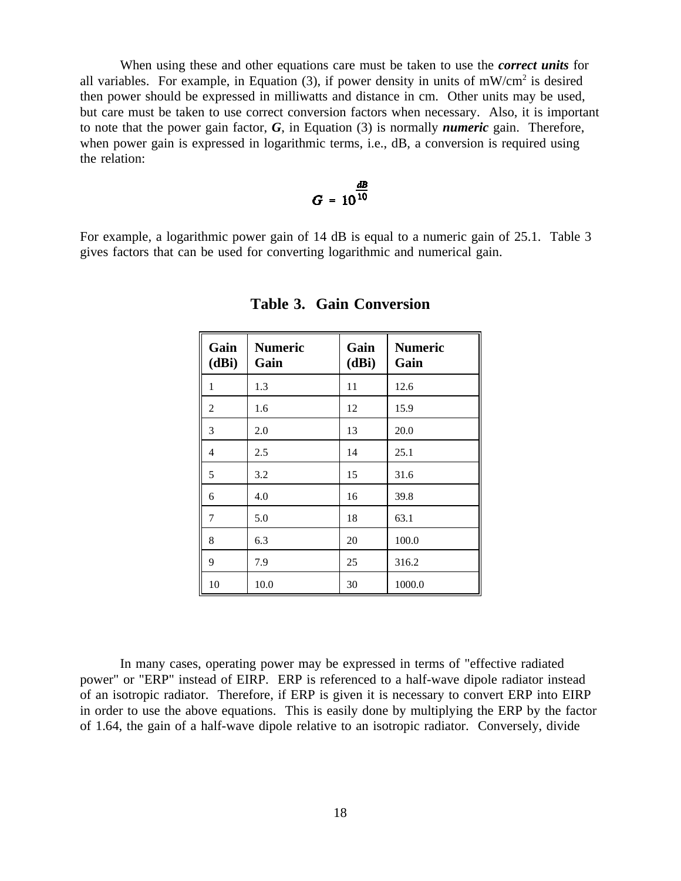When using these and other equations care must be taken to use the ***correct units*** for all variables. For example, in Equation (3), if power density in units of mW/cm$^2$ is desired then power should be expressed in milliwatts and distance in cm. Other units may be used, but care must be taken to use correct conversion factors when necessary. Also, it is important to note that the power gain factor, ***G***, in Equation (3) is normally ***numeric*** gain. Therefore, when power gain is expressed in logarithmic terms, i.e., dB, a conversion is required using the relation:

$$G = 10^{\frac{dB}{10}}$$

For example, a logarithmic power gain of 14 dB is equal to a numeric gain of 25.1. Table 3 gives factors that can be used for converting logarithmic and numerical gain.

**Table 3. Gain Conversion**

| Gain (dBi) | Numeric Gain | Gain (dBi) | Numeric Gain |
|---|---|---|---|
| 1 | 1.3 | 11 | 12.6 |
| 2 | 1.6 | 12 | 15.9 |
| 3 | 2.0 | 13 | 20.0 |
| 4 | 2.5 | 14 | 25.1 |
| 5 | 3.2 | 15 | 31.6 |
| 6 | 4.0 | 16 | 39.8 |
| 7 | 5.0 | 18 | 63.1 |
| 8 | 6.3 | 20 | 100.0 |
| 9 | 7.9 | 25 | 316.2 |
| 10 | 10.0 | 30 | 1000.0 |

In many cases, operating power may be expressed in terms of "effective radiated power" or "ERP" instead of EIRP. ERP is referenced to a half-wave dipole radiator instead of an isotropic radiator. Therefore, if ERP is given it is necessary to convert ERP into EIRP in order to use the above equations. This is easily done by multiplying the ERP by the factor of 1.64, the gain of a half-wave dipole relative to an isotropic radiator. Conversely, divide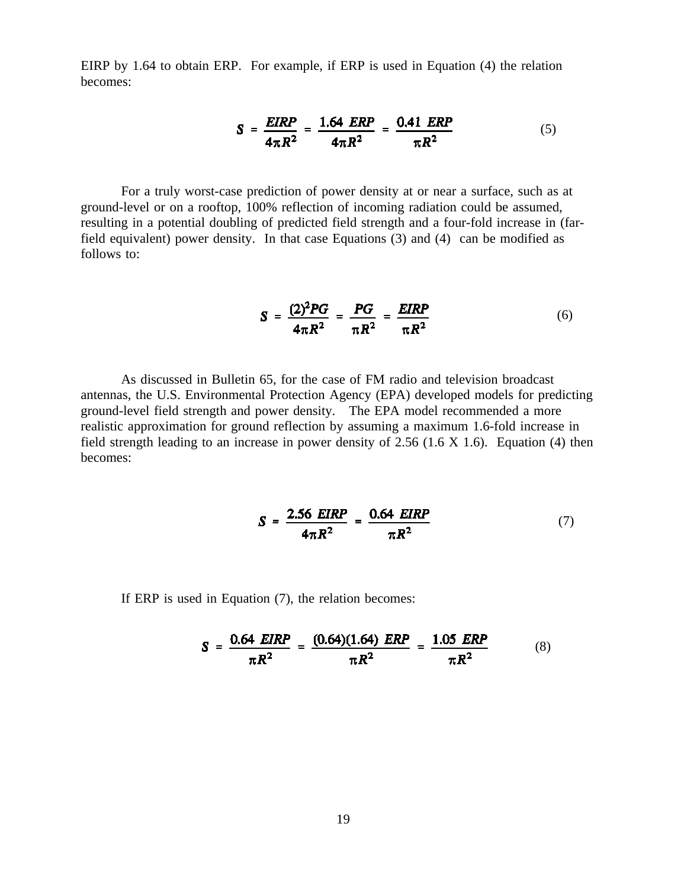EIRP by 1.64 to obtain ERP. For example, if ERP is used in Equation (4) the relation becomes:

$$S = \frac{EIRP}{4\pi R^2} = \frac{1.64\ ERP}{4\pi R^2} = \frac{0.41\ ERP}{\pi R^2} \tag{5}$$

For a truly worst-case prediction of power density at or near a surface, such as at ground-level or on a rooftop, 100% reflection of incoming radiation could be assumed, resulting in a potential doubling of predicted field strength and a four-fold increase in (far-field equivalent) power density. In that case Equations (3) and (4) can be modified as follows to:

$$S = \frac{(2)^2 PG}{4\pi R^2} = \frac{PG}{\pi R^2} = \frac{EIRP}{\pi R^2} \tag{6}$$

As discussed in Bulletin 65, for the case of FM radio and television broadcast antennas, the U.S. Environmental Protection Agency (EPA) developed models for predicting ground-level field strength and power density. The EPA model recommended a more realistic approximation for ground reflection by assuming a maximum 1.6-fold increase in field strength leading to an increase in power density of 2.56 (1.6 X 1.6). Equation (4) then becomes:

$$S = \frac{2.56\ EIRP}{4\pi R^2} = \frac{0.64\ EIRP}{\pi R^2} \tag{7}$$

If ERP is used in Equation (7), the relation becomes:

$$S = \frac{0.64\ EIRP}{\pi R^2} = \frac{(0.64)(1.64)\ ERP}{\pi R^2} = \frac{1.05\ ERP}{\pi R^2} \tag{8}$$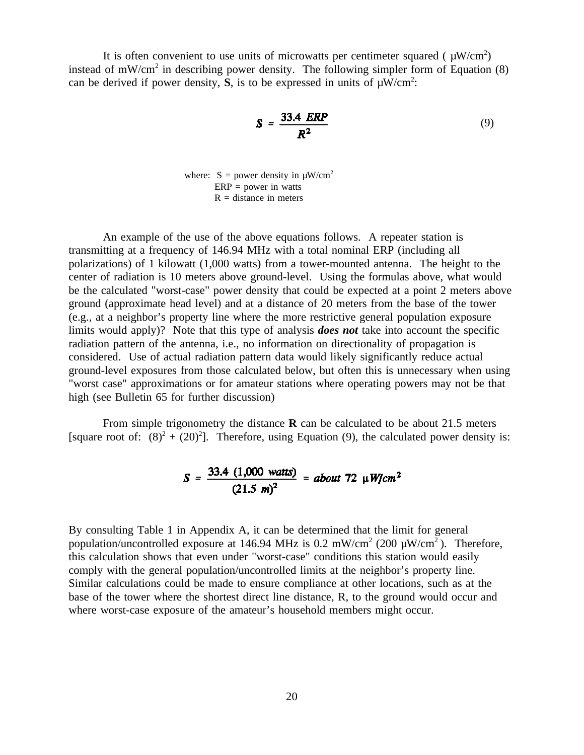It is often convenient to use units of microwatts per centimeter squared ( μW/cm$^2$) instead of mW/cm$^2$ in describing power density. The following simpler form of Equation (8) can be derived if power density, **S**, is to be expressed in units of μW/cm$^2$:

$$S = \frac{33.4 \ ERP}{R^2} \tag{9}$$

where: S = power density in μW/cm$^2$
ERP = power in watts
R = distance in meters

An example of the use of the above equations follows. A repeater station is transmitting at a frequency of 146.94 MHz with a total nominal ERP (including all polarizations) of 1 kilowatt (1,000 watts) from a tower-mounted antenna. The height to the center of radiation is 10 meters above ground-level. Using the formulas above, what would be the calculated "worst-case" power density that could be expected at a point 2 meters above ground (approximate head level) and at a distance of 20 meters from the base of the tower (e.g., at a neighbor's property line where the more restrictive general population exposure limits would apply)? Note that this type of analysis ***does not*** take into account the specific radiation pattern of the antenna, i.e., no information on directionality of propagation is considered. Use of actual radiation pattern data would likely significantly reduce actual ground-level exposures from those calculated below, but often this is unnecessary when using "worst case" approximations or for amateur stations where operating powers may not be that high (see Bulletin 65 for further discussion)

From simple trigonometry the distance **R** can be calculated to be about 21.5 meters [square root of: $(8)^2 + (20)^2$]. Therefore, using Equation (9), the calculated power density is:

$$S = \frac{33.4 \ (1{,}000 \ watts)}{(21.5 \ m)^2} = about \ 72 \ \mu W/cm^2$$

By consulting Table 1 in Appendix A, it can be determined that the limit for general population/uncontrolled exposure at 146.94 MHz is 0.2 mW/cm$^2$ (200 μW/cm$^2$ ). Therefore, this calculation shows that even under "worst-case" conditions this station would easily comply with the general population/uncontrolled limits at the neighbor's property line. Similar calculations could be made to ensure compliance at other locations, such as at the base of the tower where the shortest direct line distance, R, to the ground would occur and where worst-case exposure of the amateur's household members might occur.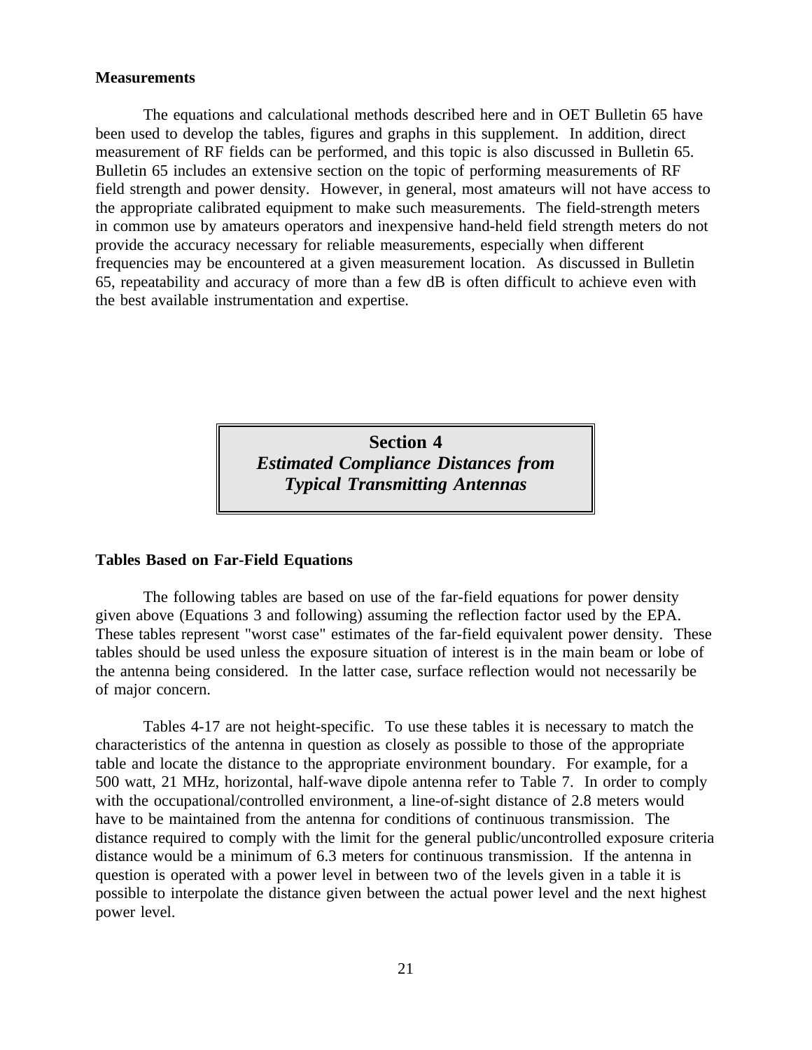### Measurements

The equations and calculational methods described here and in OET Bulletin 65 have been used to develop the tables, figures and graphs in this supplement. In addition, direct measurement of RF fields can be performed, and this topic is also discussed in Bulletin 65. Bulletin 65 includes an extensive section on the topic of performing measurements of RF field strength and power density. However, in general, most amateurs will not have access to the appropriate calibrated equipment to make such measurements. The field-strength meters in common use by amateurs operators and inexpensive hand-held field strength meters do not provide the accuracy necessary for reliable measurements, especially when different frequencies may be encountered at a given measurement location. As discussed in Bulletin 65, repeatability and accuracy of more than a few dB is often difficult to achieve even with the best available instrumentation and expertise.

## Section 4
## *Estimated Compliance Distances from Typical Transmitting Antennas*

### Tables Based on Far-Field Equations

The following tables are based on use of the far-field equations for power density given above (Equations 3 and following) assuming the reflection factor used by the EPA. These tables represent "worst case" estimates of the far-field equivalent power density. These tables should be used unless the exposure situation of interest is in the main beam or lobe of the antenna being considered. In the latter case, surface reflection would not necessarily be of major concern.

Tables 4-17 are not height-specific. To use these tables it is necessary to match the characteristics of the antenna in question as closely as possible to those of the appropriate table and locate the distance to the appropriate environment boundary. For example, for a 500 watt, 21 MHz, horizontal, half-wave dipole antenna refer to Table 7. In order to comply with the occupational/controlled environment, a line-of-sight distance of 2.8 meters would have to be maintained from the antenna for conditions of continuous transmission. The distance required to comply with the limit for the general public/uncontrolled exposure criteria distance would be a minimum of 6.3 meters for continuous transmission. If the antenna in question is operated with a power level in between two of the levels given in a table it is possible to interpolate the distance given between the actual power level and the next highest power level.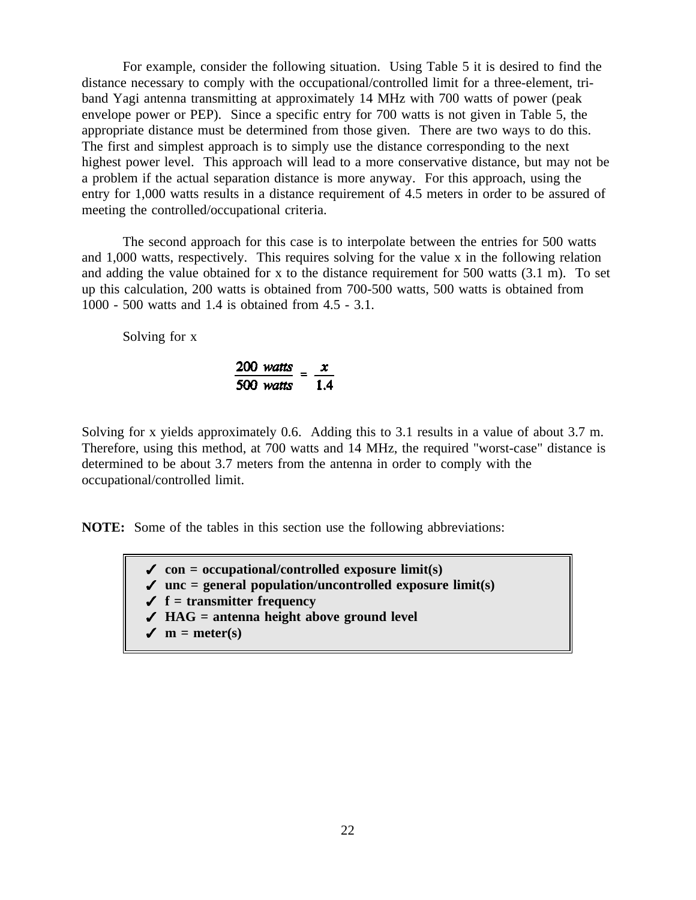For example, consider the following situation. Using Table 5 it is desired to find the distance necessary to comply with the occupational/controlled limit for a three-element, tri-band Yagi antenna transmitting at approximately 14 MHz with 700 watts of power (peak envelope power or PEP). Since a specific entry for 700 watts is not given in Table 5, the appropriate distance must be determined from those given. There are two ways to do this. The first and simplest approach is to simply use the distance corresponding to the next highest power level. This approach will lead to a more conservative distance, but may not be a problem if the actual separation distance is more anyway. For this approach, using the entry for 1,000 watts results in a distance requirement of 4.5 meters in order to be assured of meeting the controlled/occupational criteria.

The second approach for this case is to interpolate between the entries for 500 watts and 1,000 watts, respectively. This requires solving for the value x in the following relation and adding the value obtained for x to the distance requirement for 500 watts (3.1 m). To set up this calculation, 200 watts is obtained from 700-500 watts, 500 watts is obtained from 1000 - 500 watts and 1.4 is obtained from 4.5 - 3.1.

Solving for x

$$\frac{200\ watts}{500\ watts} = \frac{x}{1.4}$$

Solving for x yields approximately 0.6. Adding this to 3.1 results in a value of about 3.7 m. Therefore, using this method, at 700 watts and 14 MHz, the required "worst-case" distance is determined to be about 3.7 meters from the antenna in order to comply with the occupational/controlled limit.

**NOTE:** Some of the tables in this section use the following abbreviations:

- ✓ **con = occupational/controlled exposure limit(s)**
- ✓ **unc = general population/uncontrolled exposure limit(s)**
- ✓ **f = transmitter frequency**
- ✓ **HAG = antenna height above ground level**
- ✓ **m = meter(s)**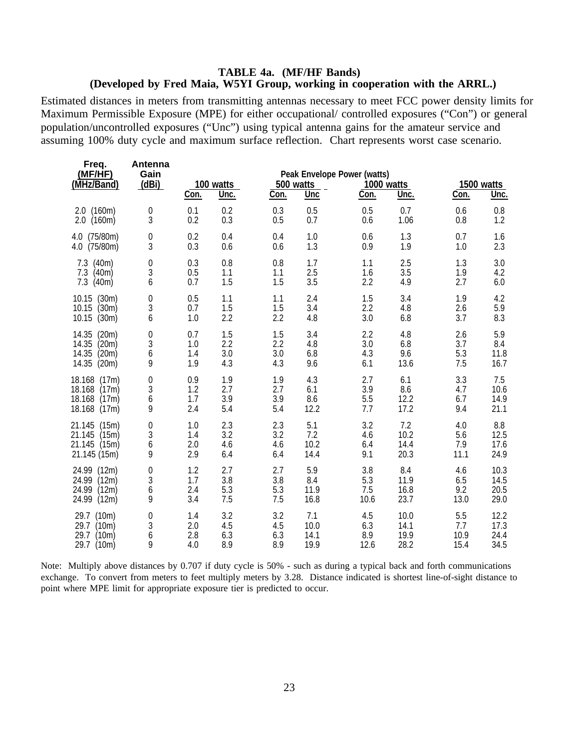**TABLE 4a. (MF/HF Bands)**
**(Developed by Fred Maia, W5YI Group, working in cooperation with the ARRL.)**

Estimated distances in meters from transmitting antennas necessary to meet FCC power density limits for Maximum Permissible Exposure (MPE) for either occupational/ controlled exposures ("Con") or general population/uncontrolled exposures ("Unc") using typical antenna gains for the amateur service and assuming 100% duty cycle and maximum surface reflection. Chart represents worst case scenario.

| Freq. (MF/HF) (MHz/Band) | Antenna Gain (dBi) | Peak Envelope Power (watts) 100 watts | | 500 watts | | 1000 watts | | 1500 watts | |
|---|---|---|---|---|---|---|---|---|---|
| | | Con. | Unc. | Con. | Unc | Con. | Unc. | Con. | Unc. |
| 2.0 (160m) | 0 | 0.1 | 0.2 | 0.3 | 0.5 | 0.5 | 0.7 | 0.6 | 0.8 |
| 2.0 (160m) | 3 | 0.2 | 0.3 | 0.5 | 0.7 | 0.6 | 1.06 | 0.8 | 1.2 |
| 4.0 (75/80m) | 0 | 0.2 | 0.4 | 0.4 | 1.0 | 0.6 | 1.3 | 0.7 | 1.6 |
| 4.0 (75/80m) | 3 | 0.3 | 0.6 | 0.6 | 1.3 | 0.9 | 1.9 | 1.0 | 2.3 |
| 7.3 (40m) | 0 | 0.3 | 0.8 | 0.8 | 1.7 | 1.1 | 2.5 | 1.3 | 3.0 |
| 7.3 (40m) | 3 | 0.5 | 1.1 | 1.1 | 2.5 | 1.6 | 3.5 | 1.9 | 4.2 |
| 7.3 (40m) | 6 | 0.7 | 1.5 | 1.5 | 3.5 | 2.2 | 4.9 | 2.7 | 6.0 |
| 10.15 (30m) | 0 | 0.5 | 1.1 | 1.1 | 2.4 | 1.5 | 3.4 | 1.9 | 4.2 |
| 10.15 (30m) | 3 | 0.7 | 1.5 | 1.5 | 3.4 | 2.2 | 4.8 | 2.6 | 5.9 |
| 10.15 (30m) | 6 | 1.0 | 2.2 | 2.2 | 4.8 | 3.0 | 6.8 | 3.7 | 8.3 |
| 14.35 (20m) | 0 | 0.7 | 1.5 | 1.5 | 3.4 | 2.2 | 4.8 | 2.6 | 5.9 |
| 14.35 (20m) | 3 | 1.0 | 2.2 | 2.2 | 4.8 | 3.0 | 6.8 | 3.7 | 8.4 |
| 14.35 (20m) | 6 | 1.4 | 3.0 | 3.0 | 6.8 | 4.3 | 9.6 | 5.3 | 11.8 |
| 14.35 (20m) | 9 | 1.9 | 4.3 | 4.3 | 9.6 | 6.1 | 13.6 | 7.5 | 16.7 |
| 18.168 (17m) | 0 | 0.9 | 1.9 | 1.9 | 4.3 | 2.7 | 6.1 | 3.3 | 7.5 |
| 18.168 (17m) | 3 | 1.2 | 2.7 | 2.7 | 6.1 | 3.9 | 8.6 | 4.7 | 10.6 |
| 18.168 (17m) | 6 | 1.7 | 3.9 | 3.9 | 8.6 | 5.5 | 12.2 | 6.7 | 14.9 |
| 18.168 (17m) | 9 | 2.4 | 5.4 | 5.4 | 12.2 | 7.7 | 17.2 | 9.4 | 21.1 |
| 21.145 (15m) | 0 | 1.0 | 2.3 | 2.3 | 5.1 | 3.2 | 7.2 | 4.0 | 8.8 |
| 21.145 (15m) | 3 | 1.4 | 3.2 | 3.2 | 7.2 | 4.6 | 10.2 | 5.6 | 12.5 |
| 21.145 (15m) | 6 | 2.0 | 4.6 | 4.6 | 10.2 | 6.4 | 14.4 | 7.9 | 17.6 |
| 21.145 (15m) | 9 | 2.9 | 6.4 | 6.4 | 14.4 | 9.1 | 20.3 | 11.1 | 24.9 |
| 24.99 (12m) | 0 | 1.2 | 2.7 | 2.7 | 5.9 | 3.8 | 8.4 | 4.6 | 10.3 |
| 24.99 (12m) | 3 | 1.7 | 3.8 | 3.8 | 8.4 | 5.3 | 11.9 | 6.5 | 14.5 |
| 24.99 (12m) | 6 | 2.4 | 5.3 | 5.3 | 11.9 | 7.5 | 16.8 | 9.2 | 20.5 |
| 24.99 (12m) | 9 | 3.4 | 7.5 | 7.5 | 16.8 | 10.6 | 23.7 | 13.0 | 29.0 |
| 29.7 (10m) | 0 | 1.4 | 3.2 | 3.2 | 7.1 | 4.5 | 10.0 | 5.5 | 12.2 |
| 29.7 (10m) | 3 | 2.0 | 4.5 | 4.5 | 10.0 | 6.3 | 14.1 | 7.7 | 17.3 |
| 29.7 (10m) | 6 | 2.8 | 6.3 | 6.3 | 14.1 | 8.9 | 19.9 | 10.9 | 24.4 |
| 29.7 (10m) | 9 | 4.0 | 8.9 | 8.9 | 19.9 | 12.6 | 28.2 | 15.4 | 34.5 |

Note: Multiply above distances by 0.707 if duty cycle is 50% - such as during a typical back and forth communications exchange. To convert from meters to feet multiply meters by 3.28. Distance indicated is shortest line-of-sight distance to point where MPE limit for appropriate exposure tier is predicted to occur.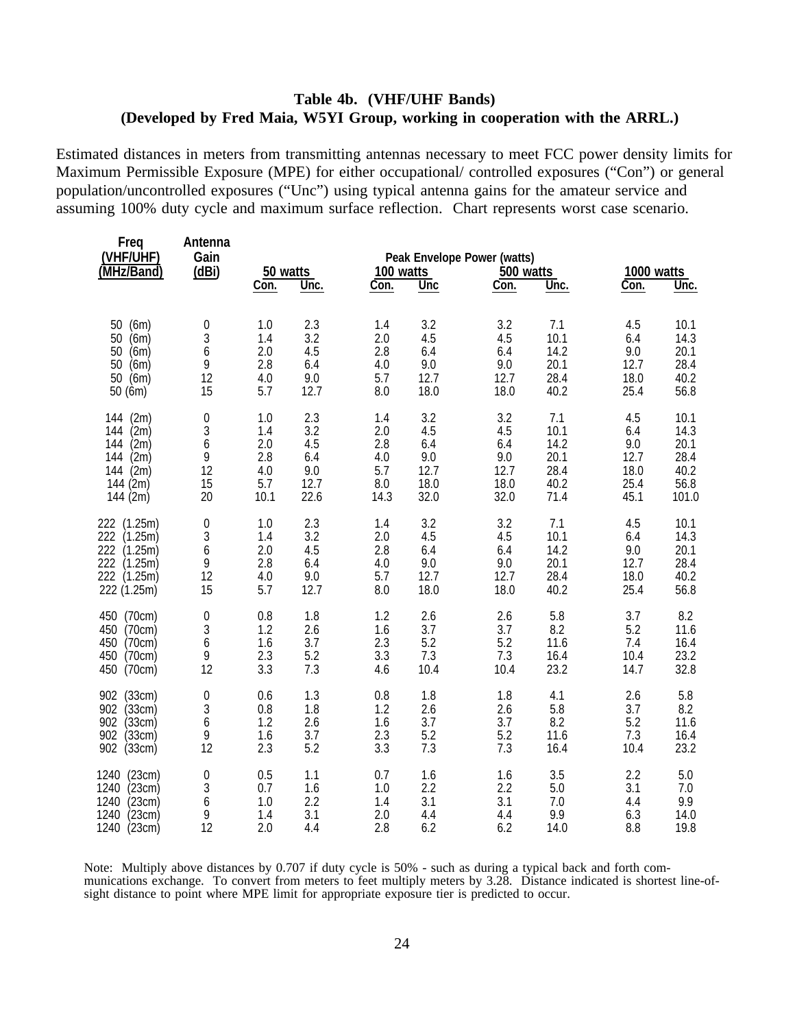**Table 4b. (VHF/UHF Bands)**
**(Developed by Fred Maia, W5YI Group, working in cooperation with the ARRL.)**

Estimated distances in meters from transmitting antennas necessary to meet FCC power density limits for Maximum Permissible Exposure (MPE) for either occupational/ controlled exposures ("Con") or general population/uncontrolled exposures ("Unc") using typical antenna gains for the amateur service and assuming 100% duty cycle and maximum surface reflection. Chart represents worst case scenario.

| Freq (VHF/UHF) (MHz/Band) | Antenna Gain (dBi) | Peak Envelope Power (watts) 50 watts | | 100 watts | | 500 watts | | 1000 watts | |
|---|---|---|---|---|---|---|---|---|---|
| | | Con. | Unc. | Con. | Unc | Con. | Unc. | Con. | Unc. |
| 50 (6m) | 0 | 1.0 | 2.3 | 1.4 | 3.2 | 3.2 | 7.1 | 4.5 | 10.1 |
| 50 (6m) | 3 | 1.4 | 3.2 | 2.0 | 4.5 | 4.5 | 10.1 | 6.4 | 14.3 |
| 50 (6m) | 6 | 2.0 | 4.5 | 2.8 | 6.4 | 6.4 | 14.2 | 9.0 | 20.1 |
| 50 (6m) | 9 | 2.8 | 6.4 | 4.0 | 9.0 | 9.0 | 20.1 | 12.7 | 28.4 |
| 50 (6m) | 12 | 4.0 | 9.0 | 5.7 | 12.7 | 12.7 | 28.4 | 18.0 | 40.2 |
| 50 (6m) | 15 | 5.7 | 12.7 | 8.0 | 18.0 | 18.0 | 40.2 | 25.4 | 56.8 |
| 144 (2m) | 0 | 1.0 | 2.3 | 1.4 | 3.2 | 3.2 | 7.1 | 4.5 | 10.1 |
| 144 (2m) | 3 | 1.4 | 3.2 | 2.0 | 4.5 | 4.5 | 10.1 | 6.4 | 14.3 |
| 144 (2m) | 6 | 2.0 | 4.5 | 2.8 | 6.4 | 6.4 | 14.2 | 9.0 | 20.1 |
| 144 (2m) | 9 | 2.8 | 6.4 | 4.0 | 9.0 | 9.0 | 20.1 | 12.7 | 28.4 |
| 144 (2m) | 12 | 4.0 | 9.0 | 5.7 | 12.7 | 12.7 | 28.4 | 18.0 | 40.2 |
| 144 (2m) | 15 | 5.7 | 12.7 | 8.0 | 18.0 | 18.0 | 40.2 | 25.4 | 56.8 |
| 144 (2m) | 20 | 10.1 | 22.6 | 14.3 | 32.0 | 32.0 | 71.4 | 45.1 | 101.0 |
| 222 (1.25m) | 0 | 1.0 | 2.3 | 1.4 | 3.2 | 3.2 | 7.1 | 4.5 | 10.1 |
| 222 (1.25m) | 3 | 1.4 | 3.2 | 2.0 | 4.5 | 4.5 | 10.1 | 6.4 | 14.3 |
| 222 (1.25m) | 6 | 2.0 | 4.5 | 2.8 | 6.4 | 6.4 | 14.2 | 9.0 | 20.1 |
| 222 (1.25m) | 9 | 2.8 | 6.4 | 4.0 | 9.0 | 9.0 | 20.1 | 12.7 | 28.4 |
| 222 (1.25m) | 12 | 4.0 | 9.0 | 5.7 | 12.7 | 12.7 | 28.4 | 18.0 | 40.2 |
| 222 (1.25m) | 15 | 5.7 | 12.7 | 8.0 | 18.0 | 18.0 | 40.2 | 25.4 | 56.8 |
| 450 (70cm) | 0 | 0.8 | 1.8 | 1.2 | 2.6 | 2.6 | 5.8 | 3.7 | 8.2 |
| 450 (70cm) | 3 | 1.2 | 2.6 | 1.6 | 3.7 | 3.7 | 8.2 | 5.2 | 11.6 |
| 450 (70cm) | 6 | 1.6 | 3.7 | 2.3 | 5.2 | 5.2 | 11.6 | 7.4 | 16.4 |
| 450 (70cm) | 9 | 2.3 | 5.2 | 3.3 | 7.3 | 7.3 | 16.4 | 10.4 | 23.2 |
| 450 (70cm) | 12 | 3.3 | 7.3 | 4.6 | 10.4 | 10.4 | 23.2 | 14.7 | 32.8 |
| 902 (33cm) | 0 | 0.6 | 1.3 | 0.8 | 1.8 | 1.8 | 4.1 | 2.6 | 5.8 |
| 902 (33cm) | 3 | 0.8 | 1.8 | 1.2 | 2.6 | 2.6 | 5.8 | 3.7 | 8.2 |
| 902 (33cm) | 6 | 1.2 | 2.6 | 1.6 | 3.7 | 3.7 | 8.2 | 5.2 | 11.6 |
| 902 (33cm) | 9 | 1.6 | 3.7 | 2.3 | 5.2 | 5.2 | 11.6 | 7.3 | 16.4 |
| 902 (33cm) | 12 | 2.3 | 5.2 | 3.3 | 7.3 | 7.3 | 16.4 | 10.4 | 23.2 |
| 1240 (23cm) | 0 | 0.5 | 1.1 | 0.7 | 1.6 | 1.6 | 3.5 | 2.2 | 5.0 |
| 1240 (23cm) | 3 | 0.7 | 1.6 | 1.0 | 2.2 | 2.2 | 5.0 | 3.1 | 7.0 |
| 1240 (23cm) | 6 | 1.0 | 2.2 | 1.4 | 3.1 | 3.1 | 7.0 | 4.4 | 9.9 |
| 1240 (23cm) | 9 | 1.4 | 3.1 | 2.0 | 4.4 | 4.4 | 9.9 | 6.3 | 14.0 |
| 1240 (23cm) | 12 | 2.0 | 4.4 | 2.8 | 6.2 | 6.2 | 14.0 | 8.8 | 19.8 |

Note: Multiply above distances by 0.707 if duty cycle is 50% - such as during a typical back and forth communications exchange. To convert from meters to feet multiply meters by 3.28. Distance indicated is shortest line-of-sight distance to point where MPE limit for appropriate exposure tier is predicted to occur.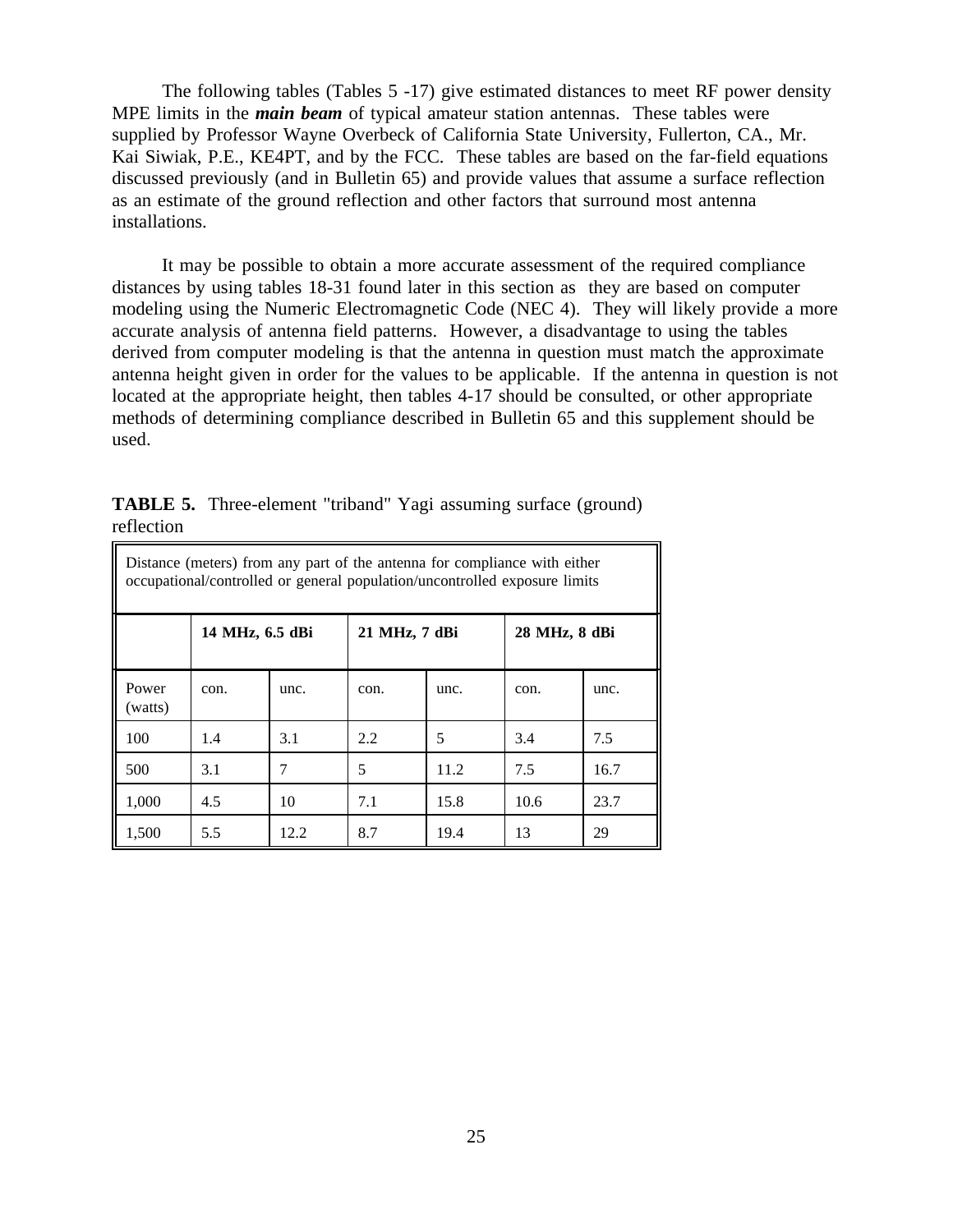The following tables (Tables 5 -17) give estimated distances to meet RF power density MPE limits in the ***main beam*** of typical amateur station antennas. These tables were supplied by Professor Wayne Overbeck of California State University, Fullerton, CA., Mr. Kai Siwiak, P.E., KE4PT, and by the FCC. These tables are based on the far-field equations discussed previously (and in Bulletin 65) and provide values that assume a surface reflection as an estimate of the ground reflection and other factors that surround most antenna installations.

It may be possible to obtain a more accurate assessment of the required compliance distances by using tables 18-31 found later in this section as they are based on computer modeling using the Numeric Electromagnetic Code (NEC 4). They will likely provide a more accurate analysis of antenna field patterns. However, a disadvantage to using the tables derived from computer modeling is that the antenna in question must match the approximate antenna height given in order for the values to be applicable. If the antenna in question is not located at the appropriate height, then tables 4-17 should be consulted, or other appropriate methods of determining compliance described in Bulletin 65 and this supplement should be used.

**TABLE 5.** Three-element "triband" Yagi assuming surface (ground) reflection

| Distance (meters) from any part of the antenna for compliance with either occupational/controlled or general population/uncontrolled exposure limits | | | | | | |
|---|---|---|---|---|---|---|
| | **14 MHz, 6.5 dBi** | | **21 MHz, 7 dBi** | | **28 MHz, 8 dBi** | |
| Power (watts) | con. | unc. | con. | unc. | con. | unc. |
| 100 | 1.4 | 3.1 | 2.2 | 5 | 3.4 | 7.5 |
| 500 | 3.1 | 7 | 5 | 11.2 | 7.5 | 16.7 |
| 1,000 | 4.5 | 10 | 7.1 | 15.8 | 10.6 | 23.7 |
| 1,500 | 5.5 | 12.2 | 8.7 | 19.4 | 13 | 29 |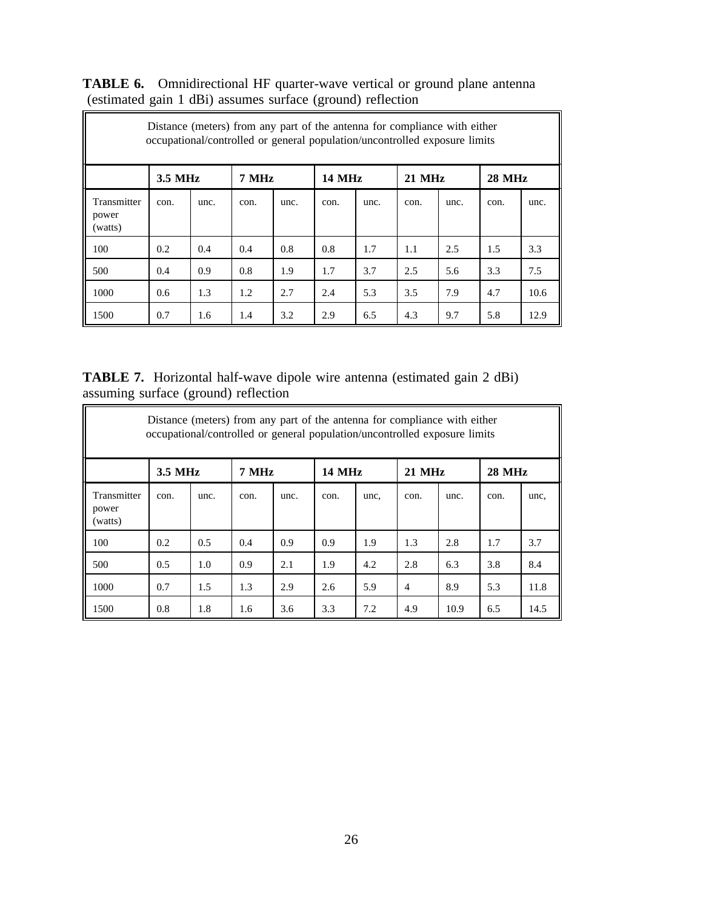**TABLE 6.** Omnidirectional HF quarter-wave vertical or ground plane antenna (estimated gain 1 dBi) assumes surface (ground) reflection

| Distance (meters) from any part of the antenna for compliance with either occupational/controlled or general population/uncontrolled exposure limits | | | | | | | | | | |
|---|---|---|---|---|---|---|---|---|---|---|
| | **3.5 MHz** | | **7 MHz** | | **14 MHz** | | **21 MHz** | | **28 MHz** | |
| Transmitter power (watts) | con. | unc. | con. | unc. | con. | unc. | con. | unc. | con. | unc. |
| 100 | 0.2 | 0.4 | 0.4 | 0.8 | 0.8 | 1.7 | 1.1 | 2.5 | 1.5 | 3.3 |
| 500 | 0.4 | 0.9 | 0.8 | 1.9 | 1.7 | 3.7 | 2.5 | 5.6 | 3.3 | 7.5 |
| 1000 | 0.6 | 1.3 | 1.2 | 2.7 | 2.4 | 5.3 | 3.5 | 7.9 | 4.7 | 10.6 |
| 1500 | 0.7 | 1.6 | 1.4 | 3.2 | 2.9 | 6.5 | 4.3 | 9.7 | 5.8 | 12.9 |

**TABLE 7.** Horizontal half-wave dipole wire antenna (estimated gain 2 dBi) assuming surface (ground) reflection

| Distance (meters) from any part of the antenna for compliance with either occupational/controlled or general population/uncontrolled exposure limits | | | | | | | | | | |
|---|---|---|---|---|---|---|---|---|---|---|
| | **3.5 MHz** | | **7 MHz** | | **14 MHz** | | **21 MHz** | | **28 MHz** | |
| Transmitter power (watts) | con. | unc. | con. | unc. | con. | unc, | con. | unc. | con. | unc, |
| 100 | 0.2 | 0.5 | 0.4 | 0.9 | 0.9 | 1.9 | 1.3 | 2.8 | 1.7 | 3.7 |
| 500 | 0.5 | 1.0 | 0.9 | 2.1 | 1.9 | 4.2 | 2.8 | 6.3 | 3.8 | 8.4 |
| 1000 | 0.7 | 1.5 | 1.3 | 2.9 | 2.6 | 5.9 | 4 | 8.9 | 5.3 | 11.8 |
| 1500 | 0.8 | 1.8 | 1.6 | 3.6 | 3.3 | 7.2 | 4.9 | 10.9 | 6.5 | 14.5 |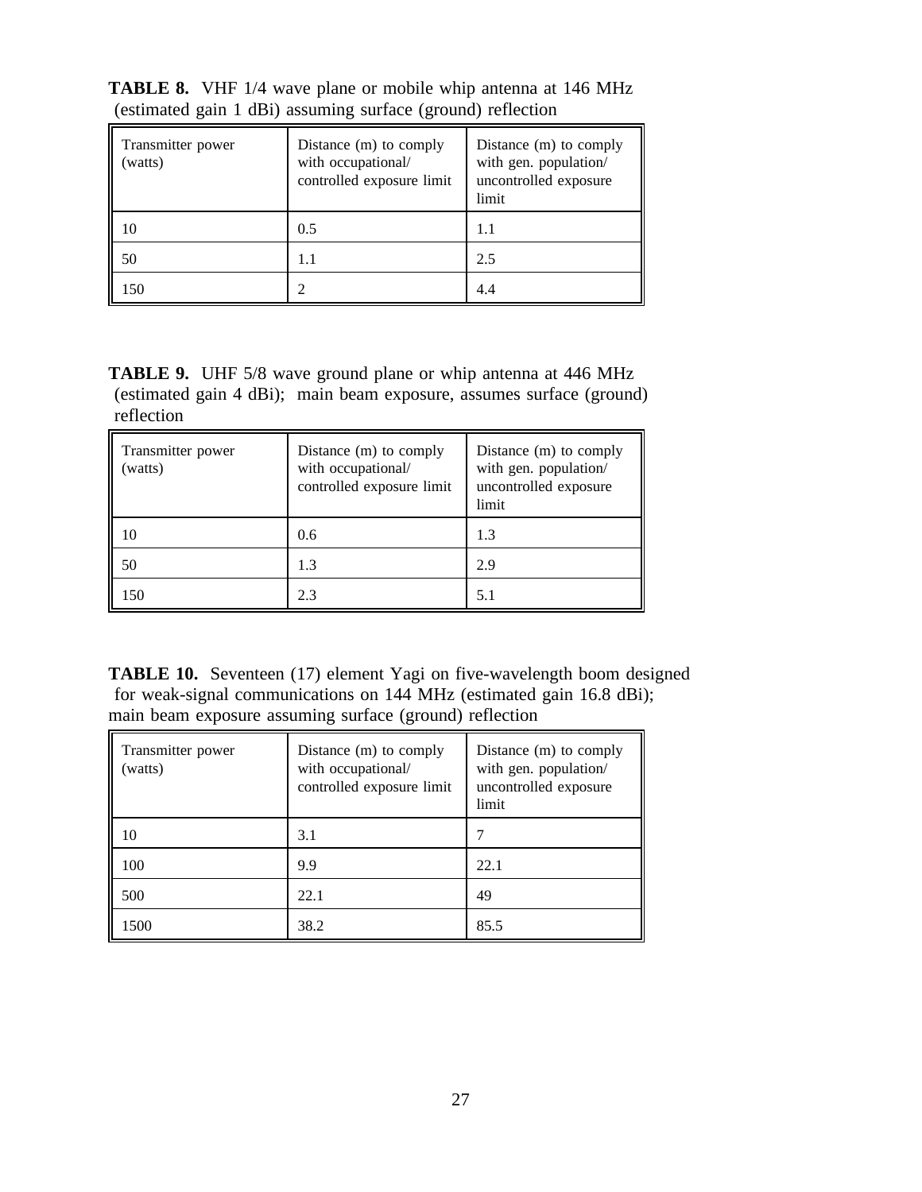**TABLE 8.** VHF 1/4 wave plane or mobile whip antenna at 146 MHz (estimated gain 1 dBi) assuming surface (ground) reflection

| Transmitter power (watts) | Distance (m) to comply with occupational/ controlled exposure limit | Distance (m) to comply with gen. population/ uncontrolled exposure limit |
|---|---|---|
| 10 | 0.5 | 1.1 |
| 50 | 1.1 | 2.5 |
| 150 | 2 | 4.4 |

**TABLE 9.** UHF 5/8 wave ground plane or whip antenna at 446 MHz (estimated gain 4 dBi); main beam exposure, assumes surface (ground) reflection

| Transmitter power (watts) | Distance (m) to comply with occupational/ controlled exposure limit | Distance (m) to comply with gen. population/ uncontrolled exposure limit |
|---|---|---|
| 10 | 0.6 | 1.3 |
| 50 | 1.3 | 2.9 |
| 150 | 2.3 | 5.1 |

**TABLE 10.** Seventeen (17) element Yagi on five-wavelength boom designed for weak-signal communications on 144 MHz (estimated gain 16.8 dBi); main beam exposure assuming surface (ground) reflection

| Transmitter power (watts) | Distance (m) to comply with occupational/ controlled exposure limit | Distance (m) to comply with gen. population/ uncontrolled exposure limit |
|---|---|---|
| 10 | 3.1 | 7 |
| 100 | 9.9 | 22.1 |
| 500 | 22.1 | 49 |
| 1500 | 38.2 | 85.5 |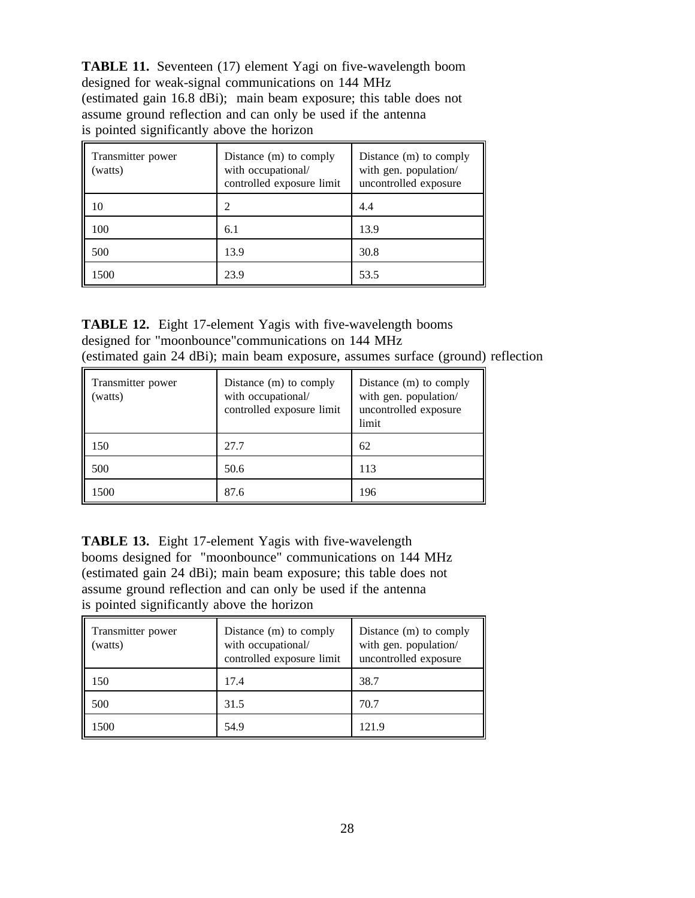**TABLE 11.** Seventeen (17) element Yagi on five-wavelength boom designed for weak-signal communications on 144 MHz (estimated gain 16.8 dBi); main beam exposure; this table does not assume ground reflection and can only be used if the antenna is pointed significantly above the horizon

| Transmitter power (watts) | Distance (m) to comply with occupational/ controlled exposure limit | Distance (m) to comply with gen. population/ uncontrolled exposure |
|---|---|---|
| 10 | 2 | 4.4 |
| 100 | 6.1 | 13.9 |
| 500 | 13.9 | 30.8 |
| 1500 | 23.9 | 53.5 |

**TABLE 12.** Eight 17-element Yagis with five-wavelength booms designed for "moonbounce"communications on 144 MHz (estimated gain 24 dBi); main beam exposure, assumes surface (ground) reflection

| Transmitter power (watts) | Distance (m) to comply with occupational/ controlled exposure limit | Distance (m) to comply with gen. population/ uncontrolled exposure limit |
|---|---|---|
| 150 | 27.7 | 62 |
| 500 | 50.6 | 113 |
| 1500 | 87.6 | 196 |

**TABLE 13.** Eight 17-element Yagis with five-wavelength booms designed for "moonbounce" communications on 144 MHz (estimated gain 24 dBi); main beam exposure; this table does not assume ground reflection and can only be used if the antenna is pointed significantly above the horizon

| Transmitter power (watts) | Distance (m) to comply with occupational/ controlled exposure limit | Distance (m) to comply with gen. population/ uncontrolled exposure |
|---|---|---|
| 150 | 17.4 | 38.7 |
| 500 | 31.5 | 70.7 |
| 1500 | 54.9 | 121.9 |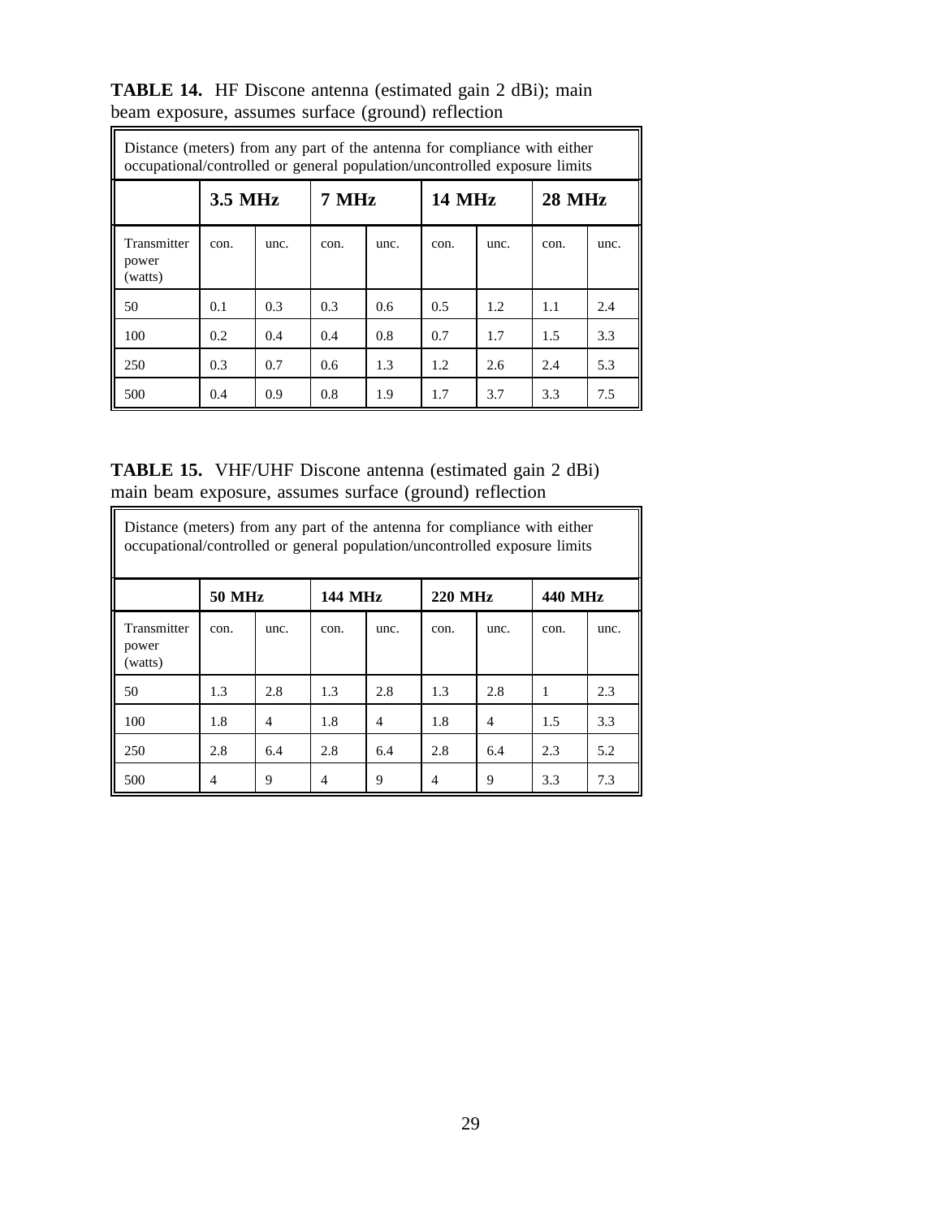**TABLE 14.** HF Discone antenna (estimated gain 2 dBi); main beam exposure, assumes surface (ground) reflection

| Distance (meters) from any part of the antenna for compliance with either occupational/controlled or general population/uncontrolled exposure limits | | | | | | | | |
|---|---|---|---|---|---|---|---|---|
| | **3.5 MHz** | | **7 MHz** | | **14 MHz** | | **28 MHz** | |
| Transmitter power (watts) | con. | unc. | con. | unc. | con. | unc. | con. | unc. |
| 50 | 0.1 | 0.3 | 0.3 | 0.6 | 0.5 | 1.2 | 1.1 | 2.4 |
| 100 | 0.2 | 0.4 | 0.4 | 0.8 | 0.7 | 1.7 | 1.5 | 3.3 |
| 250 | 0.3 | 0.7 | 0.6 | 1.3 | 1.2 | 2.6 | 2.4 | 5.3 |
| 500 | 0.4 | 0.9 | 0.8 | 1.9 | 1.7 | 3.7 | 3.3 | 7.5 |

**TABLE 15.** VHF/UHF Discone antenna (estimated gain 2 dBi) main beam exposure, assumes surface (ground) reflection

| Distance (meters) from any part of the antenna for compliance with either occupational/controlled or general population/uncontrolled exposure limits | | | | | | | | |
|---|---|---|---|---|---|---|---|---|
| | **50 MHz** | | **144 MHz** | | **220 MHz** | | **440 MHz** | |
| Transmitter power (watts) | con. | unc. | con. | unc. | con. | unc. | con. | unc. |
| 50 | 1.3 | 2.8 | 1.3 | 2.8 | 1.3 | 2.8 | 1 | 2.3 |
| 100 | 1.8 | 4 | 1.8 | 4 | 1.8 | 4 | 1.5 | 3.3 |
| 250 | 2.8 | 6.4 | 2.8 | 6.4 | 2.8 | 6.4 | 2.3 | 5.2 |
| 500 | 4 | 9 | 4 | 9 | 4 | 9 | 3.3 | 7.3 |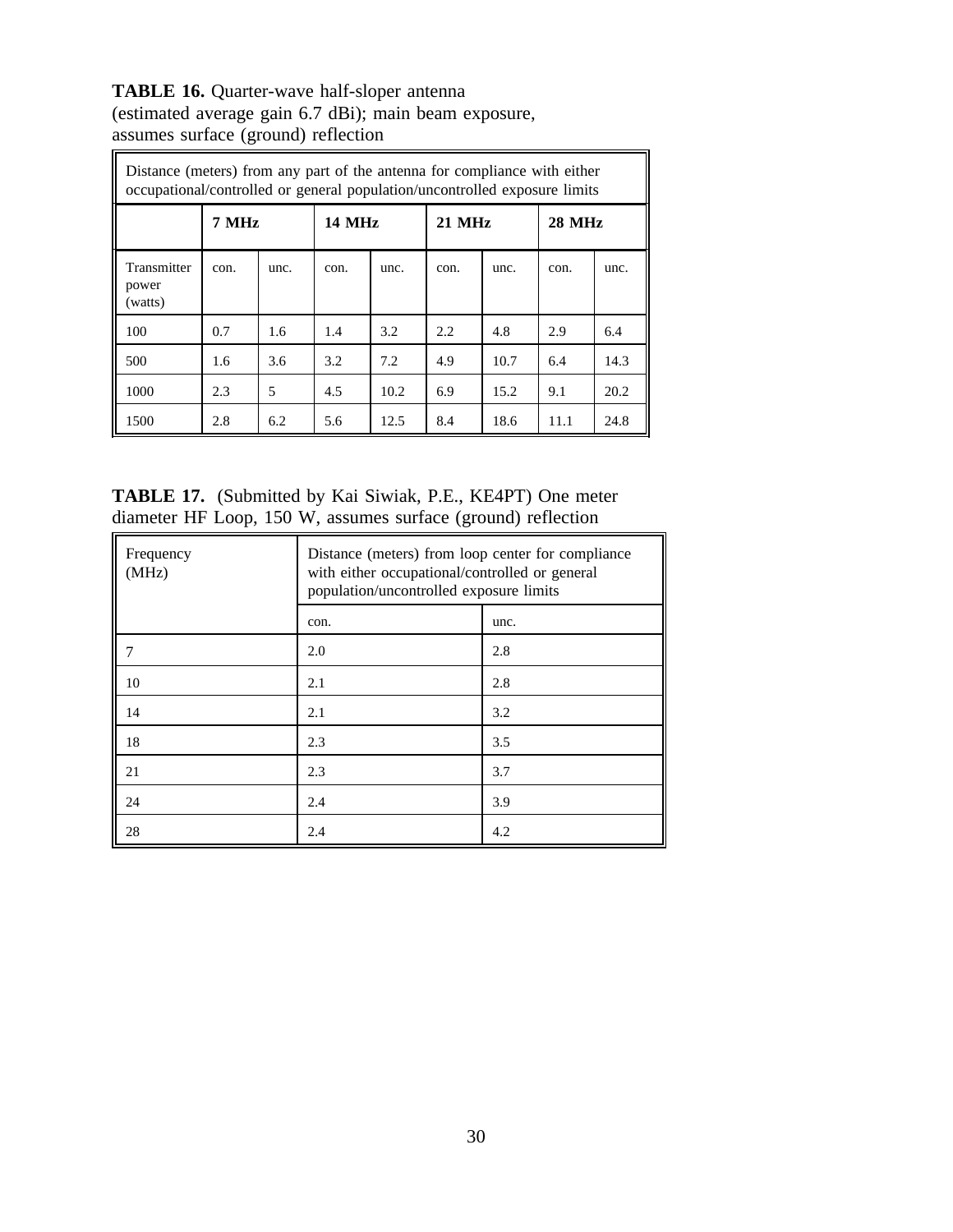**TABLE 16.** Quarter-wave half-sloper antenna (estimated average gain 6.7 dBi); main beam exposure, assumes surface (ground) reflection

| Distance (meters) from any part of the antenna for compliance with either occupational/controlled or general population/uncontrolled exposure limits | | | | | | | | |
|---|---|---|---|---|---|---|---|---|
| | **7 MHz** | | **14 MHz** | | **21 MHz** | | **28 MHz** | |
| Transmitter power (watts) | con. | unc. | con. | unc. | con. | unc. | con. | unc. |
| 100 | 0.7 | 1.6 | 1.4 | 3.2 | 2.2 | 4.8 | 2.9 | 6.4 |
| 500 | 1.6 | 3.6 | 3.2 | 7.2 | 4.9 | 10.7 | 6.4 | 14.3 |
| 1000 | 2.3 | 5 | 4.5 | 10.2 | 6.9 | 15.2 | 9.1 | 20.2 |
| 1500 | 2.8 | 6.2 | 5.6 | 12.5 | 8.4 | 18.6 | 11.1 | 24.8 |

**TABLE 17.** (Submitted by Kai Siwiak, P.E., KE4PT) One meter diameter HF Loop, 150 W, assumes surface (ground) reflection

| Frequency (MHz) | Distance (meters) from loop center for compliance with either occupational/controlled or general population/uncontrolled exposure limits | |
|---|---|---|
| | con. | unc. |
| 7 | 2.0 | 2.8 |
| 10 | 2.1 | 2.8 |
| 14 | 2.1 | 3.2 |
| 18 | 2.3 | 3.5 |
| 21 | 2.3 | 3.7 |
| 24 | 2.4 | 3.9 |
| 28 | 2.4 | 4.2 |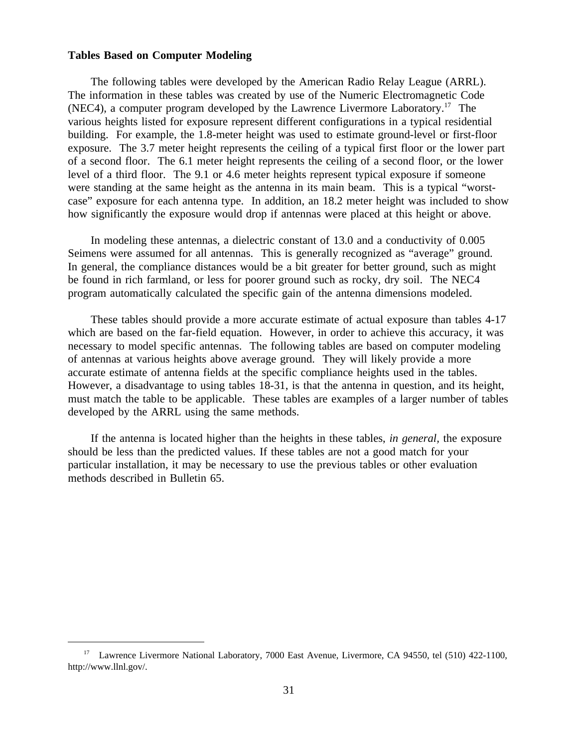**Tables Based on Computer Modeling**

The following tables were developed by the American Radio Relay League (ARRL). The information in these tables was created by use of the Numeric Electromagnetic Code (NEC4), a computer program developed by the Lawrence Livermore Laboratory.[17] The various heights listed for exposure represent different configurations in a typical residential building. For example, the 1.8-meter height was used to estimate ground-level or first-floor exposure. The 3.7 meter height represents the ceiling of a typical first floor or the lower part of a second floor. The 6.1 meter height represents the ceiling of a second floor, or the lower level of a third floor. The 9.1 or 4.6 meter heights represent typical exposure if someone were standing at the same height as the antenna in its main beam. This is a typical "worst-case" exposure for each antenna type. In addition, an 18.2 meter height was included to show how significantly the exposure would drop if antennas were placed at this height or above.

In modeling these antennas, a dielectric constant of 13.0 and a conductivity of 0.005 Seimens were assumed for all antennas. This is generally recognized as "average" ground. In general, the compliance distances would be a bit greater for better ground, such as might be found in rich farmland, or less for poorer ground such as rocky, dry soil. The NEC4 program automatically calculated the specific gain of the antenna dimensions modeled.

These tables should provide a more accurate estimate of actual exposure than tables 4-17 which are based on the far-field equation. However, in order to achieve this accuracy, it was necessary to model specific antennas. The following tables are based on computer modeling of antennas at various heights above average ground. They will likely provide a more accurate estimate of antenna fields at the specific compliance heights used in the tables. However, a disadvantage to using tables 18-31, is that the antenna in question, and its height, must match the table to be applicable. These tables are examples of a larger number of tables developed by the ARRL using the same methods.

If the antenna is located higher than the heights in these tables, *in general*, the exposure should be less than the predicted values. If these tables are not a good match for your particular installation, it may be necessary to use the previous tables or other evaluation methods described in Bulletin 65.

---

[17] Lawrence Livermore National Laboratory, 7000 East Avenue, Livermore, CA 94550, tel (510) 422-1100, http://www.llnl.gov/.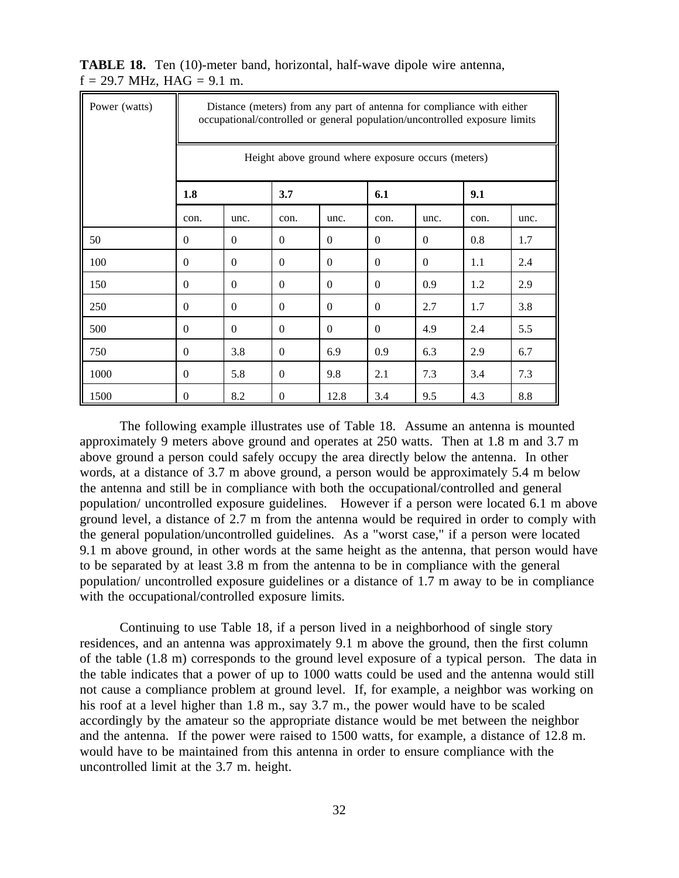**TABLE 18.** Ten (10)-meter band, horizontal, half-wave dipole wire antenna, f = 29.7 MHz, HAG = 9.1 m.

| Power (watts) | Distance (meters) from any part of antenna for compliance with either occupational/controlled or general population/uncontrolled exposure limits | | | | | | | |
|---|---|---|---|---|---|---|---|---|
| | Height above ground where exposure occurs (meters) | | | | | | | |
| | **1.8** | | **3.7** | | **6.1** | | **9.1** | |
| | con. | unc. | con. | unc. | con. | unc. | con. | unc. |
| 50 | 0 | 0 | 0 | 0 | 0 | 0 | 0.8 | 1.7 |
| 100 | 0 | 0 | 0 | 0 | 0 | 0 | 1.1 | 2.4 |
| 150 | 0 | 0 | 0 | 0 | 0 | 0.9 | 1.2 | 2.9 |
| 250 | 0 | 0 | 0 | 0 | 0 | 2.7 | 1.7 | 3.8 |
| 500 | 0 | 0 | 0 | 0 | 0 | 4.9 | 2.4 | 5.5 |
| 750 | 0 | 3.8 | 0 | 6.9 | 0.9 | 6.3 | 2.9 | 6.7 |
| 1000 | 0 | 5.8 | 0 | 9.8 | 2.1 | 7.3 | 3.4 | 7.3 |
| 1500 | 0 | 8.2 | 0 | 12.8 | 3.4 | 9.5 | 4.3 | 8.8 |

The following example illustrates use of Table 18. Assume an antenna is mounted approximately 9 meters above ground and operates at 250 watts. Then at 1.8 m and 3.7 m above ground a person could safely occupy the area directly below the antenna. In other words, at a distance of 3.7 m above ground, a person would be approximately 5.4 m below the antenna and still be in compliance with both the occupational/controlled and general population/ uncontrolled exposure guidelines. However if a person were located 6.1 m above ground level, a distance of 2.7 m from the antenna would be required in order to comply with the general population/uncontrolled guidelines. As a "worst case," if a person were located 9.1 m above ground, in other words at the same height as the antenna, that person would have to be separated by at least 3.8 m from the antenna to be in compliance with the general population/ uncontrolled exposure guidelines or a distance of 1.7 m away to be in compliance with the occupational/controlled exposure limits.

Continuing to use Table 18, if a person lived in a neighborhood of single story residences, and an antenna was approximately 9.1 m above the ground, then the first column of the table (1.8 m) corresponds to the ground level exposure of a typical person. The data in the table indicates that a power of up to 1000 watts could be used and the antenna would still not cause a compliance problem at ground level. If, for example, a neighbor was working on his roof at a level higher than 1.8 m., say 3.7 m., the power would have to be scaled accordingly by the amateur so the appropriate distance would be met between the neighbor and the antenna. If the power were raised to 1500 watts, for example, a distance of 12.8 m. would have to be maintained from this antenna in order to ensure compliance with the uncontrolled limit at the 3.7 m. height.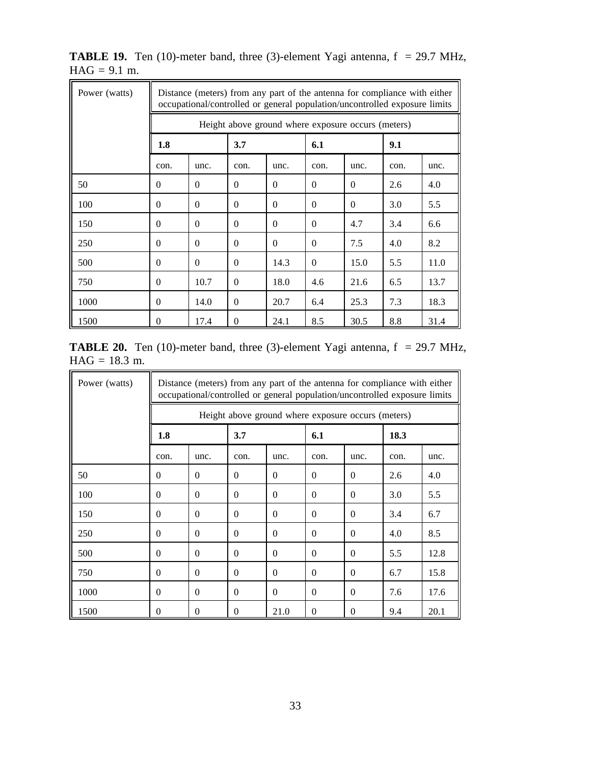**TABLE 19.** Ten (10)-meter band, three (3)-element Yagi antenna, f = 29.7 MHz, HAG = 9.1 m.

| Power (watts) | Distance (meters) from any part of the antenna for compliance with either occupational/controlled or general population/uncontrolled exposure limits | | | | | | | |
|---|---|---|---|---|---|---|---|---|
| | Height above ground where exposure occurs (meters) | | | | | | | |
| | **1.8** | | **3.7** | | **6.1** | | **9.1** | |
| | con. | unc. | con. | unc. | con. | unc. | con. | unc. |
| 50 | 0 | 0 | 0 | 0 | 0 | 0 | 2.6 | 4.0 |
| 100 | 0 | 0 | 0 | 0 | 0 | 0 | 3.0 | 5.5 |
| 150 | 0 | 0 | 0 | 0 | 0 | 4.7 | 3.4 | 6.6 |
| 250 | 0 | 0 | 0 | 0 | 0 | 7.5 | 4.0 | 8.2 |
| 500 | 0 | 0 | 0 | 14.3 | 0 | 15.0 | 5.5 | 11.0 |
| 750 | 0 | 10.7 | 0 | 18.0 | 4.6 | 21.6 | 6.5 | 13.7 |
| 1000 | 0 | 14.0 | 0 | 20.7 | 6.4 | 25.3 | 7.3 | 18.3 |
| 1500 | 0 | 17.4 | 0 | 24.1 | 8.5 | 30.5 | 8.8 | 31.4 |

**TABLE 20.** Ten (10)-meter band, three (3)-element Yagi antenna, f = 29.7 MHz, HAG = 18.3 m.

| Power (watts) | Distance (meters) from any part of the antenna for compliance with either occupational/controlled or general population/uncontrolled exposure limits | | | | | | | |
|---|---|---|---|---|---|---|---|---|
| | Height above ground where exposure occurs (meters) | | | | | | | |
| | **1.8** | | **3.7** | | **6.1** | | **18.3** | |
| | con. | unc. | con. | unc. | con. | unc. | con. | unc. |
| 50 | 0 | 0 | 0 | 0 | 0 | 0 | 2.6 | 4.0 |
| 100 | 0 | 0 | 0 | 0 | 0 | 0 | 3.0 | 5.5 |
| 150 | 0 | 0 | 0 | 0 | 0 | 0 | 3.4 | 6.7 |
| 250 | 0 | 0 | 0 | 0 | 0 | 0 | 4.0 | 8.5 |
| 500 | 0 | 0 | 0 | 0 | 0 | 0 | 5.5 | 12.8 |
| 750 | 0 | 0 | 0 | 0 | 0 | 0 | 6.7 | 15.8 |
| 1000 | 0 | 0 | 0 | 0 | 0 | 0 | 7.6 | 17.6 |
| 1500 | 0 | 0 | 0 | 21.0 | 0 | 0 | 9.4 | 20.1 |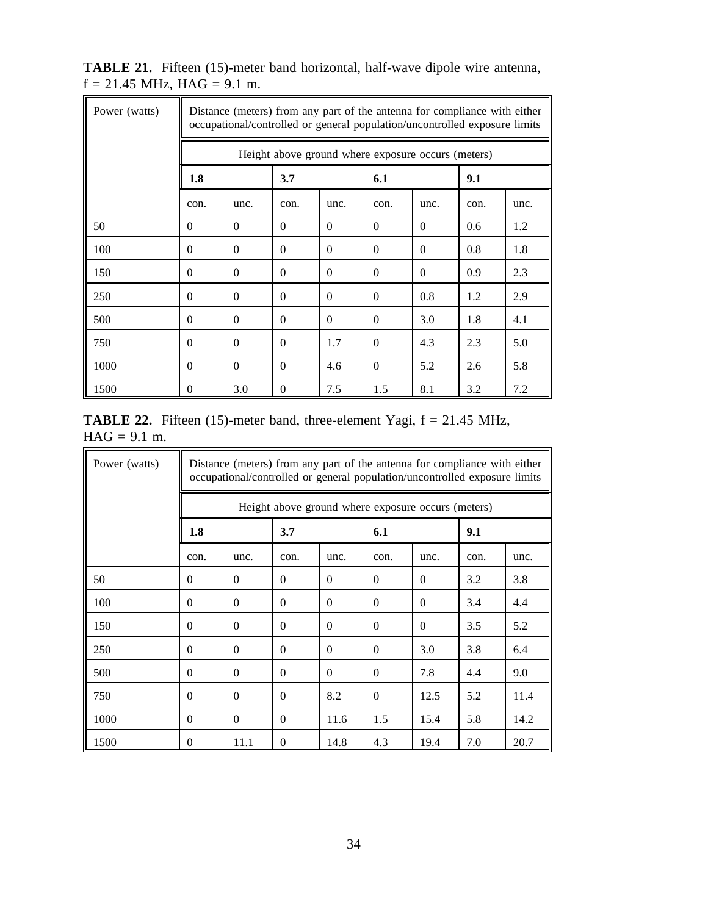**TABLE 21.** Fifteen (15)-meter band horizontal, half-wave dipole wire antenna, f = 21.45 MHz, HAG = 9.1 m.

| Power (watts) | Distance (meters) from any part of the antenna for compliance with either occupational/controlled or general population/uncontrolled exposure limits | | | | | | | |
|---|---|---|---|---|---|---|---|---|
| | Height above ground where exposure occurs (meters) | | | | | | | |
| | **1.8** | | **3.7** | | **6.1** | | **9.1** | |
| | con. | unc. | con. | unc. | con. | unc. | con. | unc. |
| 50 | 0 | 0 | 0 | 0 | 0 | 0 | 0.6 | 1.2 |
| 100 | 0 | 0 | 0 | 0 | 0 | 0 | 0.8 | 1.8 |
| 150 | 0 | 0 | 0 | 0 | 0 | 0 | 0.9 | 2.3 |
| 250 | 0 | 0 | 0 | 0 | 0 | 0.8 | 1.2 | 2.9 |
| 500 | 0 | 0 | 0 | 0 | 0 | 3.0 | 1.8 | 4.1 |
| 750 | 0 | 0 | 0 | 1.7 | 0 | 4.3 | 2.3 | 5.0 |
| 1000 | 0 | 0 | 0 | 4.6 | 0 | 5.2 | 2.6 | 5.8 |
| 1500 | 0 | 3.0 | 0 | 7.5 | 1.5 | 8.1 | 3.2 | 7.2 |

**TABLE 22.** Fifteen (15)-meter band, three-element Yagi, f = 21.45 MHz, HAG = 9.1 m.

| Power (watts) | Distance (meters) from any part of the antenna for compliance with either occupational/controlled or general population/uncontrolled exposure limits | | | | | | | |
|---|---|---|---|---|---|---|---|---|
| | Height above ground where exposure occurs (meters) | | | | | | | |
| | **1.8** | | **3.7** | | **6.1** | | **9.1** | |
| | con. | unc. | con. | unc. | con. | unc. | con. | unc. |
| 50 | 0 | 0 | 0 | 0 | 0 | 0 | 3.2 | 3.8 |
| 100 | 0 | 0 | 0 | 0 | 0 | 0 | 3.4 | 4.4 |
| 150 | 0 | 0 | 0 | 0 | 0 | 0 | 3.5 | 5.2 |
| 250 | 0 | 0 | 0 | 0 | 0 | 3.0 | 3.8 | 6.4 |
| 500 | 0 | 0 | 0 | 0 | 0 | 7.8 | 4.4 | 9.0 |
| 750 | 0 | 0 | 0 | 8.2 | 0 | 12.5 | 5.2 | 11.4 |
| 1000 | 0 | 0 | 0 | 11.6 | 1.5 | 15.4 | 5.8 | 14.2 |
| 1500 | 0 | 11.1 | 0 | 14.8 | 4.3 | 19.4 | 7.0 | 20.7 |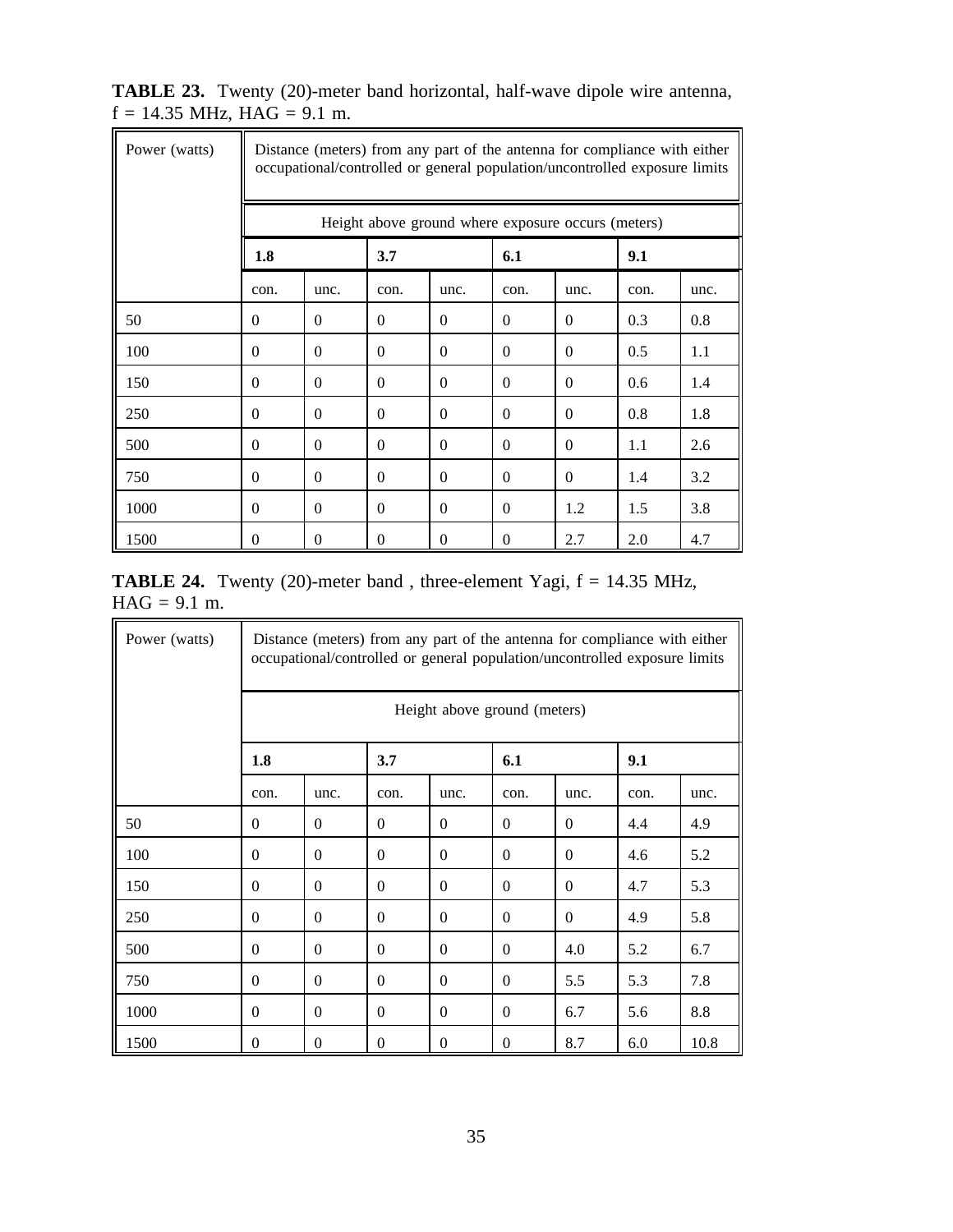**TABLE 23.** Twenty (20)-meter band horizontal, half-wave dipole wire antenna, f = 14.35 MHz, HAG = 9.1 m.

| Power (watts) | Distance (meters) from any part of the antenna for compliance with either occupational/controlled or general population/uncontrolled exposure limits | | | | | | | |
|---|---|---|---|---|---|---|---|---|
| | Height above ground where exposure occurs (meters) | | | | | | | |
| | **1.8** | | **3.7** | | **6.1** | | **9.1** | |
| | con. | unc. | con. | unc. | con. | unc. | con. | unc. |
| 50 | 0 | 0 | 0 | 0 | 0 | 0 | 0.3 | 0.8 |
| 100 | 0 | 0 | 0 | 0 | 0 | 0 | 0.5 | 1.1 |
| 150 | 0 | 0 | 0 | 0 | 0 | 0 | 0.6 | 1.4 |
| 250 | 0 | 0 | 0 | 0 | 0 | 0 | 0.8 | 1.8 |
| 500 | 0 | 0 | 0 | 0 | 0 | 0 | 1.1 | 2.6 |
| 750 | 0 | 0 | 0 | 0 | 0 | 0 | 1.4 | 3.2 |
| 1000 | 0 | 0 | 0 | 0 | 0 | 1.2 | 1.5 | 3.8 |
| 1500 | 0 | 0 | 0 | 0 | 0 | 2.7 | 2.0 | 4.7 |

**TABLE 24.** Twenty (20)-meter band , three-element Yagi, f = 14.35 MHz, HAG = 9.1 m.

| Power (watts) | Distance (meters) from any part of the antenna for compliance with either occupational/controlled or general population/uncontrolled exposure limits | | | | | | | |
|---|---|---|---|---|---|---|---|---|
| | Height above ground (meters) | | | | | | | |
| | **1.8** | | **3.7** | | **6.1** | | **9.1** | |
| | con. | unc. | con. | unc. | con. | unc. | con. | unc. |
| 50 | 0 | 0 | 0 | 0 | 0 | 0 | 4.4 | 4.9 |
| 100 | 0 | 0 | 0 | 0 | 0 | 0 | 4.6 | 5.2 |
| 150 | 0 | 0 | 0 | 0 | 0 | 0 | 4.7 | 5.3 |
| 250 | 0 | 0 | 0 | 0 | 0 | 0 | 4.9 | 5.8 |
| 500 | 0 | 0 | 0 | 0 | 0 | 4.0 | 5.2 | 6.7 |
| 750 | 0 | 0 | 0 | 0 | 0 | 5.5 | 5.3 | 7.8 |
| 1000 | 0 | 0 | 0 | 0 | 0 | 6.7 | 5.6 | 8.8 |
| 1500 | 0 | 0 | 0 | 0 | 0 | 8.7 | 6.0 | 10.8 |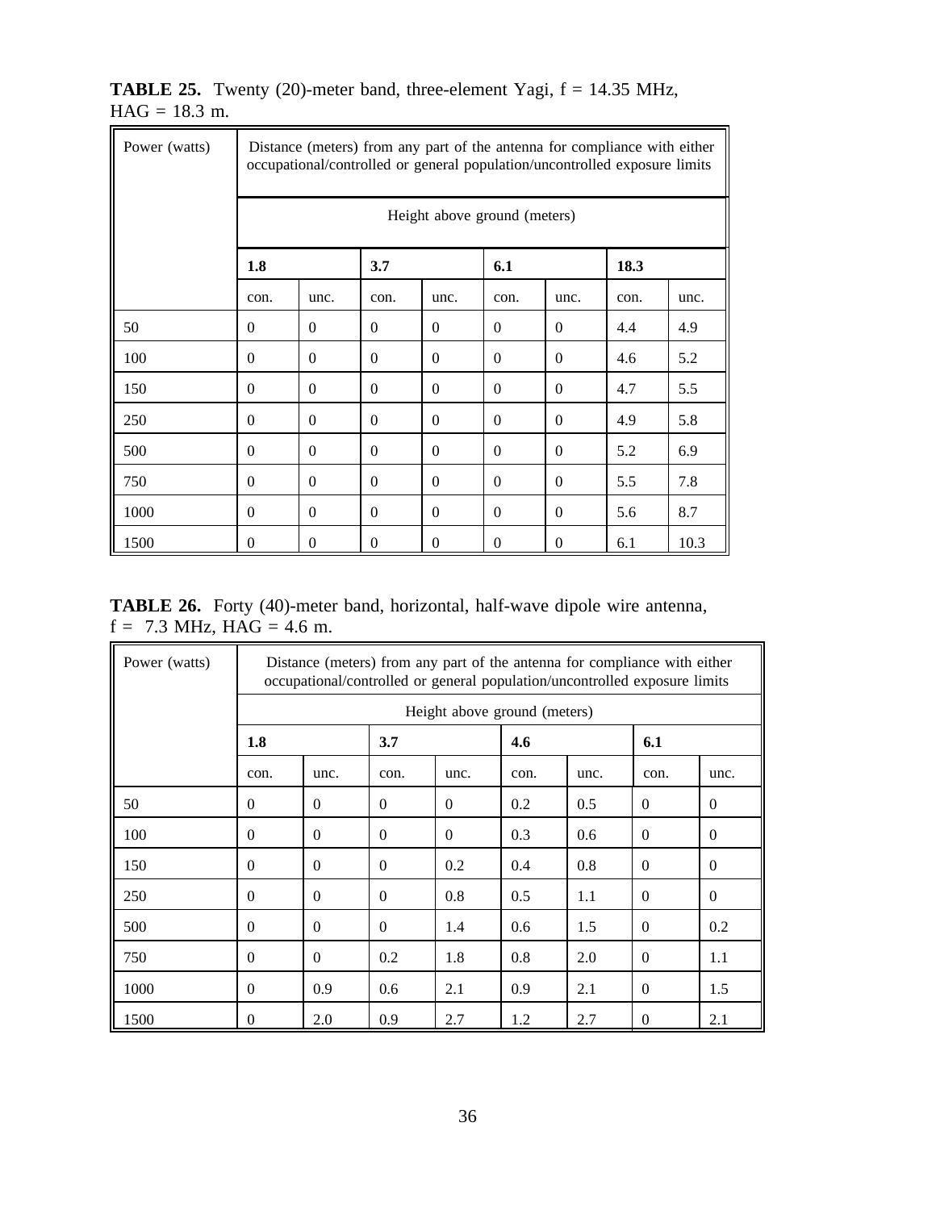**TABLE 25.** Twenty (20)-meter band, three-element Yagi, f = 14.35 MHz, HAG = 18.3 m.

| Power (watts) | Distance (meters) from any part of the antenna for compliance with either occupational/controlled or general population/uncontrolled exposure limits | | | | | | | |
|---|---|---|---|---|---|---|---|---|
| | Height above ground (meters) | | | | | | | |
| | **1.8** | | **3.7** | | **6.1** | | **18.3** | |
| | con. | unc. | con. | unc. | con. | unc. | con. | unc. |
| 50 | 0 | 0 | 0 | 0 | 0 | 0 | 4.4 | 4.9 |
| 100 | 0 | 0 | 0 | 0 | 0 | 0 | 4.6 | 5.2 |
| 150 | 0 | 0 | 0 | 0 | 0 | 0 | 4.7 | 5.5 |
| 250 | 0 | 0 | 0 | 0 | 0 | 0 | 4.9 | 5.8 |
| 500 | 0 | 0 | 0 | 0 | 0 | 0 | 5.2 | 6.9 |
| 750 | 0 | 0 | 0 | 0 | 0 | 0 | 5.5 | 7.8 |
| 1000 | 0 | 0 | 0 | 0 | 0 | 0 | 5.6 | 8.7 |
| 1500 | 0 | 0 | 0 | 0 | 0 | 0 | 6.1 | 10.3 |

**TABLE 26.** Forty (40)-meter band, horizontal, half-wave dipole wire antenna, f = 7.3 MHz, HAG = 4.6 m.

| Power (watts) | Distance (meters) from any part of the antenna for compliance with either occupational/controlled or general population/uncontrolled exposure limits | | | | | | | |
|---|---|---|---|---|---|---|---|---|
| | Height above ground (meters) | | | | | | | |
| | **1.8** | | **3.7** | | **4.6** | | **6.1** | |
| | con. | unc. | con. | unc. | con. | unc. | con. | unc. |
| 50 | 0 | 0 | 0 | 0 | 0.2 | 0.5 | 0 | 0 |
| 100 | 0 | 0 | 0 | 0 | 0.3 | 0.6 | 0 | 0 |
| 150 | 0 | 0 | 0 | 0.2 | 0.4 | 0.8 | 0 | 0 |
| 250 | 0 | 0 | 0 | 0.8 | 0.5 | 1.1 | 0 | 0 |
| 500 | 0 | 0 | 0 | 1.4 | 0.6 | 1.5 | 0 | 0.2 |
| 750 | 0 | 0 | 0.2 | 1.8 | 0.8 | 2.0 | 0 | 1.1 |
| 1000 | 0 | 0.9 | 0.6 | 2.1 | 0.9 | 2.1 | 0 | 1.5 |
| 1500 | 0 | 2.0 | 0.9 | 2.7 | 1.2 | 2.7 | 0 | 2.1 |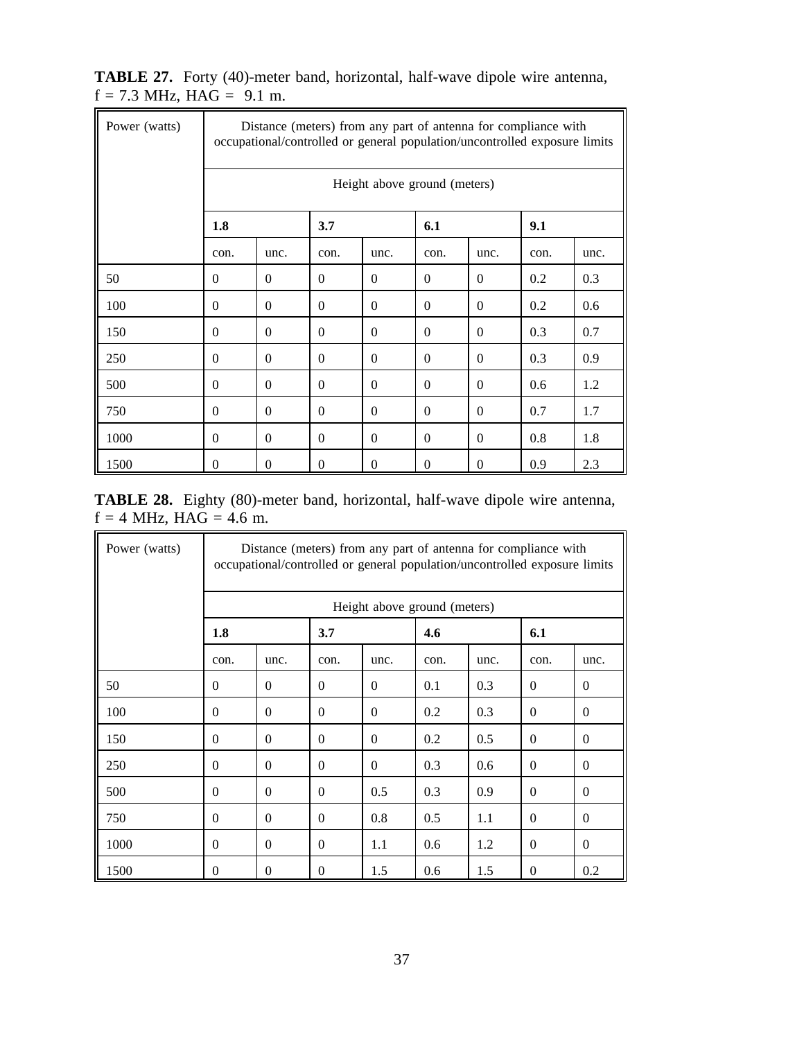**TABLE 27.** Forty (40)-meter band, horizontal, half-wave dipole wire antenna, f = 7.3 MHz, HAG = 9.1 m.

| Power (watts) | Distance (meters) from any part of antenna for compliance with occupational/controlled or general population/uncontrolled exposure limits | | | | | | | |
|---|---|---|---|---|---|---|---|---|
| | Height above ground (meters) | | | | | | | |
| | **1.8** | | **3.7** | | **6.1** | | **9.1** | |
| | con. | unc. | con. | unc. | con. | unc. | con. | unc. |
| 50 | 0 | 0 | 0 | 0 | 0 | 0 | 0.2 | 0.3 |
| 100 | 0 | 0 | 0 | 0 | 0 | 0 | 0.2 | 0.6 |
| 150 | 0 | 0 | 0 | 0 | 0 | 0 | 0.3 | 0.7 |
| 250 | 0 | 0 | 0 | 0 | 0 | 0 | 0.3 | 0.9 |
| 500 | 0 | 0 | 0 | 0 | 0 | 0 | 0.6 | 1.2 |
| 750 | 0 | 0 | 0 | 0 | 0 | 0 | 0.7 | 1.7 |
| 1000 | 0 | 0 | 0 | 0 | 0 | 0 | 0.8 | 1.8 |
| 1500 | 0 | 0 | 0 | 0 | 0 | 0 | 0.9 | 2.3 |

**TABLE 28.** Eighty (80)-meter band, horizontal, half-wave dipole wire antenna, f = 4 MHz, HAG = 4.6 m.

| Power (watts) | Distance (meters) from any part of antenna for compliance with occupational/controlled or general population/uncontrolled exposure limits | | | | | | | |
|---|---|---|---|---|---|---|---|---|
| | Height above ground (meters) | | | | | | | |
| | **1.8** | | **3.7** | | **4.6** | | **6.1** | |
| | con. | unc. | con. | unc. | con. | unc. | con. | unc. |
| 50 | 0 | 0 | 0 | 0 | 0.1 | 0.3 | 0 | 0 |
| 100 | 0 | 0 | 0 | 0 | 0.2 | 0.3 | 0 | 0 |
| 150 | 0 | 0 | 0 | 0 | 0.2 | 0.5 | 0 | 0 |
| 250 | 0 | 0 | 0 | 0 | 0.3 | 0.6 | 0 | 0 |
| 500 | 0 | 0 | 0 | 0.5 | 0.3 | 0.9 | 0 | 0 |
| 750 | 0 | 0 | 0 | 0.8 | 0.5 | 1.1 | 0 | 0 |
| 1000 | 0 | 0 | 0 | 1.1 | 0.6 | 1.2 | 0 | 0 |
| 1500 | 0 | 0 | 0 | 1.5 | 0.6 | 1.5 | 0 | 0.2 |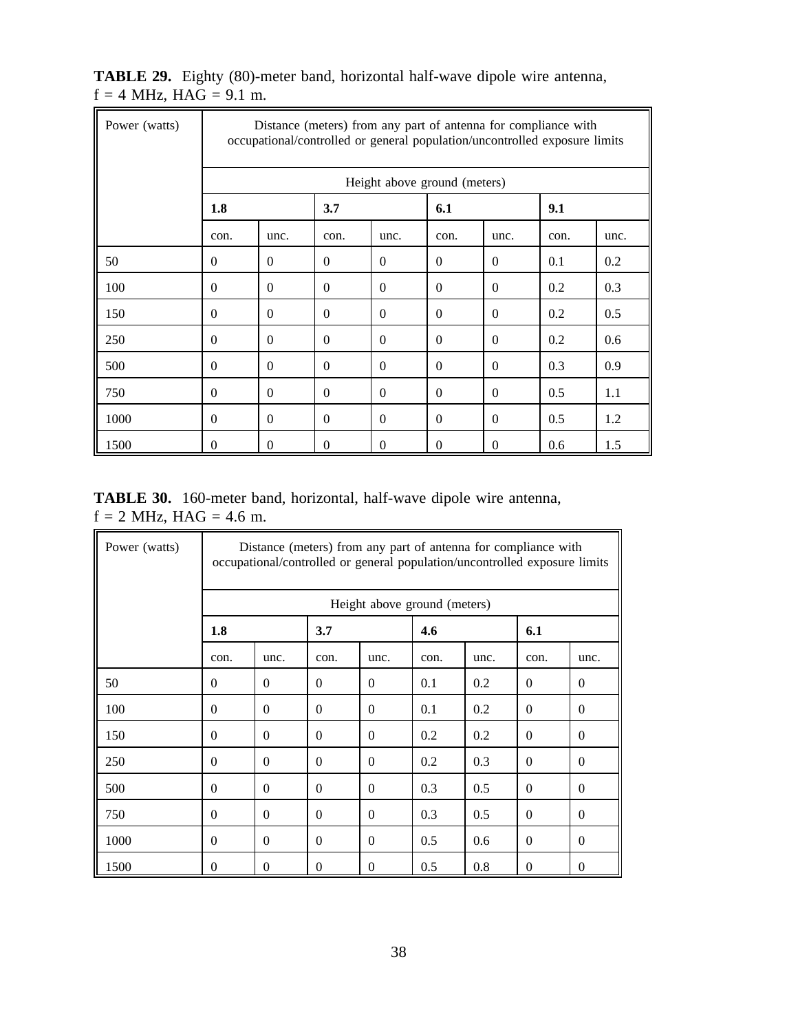**TABLE 29.** Eighty (80)-meter band, horizontal half-wave dipole wire antenna, f = 4 MHz, HAG = 9.1 m.

| Power (watts) | Distance (meters) from any part of antenna for compliance with occupational/controlled or general population/uncontrolled exposure limits | | | | | | | |
|---|---|---|---|---|---|---|---|---|
| | Height above ground (meters) | | | | | | | |
| | **1.8** | | **3.7** | | **6.1** | | **9.1** | |
| | con. | unc. | con. | unc. | con. | unc. | con. | unc. |
| 50 | 0 | 0 | 0 | 0 | 0 | 0 | 0.1 | 0.2 |
| 100 | 0 | 0 | 0 | 0 | 0 | 0 | 0.2 | 0.3 |
| 150 | 0 | 0 | 0 | 0 | 0 | 0 | 0.2 | 0.5 |
| 250 | 0 | 0 | 0 | 0 | 0 | 0 | 0.2 | 0.6 |
| 500 | 0 | 0 | 0 | 0 | 0 | 0 | 0.3 | 0.9 |
| 750 | 0 | 0 | 0 | 0 | 0 | 0 | 0.5 | 1.1 |
| 1000 | 0 | 0 | 0 | 0 | 0 | 0 | 0.5 | 1.2 |
| 1500 | 0 | 0 | 0 | 0 | 0 | 0 | 0.6 | 1.5 |

**TABLE 30.** 160-meter band, horizontal, half-wave dipole wire antenna, f = 2 MHz, HAG = 4.6 m.

| Power (watts) | Distance (meters) from any part of antenna for compliance with occupational/controlled or general population/uncontrolled exposure limits | | | | | | | |
|---|---|---|---|---|---|---|---|---|
| | Height above ground (meters) | | | | | | | |
| | **1.8** | | **3.7** | | **4.6** | | **6.1** | |
| | con. | unc. | con. | unc. | con. | unc. | con. | unc. |
| 50 | 0 | 0 | 0 | 0 | 0.1 | 0.2 | 0 | 0 |
| 100 | 0 | 0 | 0 | 0 | 0.1 | 0.2 | 0 | 0 |
| 150 | 0 | 0 | 0 | 0 | 0.2 | 0.2 | 0 | 0 |
| 250 | 0 | 0 | 0 | 0 | 0.2 | 0.3 | 0 | 0 |
| 500 | 0 | 0 | 0 | 0 | 0.3 | 0.5 | 0 | 0 |
| 750 | 0 | 0 | 0 | 0 | 0.3 | 0.5 | 0 | 0 |
| 1000 | 0 | 0 | 0 | 0 | 0.5 | 0.6 | 0 | 0 |
| 1500 | 0 | 0 | 0 | 0 | 0.5 | 0.8 | 0 | 0 |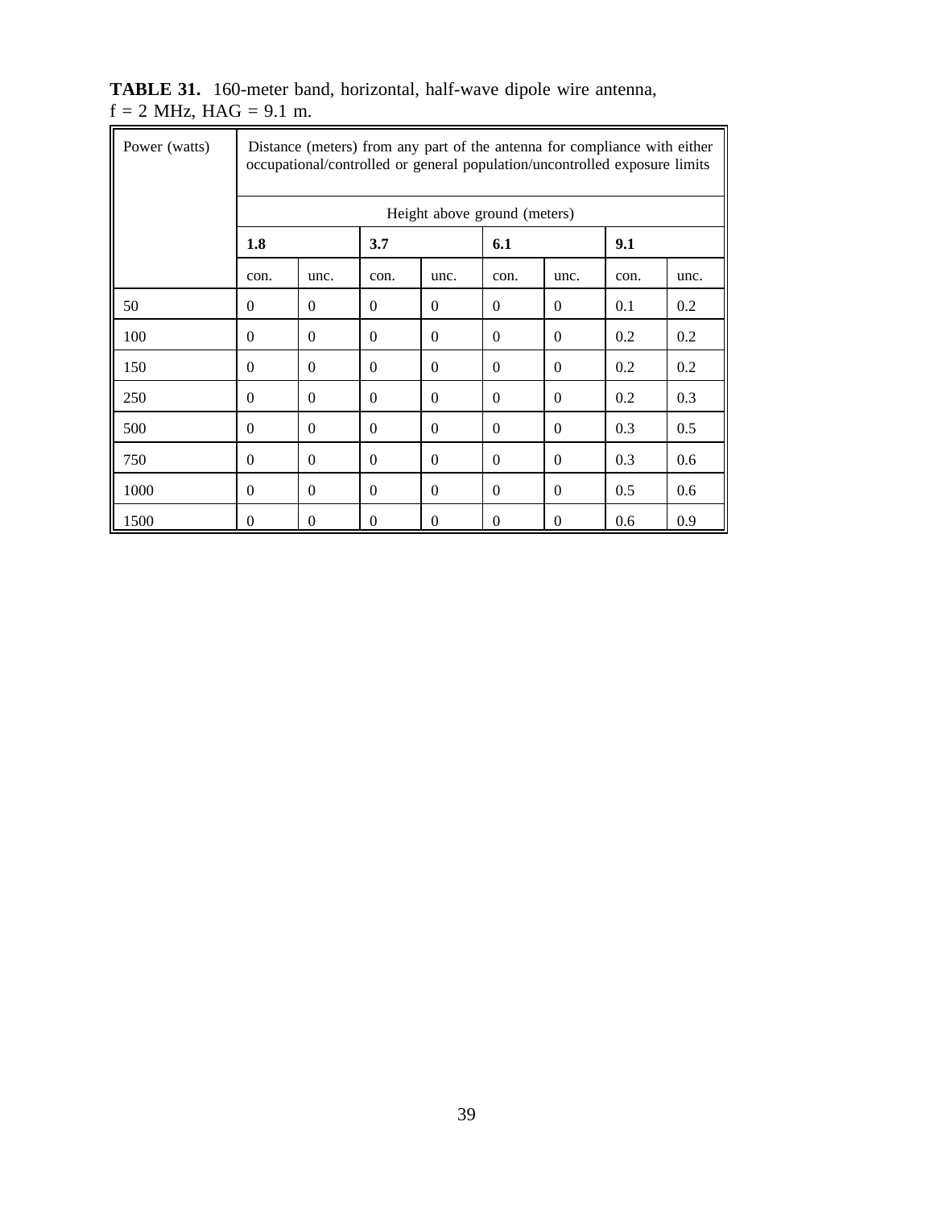**TABLE 31.** 160-meter band, horizontal, half-wave dipole wire antenna, f = 2 MHz, HAG = 9.1 m.

| Power (watts) | Distance (meters) from any part of the antenna for compliance with either occupational/controlled or general population/uncontrolled exposure limits | | | | | | | |
|---|---|---|---|---|---|---|---|---|
| | Height above ground (meters) | | | | | | | |
| | **1.8** | | **3.7** | | **6.1** | | **9.1** | |
| | con. | unc. | con. | unc. | con. | unc. | con. | unc. |
| 50 | 0 | 0 | 0 | 0 | 0 | 0 | 0.1 | 0.2 |
| 100 | 0 | 0 | 0 | 0 | 0 | 0 | 0.2 | 0.2 |
| 150 | 0 | 0 | 0 | 0 | 0 | 0 | 0.2 | 0.2 |
| 250 | 0 | 0 | 0 | 0 | 0 | 0 | 0.2 | 0.3 |
| 500 | 0 | 0 | 0 | 0 | 0 | 0 | 0.3 | 0.5 |
| 750 | 0 | 0 | 0 | 0 | 0 | 0 | 0.3 | 0.6 |
| 1000 | 0 | 0 | 0 | 0 | 0 | 0 | 0.5 | 0.6 |
| 1500 | 0 | 0 | 0 | 0 | 0 | 0 | 0.6 | 0.9 |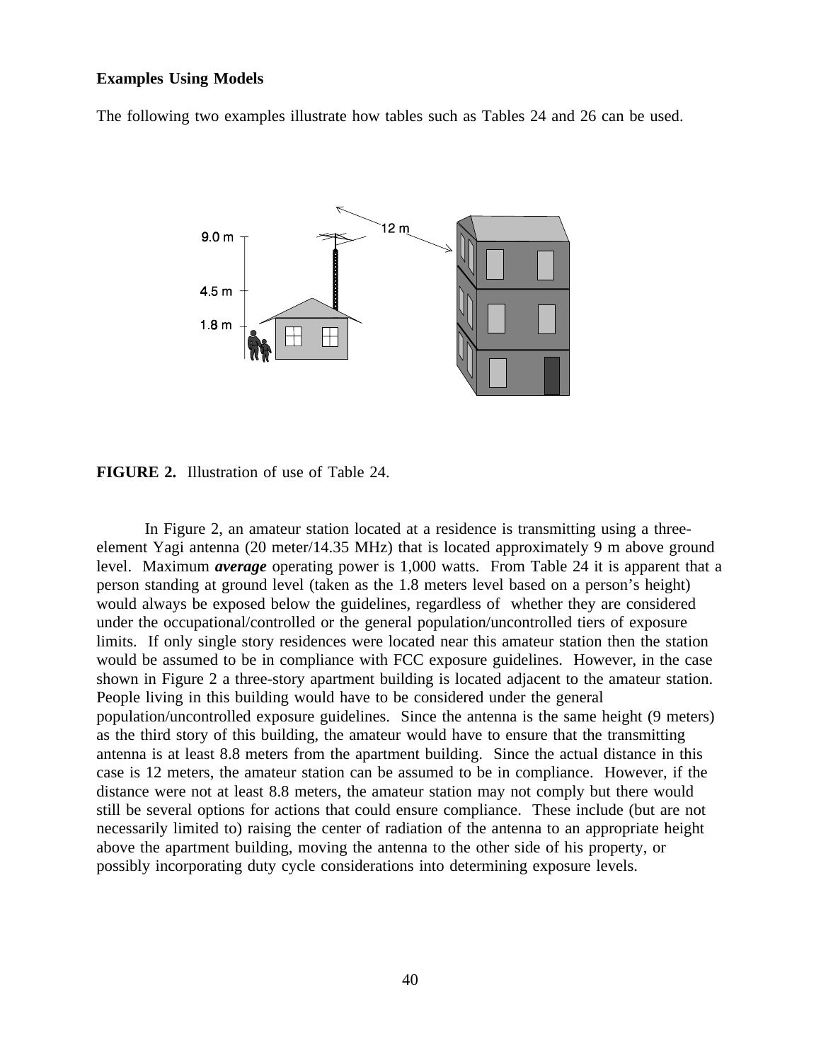**Examples Using Models**

The following two examples illustrate how tables such as Tables 24 and 26 can be used.

**FIGURE 2.** Illustration of use of Table 24.

In Figure 2, an amateur station located at a residence is transmitting using a three-element Yagi antenna (20 meter/14.35 MHz) that is located approximately 9 m above ground level. Maximum ***average*** operating power is 1,000 watts. From Table 24 it is apparent that a person standing at ground level (taken as the 1.8 meters level based on a person's height) would always be exposed below the guidelines, regardless of whether they are considered under the occupational/controlled or the general population/uncontrolled tiers of exposure limits. If only single story residences were located near this amateur station then the station would be assumed to be in compliance with FCC exposure guidelines. However, in the case shown in Figure 2 a three-story apartment building is located adjacent to the amateur station. People living in this building would have to be considered under the general population/uncontrolled exposure guidelines. Since the antenna is the same height (9 meters) as the third story of this building, the amateur would have to ensure that the transmitting antenna is at least 8.8 meters from the apartment building. Since the actual distance in this case is 12 meters, the amateur station can be assumed to be in compliance. However, if the distance were not at least 8.8 meters, the amateur station may not comply but there would still be several options for actions that could ensure compliance. These include (but are not necessarily limited to) raising the center of radiation of the antenna to an appropriate height above the apartment building, moving the antenna to the other side of his property, or possibly incorporating duty cycle considerations into determining exposure levels.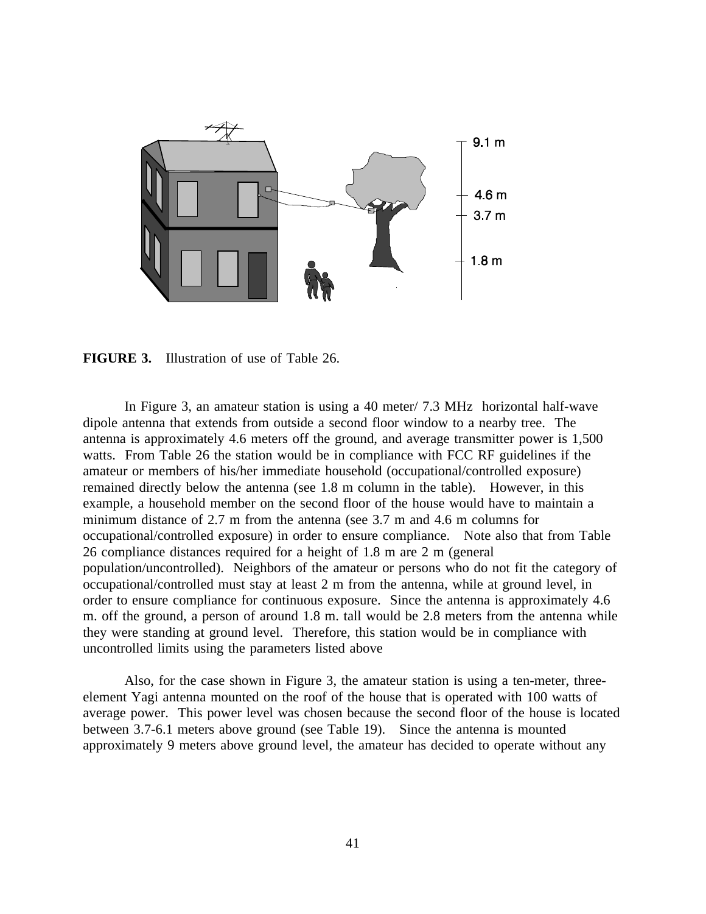**FIGURE 3.** Illustration of use of Table 26.

In Figure 3, an amateur station is using a 40 meter/ 7.3 MHz horizontal half-wave dipole antenna that extends from outside a second floor window to a nearby tree. The antenna is approximately 4.6 meters off the ground, and average transmitter power is 1,500 watts. From Table 26 the station would be in compliance with FCC RF guidelines if the amateur or members of his/her immediate household (occupational/controlled exposure) remained directly below the antenna (see 1.8 m column in the table). However, in this example, a household member on the second floor of the house would have to maintain a minimum distance of 2.7 m from the antenna (see 3.7 m and 4.6 m columns for occupational/controlled exposure) in order to ensure compliance. Note also that from Table 26 compliance distances required for a height of 1.8 m are 2 m (general population/uncontrolled). Neighbors of the amateur or persons who do not fit the category of occupational/controlled must stay at least 2 m from the antenna, while at ground level, in order to ensure compliance for continuous exposure. Since the antenna is approximately 4.6 m. off the ground, a person of around 1.8 m. tall would be 2.8 meters from the antenna while they were standing at ground level. Therefore, this station would be in compliance with uncontrolled limits using the parameters listed above

Also, for the case shown in Figure 3, the amateur station is using a ten-meter, three-element Yagi antenna mounted on the roof of the house that is operated with 100 watts of average power. This power level was chosen because the second floor of the house is located between 3.7-6.1 meters above ground (see Table 19). Since the antenna is mounted approximately 9 meters above ground level, the amateur has decided to operate without any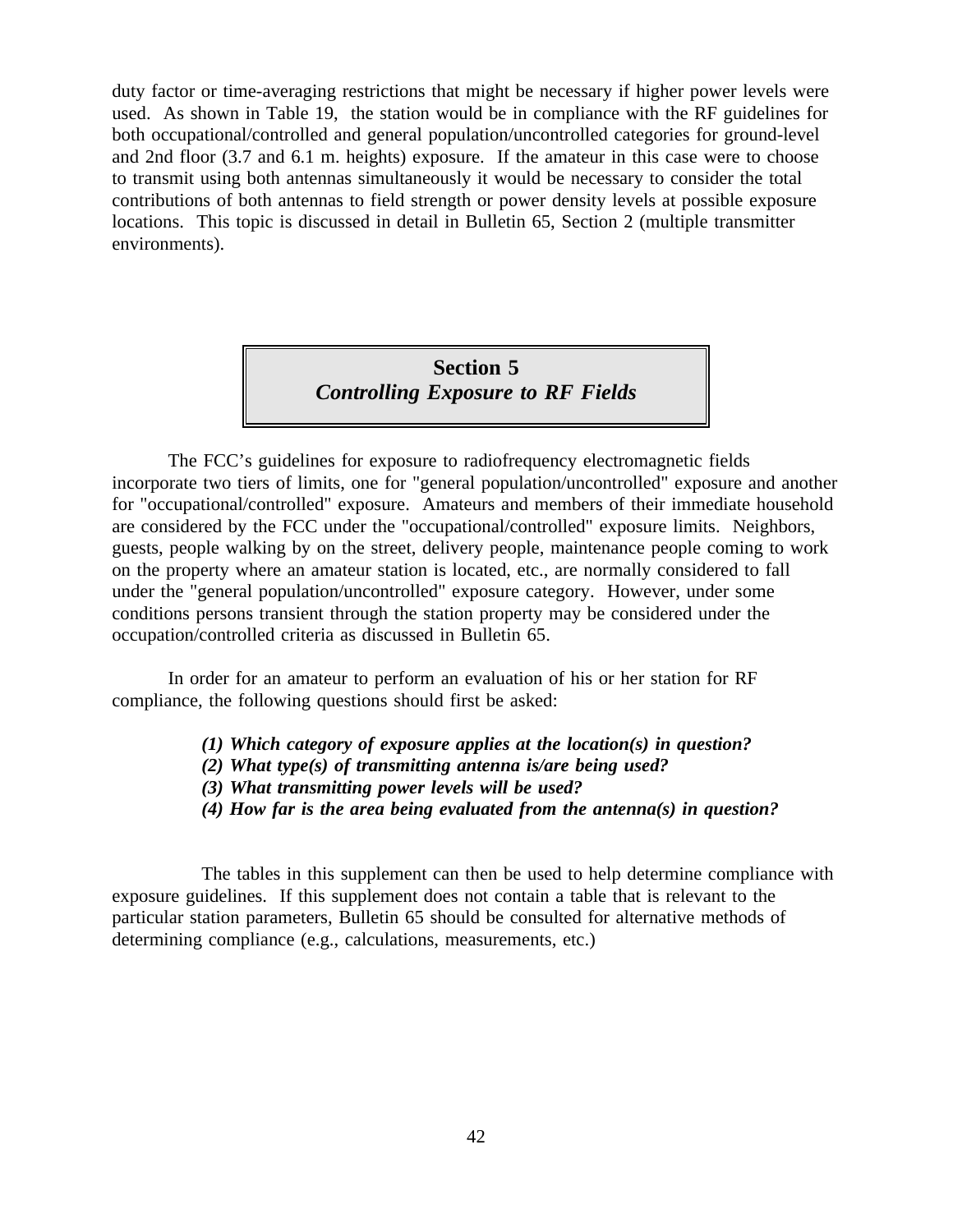duty factor or time-averaging restrictions that might be necessary if higher power levels were used. As shown in Table 19, the station would be in compliance with the RF guidelines for both occupational/controlled and general population/uncontrolled categories for ground-level and 2nd floor (3.7 and 6.1 m. heights) exposure. If the amateur in this case were to choose to transmit using both antennas simultaneously it would be necessary to consider the total contributions of both antennas to field strength or power density levels at possible exposure locations. This topic is discussed in detail in Bulletin 65, Section 2 (multiple transmitter environments).

## Section 5
## *Controlling Exposure to RF Fields*

The FCC's guidelines for exposure to radiofrequency electromagnetic fields incorporate two tiers of limits, one for "general population/uncontrolled" exposure and another for "occupational/controlled" exposure. Amateurs and members of their immediate household are considered by the FCC under the "occupational/controlled" exposure limits. Neighbors, guests, people walking by on the street, delivery people, maintenance people coming to work on the property where an amateur station is located, etc., are normally considered to fall under the "general population/uncontrolled" exposure category. However, under some conditions persons transient through the station property may be considered under the occupation/controlled criteria as discussed in Bulletin 65.

In order for an amateur to perform an evaluation of his or her station for RF compliance, the following questions should first be asked:

***(1) Which category of exposure applies at the location(s) in question?***
***(2) What type(s) of transmitting antenna is/are being used?***
***(3) What transmitting power levels will be used?***
***(4) How far is the area being evaluated from the antenna(s) in question?***

The tables in this supplement can then be used to help determine compliance with exposure guidelines. If this supplement does not contain a table that is relevant to the particular station parameters, Bulletin 65 should be consulted for alternative methods of determining compliance (e.g., calculations, measurements, etc.)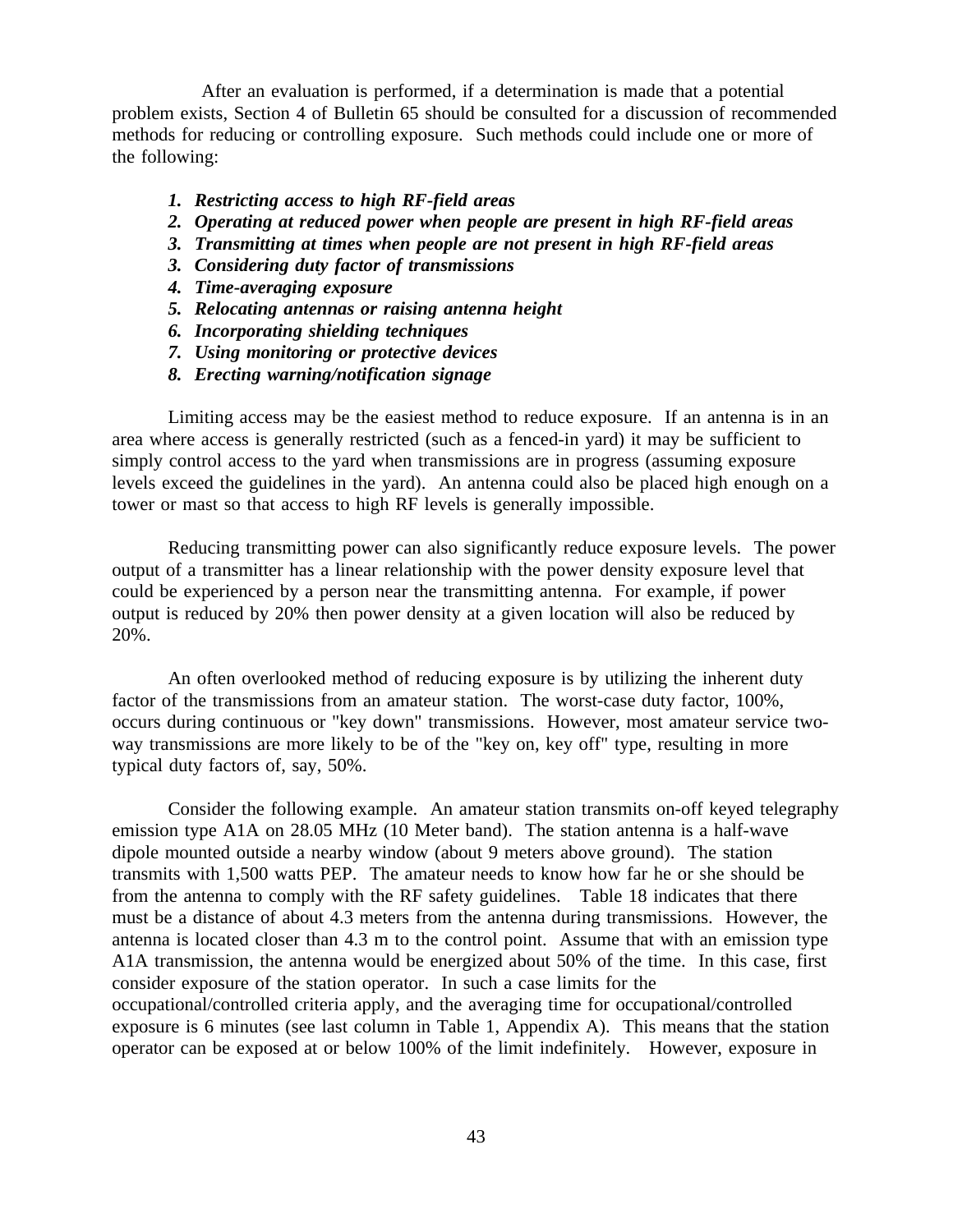After an evaluation is performed, if a determination is made that a potential problem exists, Section 4 of Bulletin 65 should be consulted for a discussion of recommended methods for reducing or controlling exposure. Such methods could include one or more of the following:

1. ***Restricting access to high RF-field areas***
2. ***Operating at reduced power when people are present in high RF-field areas***
3. ***Transmitting at times when people are not present in high RF-field areas***
3. ***Considering duty factor of transmissions***
4. ***Time-averaging exposure***
5. ***Relocating antennas or raising antenna height***
6. ***Incorporating shielding techniques***
7. ***Using monitoring or protective devices***
8. ***Erecting warning/notification signage***

Limiting access may be the easiest method to reduce exposure. If an antenna is in an area where access is generally restricted (such as a fenced-in yard) it may be sufficient to simply control access to the yard when transmissions are in progress (assuming exposure levels exceed the guidelines in the yard). An antenna could also be placed high enough on a tower or mast so that access to high RF levels is generally impossible.

Reducing transmitting power can also significantly reduce exposure levels. The power output of a transmitter has a linear relationship with the power density exposure level that could be experienced by a person near the transmitting antenna. For example, if power output is reduced by 20% then power density at a given location will also be reduced by 20%.

An often overlooked method of reducing exposure is by utilizing the inherent duty factor of the transmissions from an amateur station. The worst-case duty factor, 100%, occurs during continuous or "key down" transmissions. However, most amateur service two-way transmissions are more likely to be of the "key on, key off" type, resulting in more typical duty factors of, say, 50%.

Consider the following example. An amateur station transmits on-off keyed telegraphy emission type A1A on 28.05 MHz (10 Meter band). The station antenna is a half-wave dipole mounted outside a nearby window (about 9 meters above ground). The station transmits with 1,500 watts PEP. The amateur needs to know how far he or she should be from the antenna to comply with the RF safety guidelines. Table 18 indicates that there must be a distance of about 4.3 meters from the antenna during transmissions. However, the antenna is located closer than 4.3 m to the control point. Assume that with an emission type A1A transmission, the antenna would be energized about 50% of the time. In this case, first consider exposure of the station operator. In such a case limits for the occupational/controlled criteria apply, and the averaging time for occupational/controlled exposure is 6 minutes (see last column in Table 1, Appendix A). This means that the station operator can be exposed at or below 100% of the limit indefinitely. However, exposure in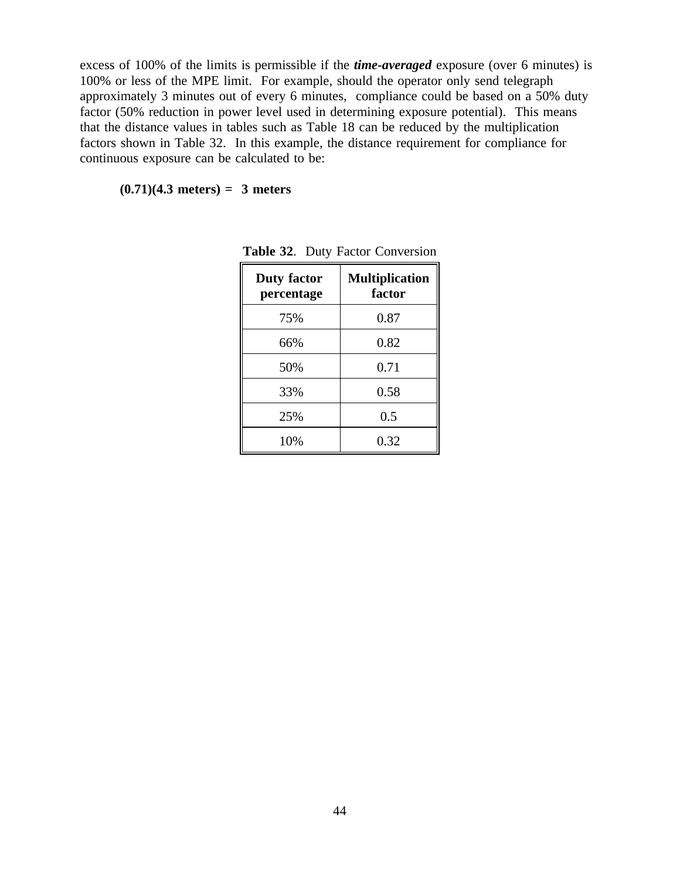excess of 100% of the limits is permissible if the ***time-averaged*** exposure (over 6 minutes) is 100% or less of the MPE limit. For example, should the operator only send telegraph approximately 3 minutes out of every 6 minutes, compliance could be based on a 50% duty factor (50% reduction in power level used in determining exposure potential). This means that the distance values in tables such as Table 18 can be reduced by the multiplication factors shown in Table 32. In this example, the distance requirement for compliance for continuous exposure can be calculated to be:

**(0.71)(4.3 meters) = 3 meters**

**Table 32**. Duty Factor Conversion

| Duty factor percentage | Multiplication factor |
|---|---|
| 75% | 0.87 |
| 66% | 0.82 |
| 50% | 0.71 |
| 33% | 0.58 |
| 25% | 0.5 |
| 10% | 0.32 |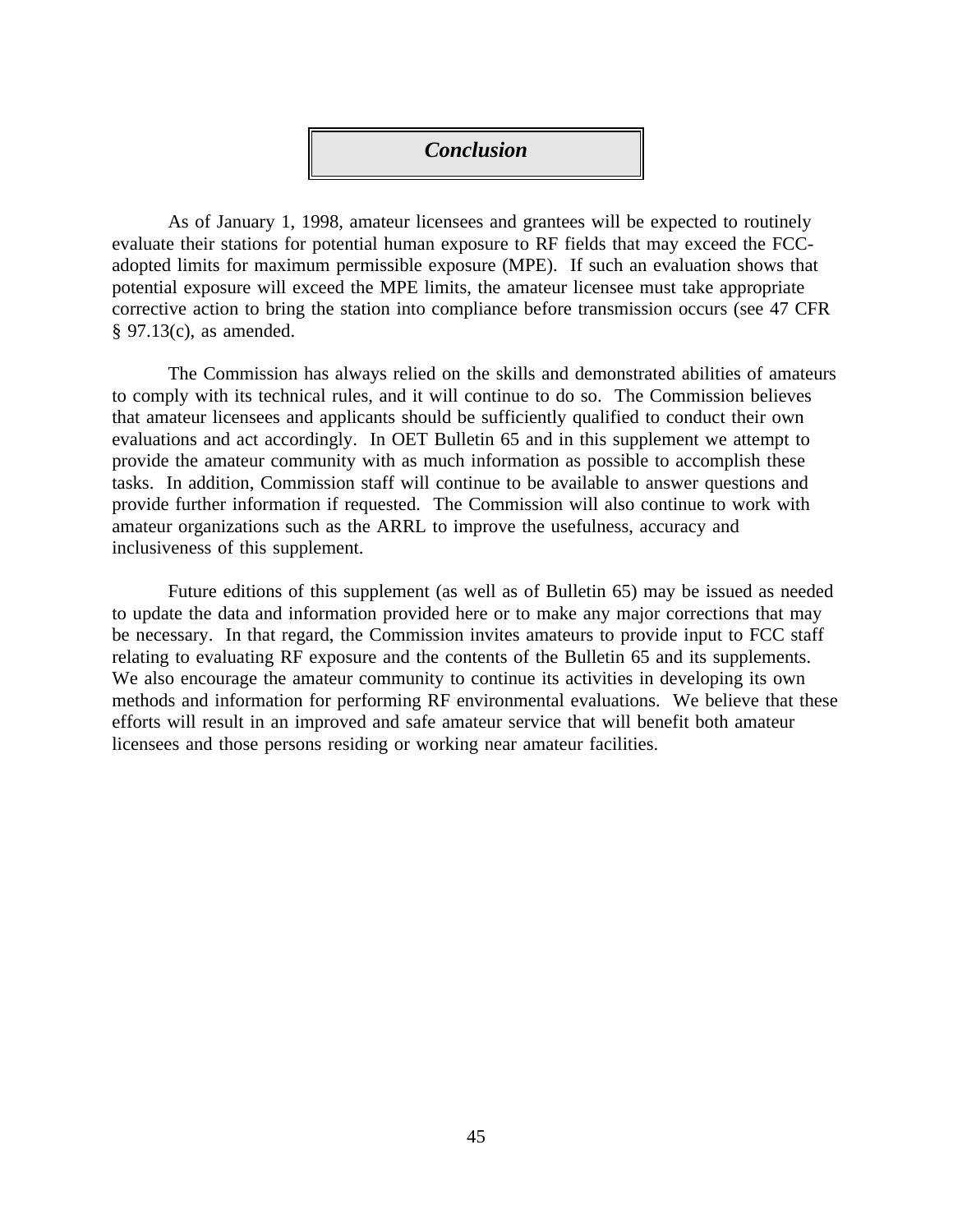## *Conclusion*

As of January 1, 1998, amateur licensees and grantees will be expected to routinely evaluate their stations for potential human exposure to RF fields that may exceed the FCC-adopted limits for maximum permissible exposure (MPE). If such an evaluation shows that potential exposure will exceed the MPE limits, the amateur licensee must take appropriate corrective action to bring the station into compliance before transmission occurs (see 47 CFR § 97.13(c), as amended.

The Commission has always relied on the skills and demonstrated abilities of amateurs to comply with its technical rules, and it will continue to do so. The Commission believes that amateur licensees and applicants should be sufficiently qualified to conduct their own evaluations and act accordingly. In OET Bulletin 65 and in this supplement we attempt to provide the amateur community with as much information as possible to accomplish these tasks. In addition, Commission staff will continue to be available to answer questions and provide further information if requested. The Commission will also continue to work with amateur organizations such as the ARRL to improve the usefulness, accuracy and inclusiveness of this supplement.

Future editions of this supplement (as well as of Bulletin 65) may be issued as needed to update the data and information provided here or to make any major corrections that may be necessary. In that regard, the Commission invites amateurs to provide input to FCC staff relating to evaluating RF exposure and the contents of the Bulletin 65 and its supplements. We also encourage the amateur community to continue its activities in developing its own methods and information for performing RF environmental evaluations. We believe that these efforts will result in an improved and safe amateur service that will benefit both amateur licensees and those persons residing or working near amateur facilities.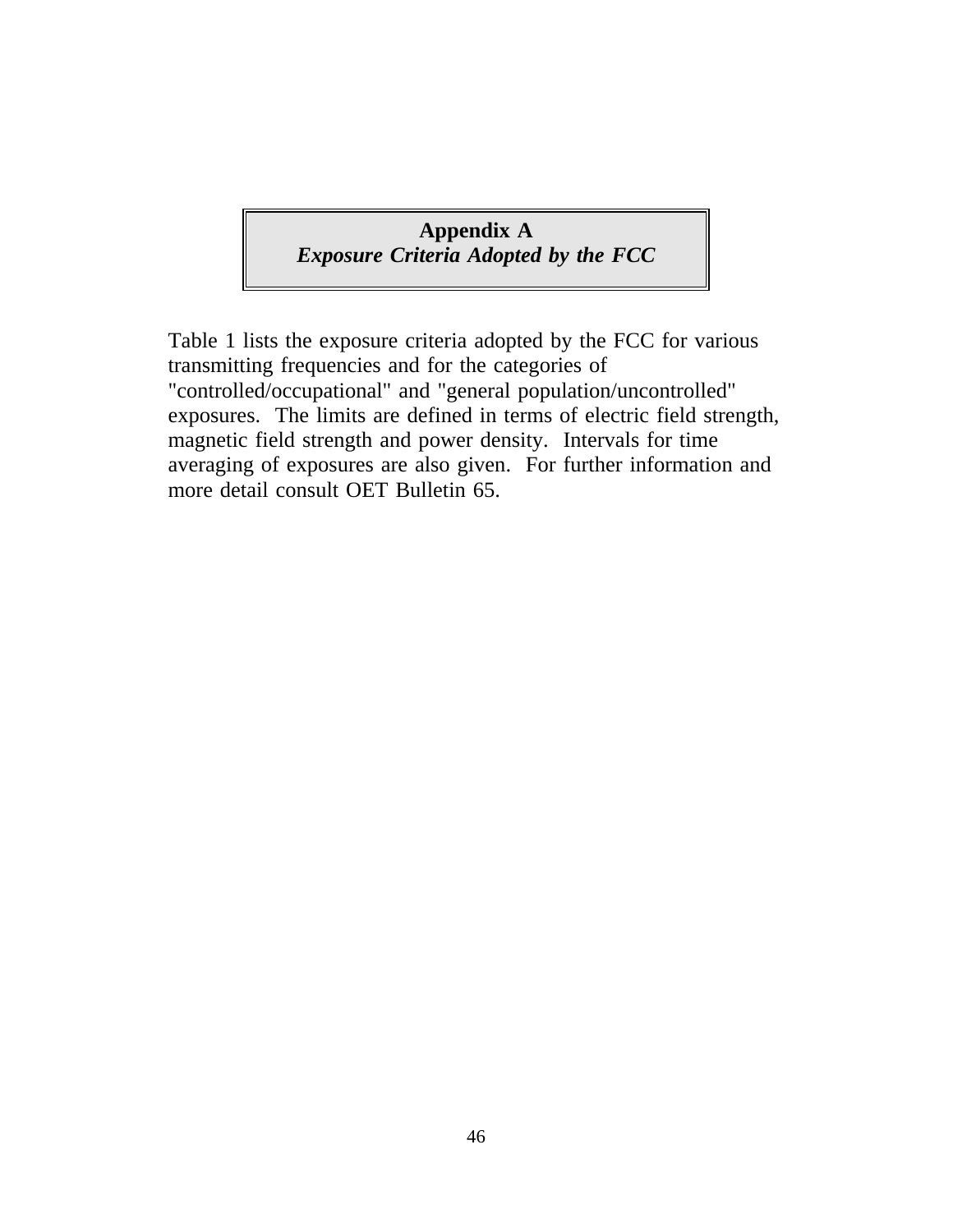# Appendix A

## *Exposure Criteria Adopted by the FCC*

Table 1 lists the exposure criteria adopted by the FCC for various transmitting frequencies and for the categories of "controlled/occupational" and "general population/uncontrolled" exposures. The limits are defined in terms of electric field strength, magnetic field strength and power density. Intervals for time averaging of exposures are also given. For further information and more detail consult OET Bulletin 65.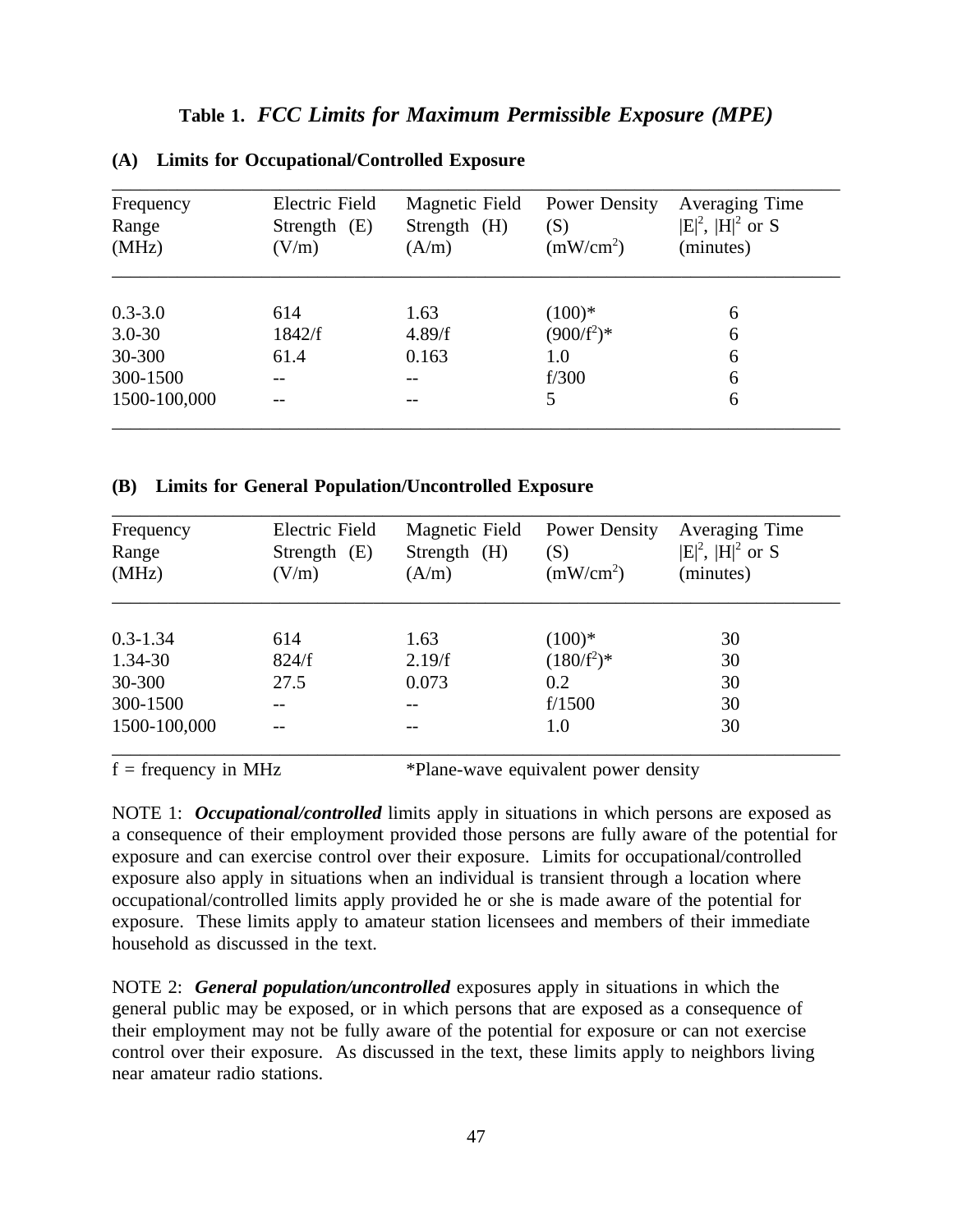## Table 1. *FCC Limits for Maximum Permissible Exposure (MPE)*

### (A) Limits for Occupational/Controlled Exposure

| Frequency Range (MHz) | Electric Field Strength (E) (V/m) | Magnetic Field Strength (H) (A/m) | Power Density (S) ($mW/cm^2$) | Averaging Time $\|E\|^2$, $\|H\|^2$ or S (minutes) |
|---|---|---|---|---|
| 0.3-3.0 | 614 | 1.63 | (100)* | 6 |
| 3.0-30 | 1842/f | 4.89/f | $(900/f^2)$* | 6 |
| 30-300 | 61.4 | 0.163 | 1.0 | 6 |
| 300-1500 | -- | -- | f/300 | 6 |
| 1500-100,000 | -- | -- | 5 | 6 |

### (B) Limits for General Population/Uncontrolled Exposure

| Frequency Range (MHz) | Electric Field Strength (E) (V/m) | Magnetic Field Strength (H) (A/m) | Power Density (S) ($mW/cm^2$) | Averaging Time $\|E\|^2$, $\|H\|^2$ or S (minutes) |
|---|---|---|---|---|
| 0.3-1.34 | 614 | 1.63 | (100)* | 30 |
| 1.34-30 | 824/f | 2.19/f | $(180/f^2)$* | 30 |
| 30-300 | 27.5 | 0.073 | 0.2 | 30 |
| 300-1500 | -- | -- | f/1500 | 30 |
| 1500-100,000 | -- | -- | 1.0 | 30 |

f = frequency in MHz *Plane-wave equivalent power density

NOTE 1: ***Occupational/controlled*** limits apply in situations in which persons are exposed as a consequence of their employment provided those persons are fully aware of the potential for exposure and can exercise control over their exposure. Limits for occupational/controlled exposure also apply in situations when an individual is transient through a location where occupational/controlled limits apply provided he or she is made aware of the potential for exposure. These limits apply to amateur station licensees and members of their immediate household as discussed in the text.

NOTE 2: ***General population/uncontrolled*** exposures apply in situations in which the general public may be exposed, or in which persons that are exposed as a consequence of their employment may not be fully aware of the potential for exposure or can not exercise control over their exposure. As discussed in the text, these limits apply to neighbors living near amateur radio stations.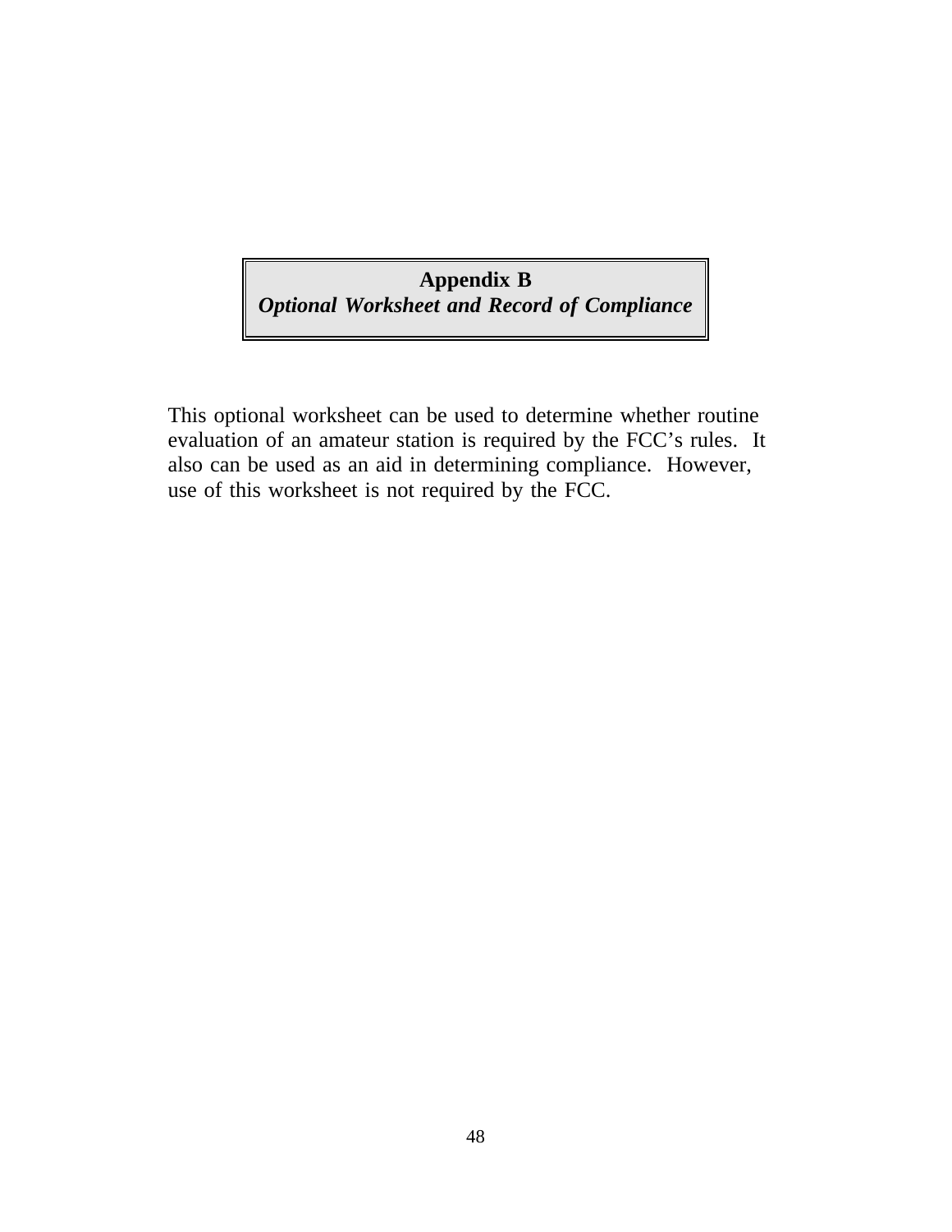# Appendix B

## *Optional Worksheet and Record of Compliance*

This optional worksheet can be used to determine whether routine evaluation of an amateur station is required by the FCC's rules. It also can be used as an aid in determining compliance. However, use of this worksheet is not required by the FCC.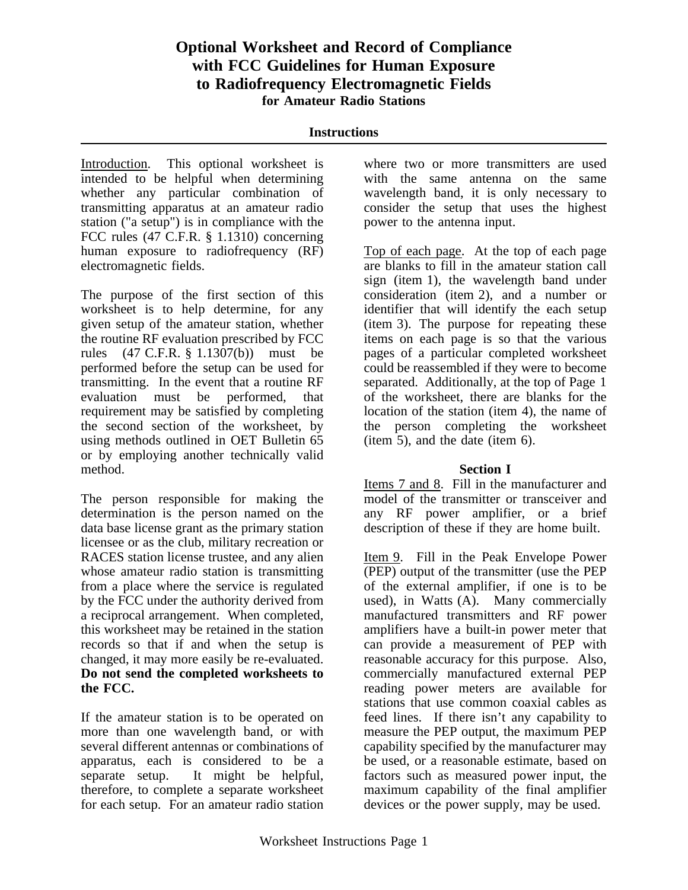# Optional Worksheet and Record of Compliance with FCC Guidelines for Human Exposure to Radiofrequency Electromagnetic Fields

**for Amateur Radio Stations**

## Instructions

Introduction. This optional worksheet is intended to be helpful when determining whether any particular combination of transmitting apparatus at an amateur radio station ("a setup") is in compliance with the FCC rules (47 C.F.R. § 1.1310) concerning human exposure to radiofrequency (RF) electromagnetic fields.

The purpose of the first section of this worksheet is to help determine, for any given setup of the amateur station, whether the routine RF evaluation prescribed by FCC rules (47 C.F.R. § 1.1307(b)) must be performed before the setup can be used for transmitting. In the event that a routine RF evaluation must be performed, that requirement may be satisfied by completing the second section of the worksheet, by using methods outlined in OET Bulletin 65 or by employing another technically valid method.

The person responsible for making the determination is the person named on the data base license grant as the primary station licensee or as the club, military recreation or RACES station license trustee, and any alien whose amateur radio station is transmitting from a place where the service is regulated by the FCC under the authority derived from a reciprocal arrangement. When completed, this worksheet may be retained in the station records so that if and when the setup is changed, it may more easily be re-evaluated. **Do not send the completed worksheets to the FCC.**

If the amateur station is to be operated on more than one wavelength band, or with several different antennas or combinations of apparatus, each is considered to be a separate setup. It might be helpful, therefore, to complete a separate worksheet for each setup. For an amateur radio station where two or more transmitters are used with the same antenna on the same wavelength band, it is only necessary to consider the setup that uses the highest power to the antenna input.

Top of each page. At the top of each page are blanks to fill in the amateur station call sign (item 1), the wavelength band under consideration (item 2), and a number or identifier that will identify the each setup (item 3). The purpose for repeating these items on each page is so that the various pages of a particular completed worksheet could be reassembled if they were to become separated. Additionally, at the top of Page 1 of the worksheet, there are blanks for the location of the station (item 4), the name of the person completing the worksheet (item 5), and the date (item 6).

### Section I

Items 7 and 8. Fill in the manufacturer and model of the transmitter or transceiver and any RF power amplifier, or a brief description of these if they are home built.

Item 9. Fill in the Peak Envelope Power (PEP) output of the transmitter (use the PEP of the external amplifier, if one is to be used), in Watts (A). Many commercially manufactured transmitters and RF power amplifiers have a built-in power meter that can provide a measurement of PEP with reasonable accuracy for this purpose. Also, commercially manufactured external PEP reading power meters are available for stations that use common coaxial cables as feed lines. If there isn't any capability to measure the PEP output, the maximum PEP capability specified by the manufacturer may be used, or a reasonable estimate, based on factors such as measured power input, the maximum capability of the final amplifier devices or the power supply, may be used.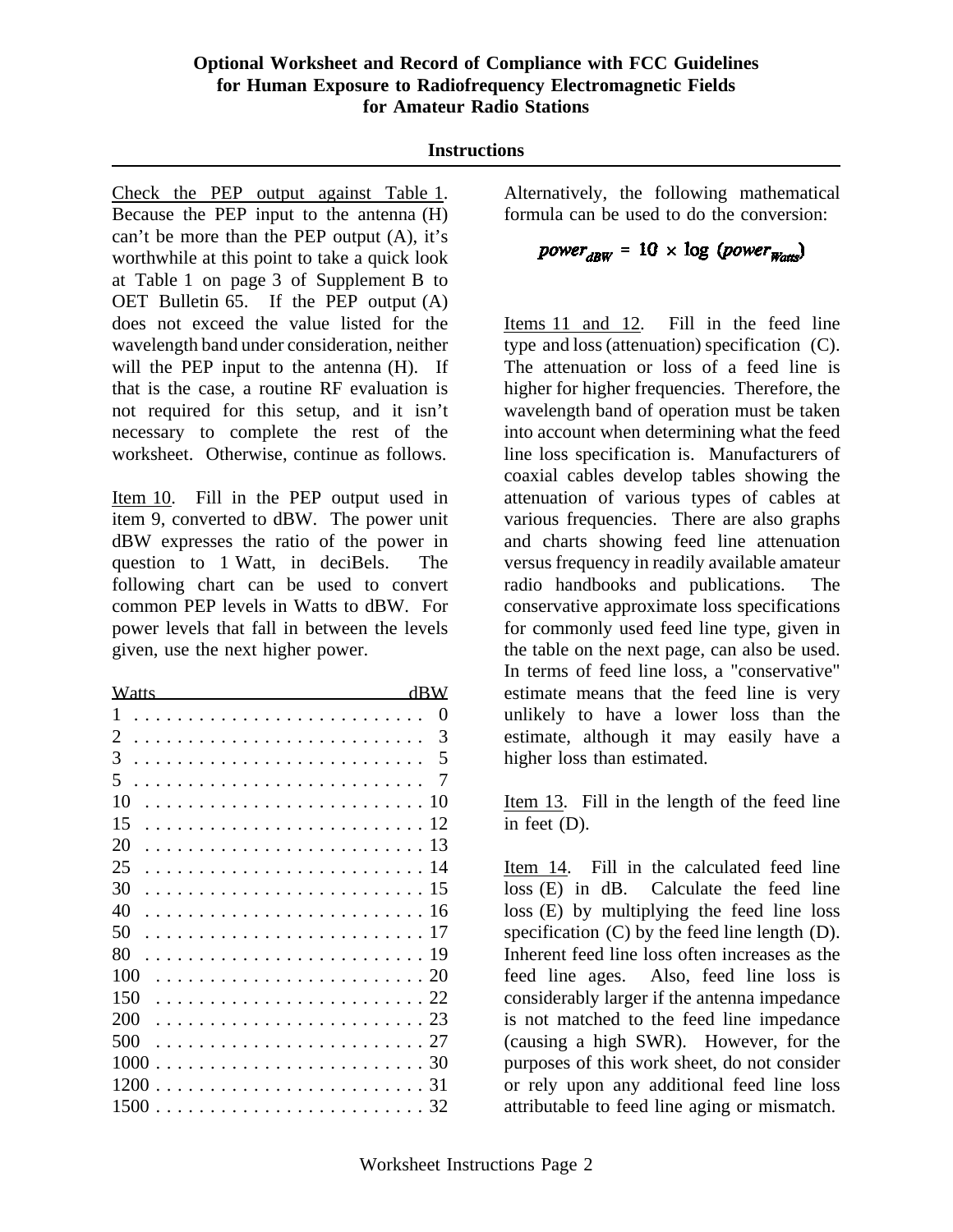## Optional Worksheet and Record of Compliance with FCC Guidelines for Human Exposure to Radiofrequency Electromagnetic Fields for Amateur Radio Stations

### Instructions

Check the PEP output against Table 1. Because the PEP input to the antenna (H) can't be more than the PEP output (A), it's worthwhile at this point to take a quick look at Table 1 on page 3 of Supplement B to OET Bulletin 65. If the PEP output (A) does not exceed the value listed for the wavelength band under consideration, neither will the PEP input to the antenna (H). If that is the case, a routine RF evaluation is not required for this setup, and it isn't necessary to complete the rest of the worksheet. Otherwise, continue as follows.

Item 10. Fill in the PEP output used in item 9, converted to dBW. The power unit dBW expresses the ratio of the power in question to 1 Watt, in deciBels. The following chart can be used to convert common PEP levels in Watts to dBW. For power levels that fall in between the levels given, use the next higher power.

| Watts | dBW |
|---|---|
| 1 | 0 |
| 2 | 3 |
| 3 | 5 |
| 5 | 7 |
| 10 | 10 |
| 15 | 12 |
| 20 | 13 |
| 25 | 14 |
| 30 | 15 |
| 40 | 16 |
| 50 | 17 |
| 80 | 19 |
| 100 | 20 |
| 150 | 22 |
| 200 | 23 |
| 500 | 27 |
| 1000 | 30 |
| 1200 | 31 |
| 1500 | 32 |

Alternatively, the following mathematical formula can be used to do the conversion:

$$power_{dBW} = 10 \times \log\ (power_{Watts})$$

Items 11 and 12. Fill in the feed line type and loss (attenuation) specification (C). The attenuation or loss of a feed line is higher for higher frequencies. Therefore, the wavelength band of operation must be taken into account when determining what the feed line loss specification is. Manufacturers of coaxial cables develop tables showing the attenuation of various types of cables at various frequencies. There are also graphs and charts showing feed line attenuation versus frequency in readily available amateur radio handbooks and publications. The conservative approximate loss specifications for commonly used feed line type, given in the table on the next page, can also be used. In terms of feed line loss, a "conservative" estimate means that the feed line is very unlikely to have a lower loss than the estimate, although it may easily have a higher loss than estimated.

Item 13. Fill in the length of the feed line in feet (D).

Item 14. Fill in the calculated feed line loss (E) in dB. Calculate the feed line loss (E) by multiplying the feed line loss specification (C) by the feed line length (D). Inherent feed line loss often increases as the feed line ages. Also, feed line loss is considerably larger if the antenna impedance is not matched to the feed line impedance (causing a high SWR). However, for the purposes of this work sheet, do not consider or rely upon any additional feed line loss attributable to feed line aging or mismatch.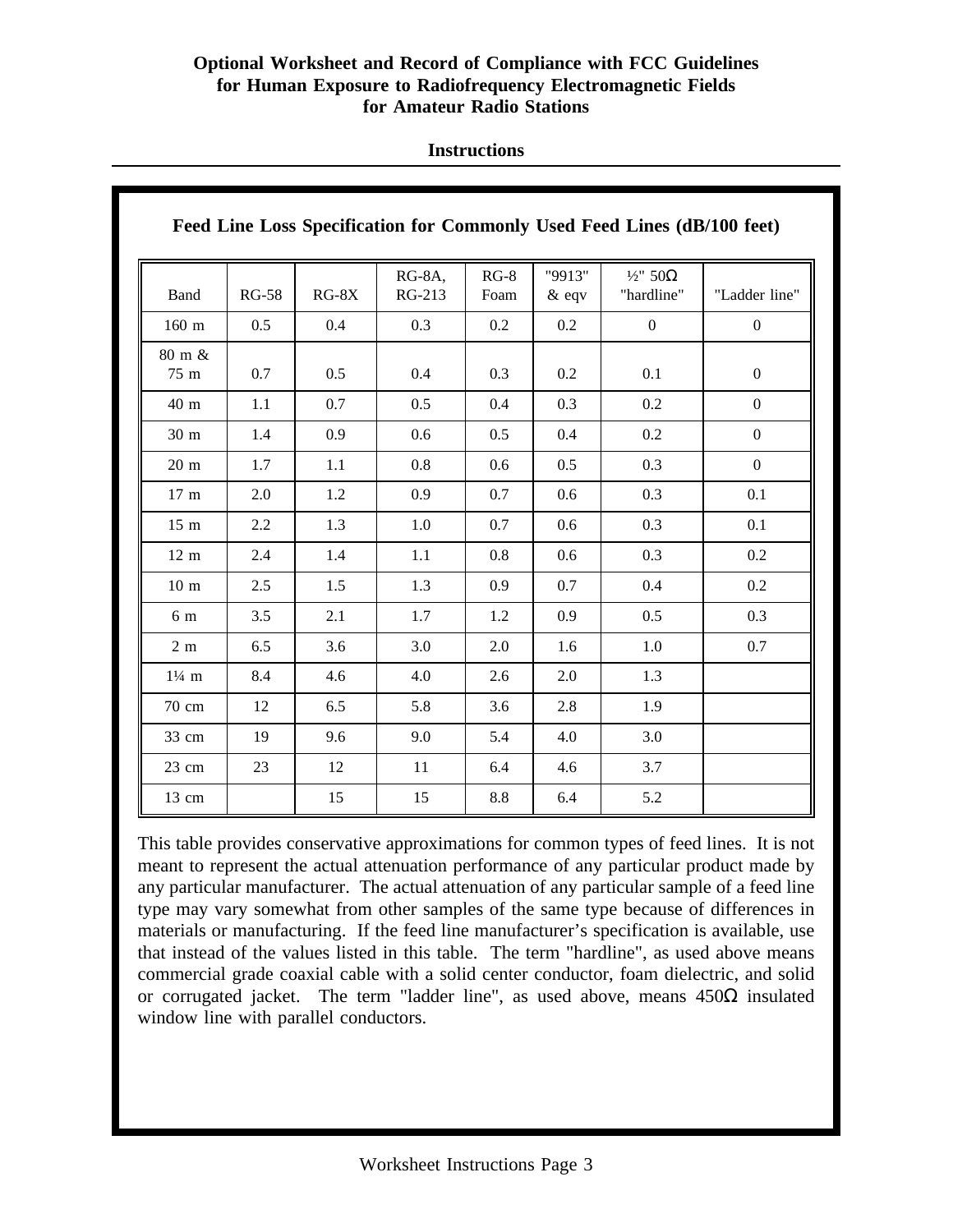**Optional Worksheet and Record of Compliance with FCC Guidelines for Human Exposure to Radiofrequency Electromagnetic Fields for Amateur Radio Stations**

**Instructions**

### Feed Line Loss Specification for Commonly Used Feed Lines (dB/100 feet)

| Band | RG-58 | RG-8X | RG-8A, RG-213 | RG-8 Foam | "9913" & eqv | ½" 50Ω "hardline" | "Ladder line" |
|---|---|---|---|---|---|---|---|
| 160 m | 0.5 | 0.4 | 0.3 | 0.2 | 0.2 | 0 | 0 |
| 80 m & 75 m | 0.7 | 0.5 | 0.4 | 0.3 | 0.2 | 0.1 | 0 |
| 40 m | 1.1 | 0.7 | 0.5 | 0.4 | 0.3 | 0.2 | 0 |
| 30 m | 1.4 | 0.9 | 0.6 | 0.5 | 0.4 | 0.2 | 0 |
| 20 m | 1.7 | 1.1 | 0.8 | 0.6 | 0.5 | 0.3 | 0 |
| 17 m | 2.0 | 1.2 | 0.9 | 0.7 | 0.6 | 0.3 | 0.1 |
| 15 m | 2.2 | 1.3 | 1.0 | 0.7 | 0.6 | 0.3 | 0.1 |
| 12 m | 2.4 | 1.4 | 1.1 | 0.8 | 0.6 | 0.3 | 0.2 |
| 10 m | 2.5 | 1.5 | 1.3 | 0.9 | 0.7 | 0.4 | 0.2 |
| 6 m | 3.5 | 2.1 | 1.7 | 1.2 | 0.9 | 0.5 | 0.3 |
| 2 m | 6.5 | 3.6 | 3.0 | 2.0 | 1.6 | 1.0 | 0.7 |
| 1¼ m | 8.4 | 4.6 | 4.0 | 2.6 | 2.0 | 1.3 | |
| 70 cm | 12 | 6.5 | 5.8 | 3.6 | 2.8 | 1.9 | |
| 33 cm | 19 | 9.6 | 9.0 | 5.4 | 4.0 | 3.0 | |
| 23 cm | 23 | 12 | 11 | 6.4 | 4.6 | 3.7 | |
| 13 cm | | 15 | 15 | 8.8 | 6.4 | 5.2 | |

This table provides conservative approximations for common types of feed lines. It is not meant to represent the actual attenuation performance of any particular product made by any particular manufacturer. The actual attenuation of any particular sample of a feed line type may vary somewhat from other samples of the same type because of differences in materials or manufacturing. If the feed line manufacturer's specification is available, use that instead of the values listed in this table. The term "hardline", as used above means commercial grade coaxial cable with a solid center conductor, foam dielectric, and solid or corrugated jacket. The term "ladder line", as used above, means 450Ω insulated window line with parallel conductors.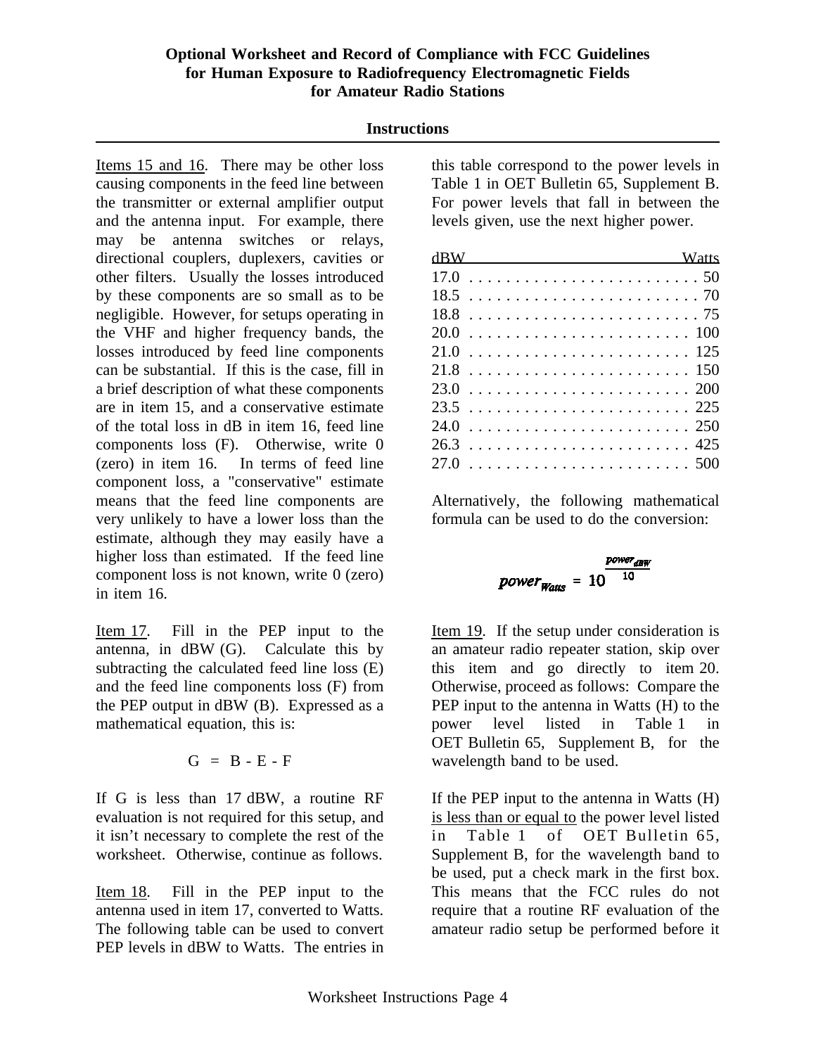# Optional Worksheet and Record of Compliance with FCC Guidelines for Human Exposure to Radiofrequency Electromagnetic Fields for Amateur Radio Stations

## Instructions

Items 15 and 16. There may be other loss causing components in the feed line between the transmitter or external amplifier output and the antenna input. For example, there may be antenna switches or relays, directional couplers, duplexers, cavities or other filters. Usually the losses introduced by these components are so small as to be negligible. However, for setups operating in the VHF and higher frequency bands, the losses introduced by feed line components can be substantial. If this is the case, fill in a brief description of what these components are in item 15, and a conservative estimate of the total loss in dB in item 16, feed line components loss (F). Otherwise, write 0 (zero) in item 16. In terms of feed line component loss, a "conservative" estimate means that the feed line components are very unlikely to have a lower loss than the estimate, although they may easily have a higher loss than estimated. If the feed line component loss is not known, write 0 (zero) in item 16.

Item 17. Fill in the PEP input to the antenna, in dBW (G). Calculate this by subtracting the calculated feed line loss (E) and the feed line components loss (F) from the PEP output in dBW (B). Expressed as a mathematical equation, this is:

$$G = B - E - F$$

If G is less than 17 dBW, a routine RF evaluation is not required for this setup, and it isn't necessary to complete the rest of the worksheet. Otherwise, continue as follows.

Item 18. Fill in the PEP input to the antenna used in item 17, converted to Watts. The following table can be used to convert PEP levels in dBW to Watts. The entries in this table correspond to the power levels in Table 1 in OET Bulletin 65, Supplement B. For power levels that fall in between the levels given, use the next higher power.

| dBW | Watts |
|---|---|
| 17.0 | 50 |
| 18.5 | 70 |
| 18.8 | 75 |
| 20.0 | 100 |
| 21.0 | 125 |
| 21.8 | 150 |
| 23.0 | 200 |
| 23.5 | 225 |
| 24.0 | 250 |
| 26.3 | 425 |
| 27.0 | 500 |

Alternatively, the following mathematical formula can be used to do the conversion:

$$power_{Watts} = 10^{\frac{power_{dBW}}{10}}$$

Item 19. If the setup under consideration is an amateur radio repeater station, skip over this item and go directly to item 20. Otherwise, proceed as follows: Compare the PEP input to the antenna in Watts (H) to the power level listed in Table 1 in OET Bulletin 65, Supplement B, for the wavelength band to be used.

If the PEP input to the antenna in Watts (H) is less than or equal to the power level listed in Table 1 of OET Bulletin 65, Supplement B, for the wavelength band to be used, put a check mark in the first box. This means that the FCC rules do not require that a routine RF evaluation of the amateur radio setup be performed before it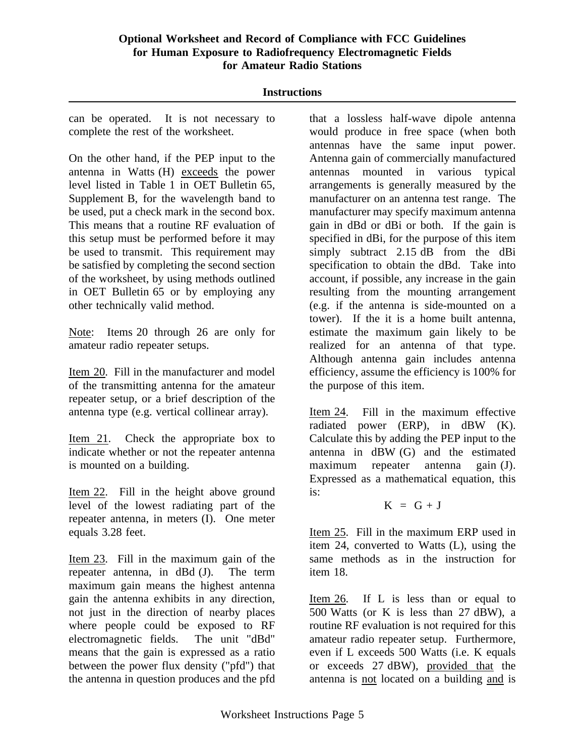can be operated. It is not necessary to complete the rest of the worksheet.

On the other hand, if the PEP input to the antenna in Watts (H) exceeds the power level listed in Table 1 in OET Bulletin 65, Supplement B, for the wavelength band to be used, put a check mark in the second box. This means that a routine RF evaluation of this setup must be performed before it may be used to transmit. This requirement may be satisfied by completing the second section of the worksheet, by using methods outlined in OET Bulletin 65 or by employing any other technically valid method.

Note: Items 20 through 26 are only for amateur radio repeater setups.

Item 20. Fill in the manufacturer and model of the transmitting antenna for the amateur repeater setup, or a brief description of the antenna type (e.g. vertical collinear array).

Item 21. Check the appropriate box to indicate whether or not the repeater antenna is mounted on a building.

Item 22. Fill in the height above ground level of the lowest radiating part of the repeater antenna, in meters (I). One meter equals 3.28 feet.

Item 23. Fill in the maximum gain of the repeater antenna, in dBd (J). The term maximum gain means the highest antenna gain the antenna exhibits in any direction, not just in the direction of nearby places where people could be exposed to RF electromagnetic fields. The unit "dBd" means that the gain is expressed as a ratio between the power flux density ("pfd") that the antenna in question produces and the pfd that a lossless half-wave dipole antenna would produce in free space (when both antennas have the same input power. Antenna gain of commercially manufactured antennas mounted in various typical arrangements is generally measured by the manufacturer on an antenna test range. The manufacturer may specify maximum antenna gain in dBd or dBi or both. If the gain is specified in dBi, for the purpose of this item simply subtract 2.15 dB from the dBi specification to obtain the dBd. Take into account, if possible, any increase in the gain resulting from the mounting arrangement (e.g. if the antenna is side-mounted on a tower). If the it is a home built antenna, estimate the maximum gain likely to be realized for an antenna of that type. Although antenna gain includes antenna efficiency, assume the efficiency is 100% for the purpose of this item.

Item 24. Fill in the maximum effective radiated power (ERP), in dBW (K). Calculate this by adding the PEP input to the antenna in dBW (G) and the estimated maximum repeater antenna gain (J). Expressed as a mathematical equation, this is:

$$K = G + J$$

Item 25. Fill in the maximum ERP used in item 24, converted to Watts (L), using the same methods as in the instruction for item 18.

Item 26. If L is less than or equal to 500 Watts (or K is less than 27 dBW), a routine RF evaluation is not required for this amateur radio repeater setup. Furthermore, even if L exceeds 500 Watts (i.e. K equals or exceeds 27 dBW), provided that the antenna is not located on a building and is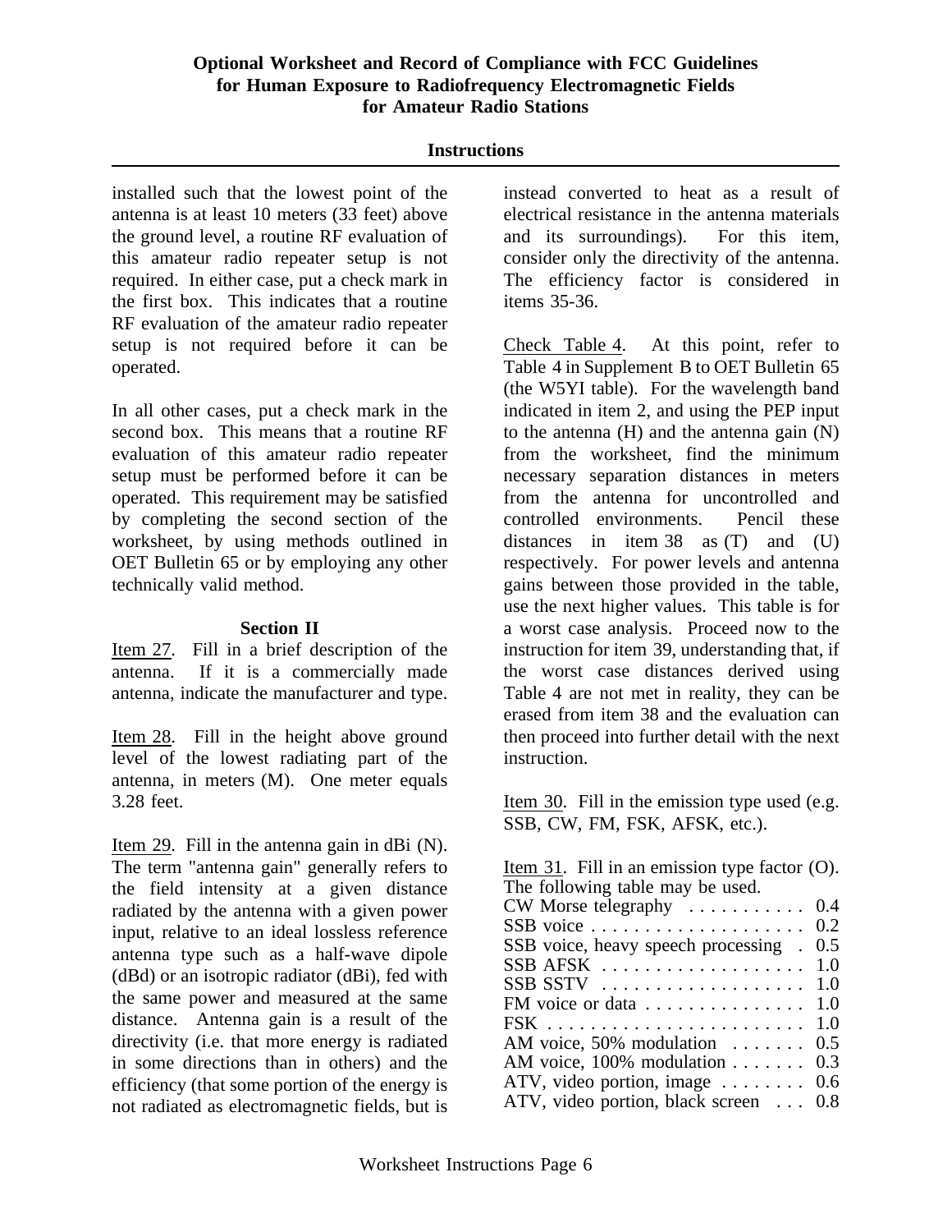## Optional Worksheet and Record of Compliance with FCC Guidelines for Human Exposure to Radiofrequency Electromagnetic Fields for Amateur Radio Stations

### Instructions

installed such that the lowest point of the antenna is at least 10 meters (33 feet) above the ground level, a routine RF evaluation of this amateur radio repeater setup is not required. In either case, put a check mark in the first box. This indicates that a routine RF evaluation of the amateur radio repeater setup is not required before it can be operated.

In all other cases, put a check mark in the second box. This means that a routine RF evaluation of this amateur radio repeater setup must be performed before it can be operated. This requirement may be satisfied by completing the second section of the worksheet, by using methods outlined in OET Bulletin 65 or by employing any other technically valid method.

#### Section II

Item 27. Fill in a brief description of the antenna. If it is a commercially made antenna, indicate the manufacturer and type.

Item 28. Fill in the height above ground level of the lowest radiating part of the antenna, in meters (M). One meter equals 3.28 feet.

Item 29. Fill in the antenna gain in dBi (N). The term "antenna gain" generally refers to the field intensity at a given distance radiated by the antenna with a given power input, relative to an ideal lossless reference antenna type such as a half-wave dipole (dBd) or an isotropic radiator (dBi), fed with the same power and measured at the same distance. Antenna gain is a result of the directivity (i.e. that more energy is radiated in some directions than in others) and the efficiency (that some portion of the energy is not radiated as electromagnetic fields, but is instead converted to heat as a result of electrical resistance in the antenna materials and its surroundings). For this item, consider only the directivity of the antenna. The efficiency factor is considered in items 35-36.

Check Table 4. At this point, refer to Table 4 in Supplement B to OET Bulletin 65 (the W5YI table). For the wavelength band indicated in item 2, and using the PEP input to the antenna (H) and the antenna gain (N) from the worksheet, find the minimum necessary separation distances in meters from the antenna for uncontrolled and controlled environments. Pencil these distances in item 38 as (T) and (U) respectively. For power levels and antenna gains between those provided in the table, use the next higher values. This table is for a worst case analysis. Proceed now to the instruction for item 39, understanding that, if the worst case distances derived using Table 4 are not met in reality, they can be erased from item 38 and the evaluation can then proceed into further detail with the next instruction.

Item 30. Fill in the emission type used (e.g. SSB, CW, FM, FSK, AFSK, etc.).

Item 31. Fill in an emission type factor (O). The following table may be used.

| Emission type | Factor |
|---|---|
| CW Morse telegraphy | 0.4 |
| SSB voice | 0.2 |
| SSB voice, heavy speech processing | 0.5 |
| SSB AFSK | 1.0 |
| SSB SSTV | 1.0 |
| FM voice or data | 1.0 |
| FSK | 1.0 |
| AM voice, 50% modulation | 0.5 |
| AM voice, 100% modulation | 0.3 |
| ATV, video portion, image | 0.6 |
| ATV, video portion, black screen | 0.8 |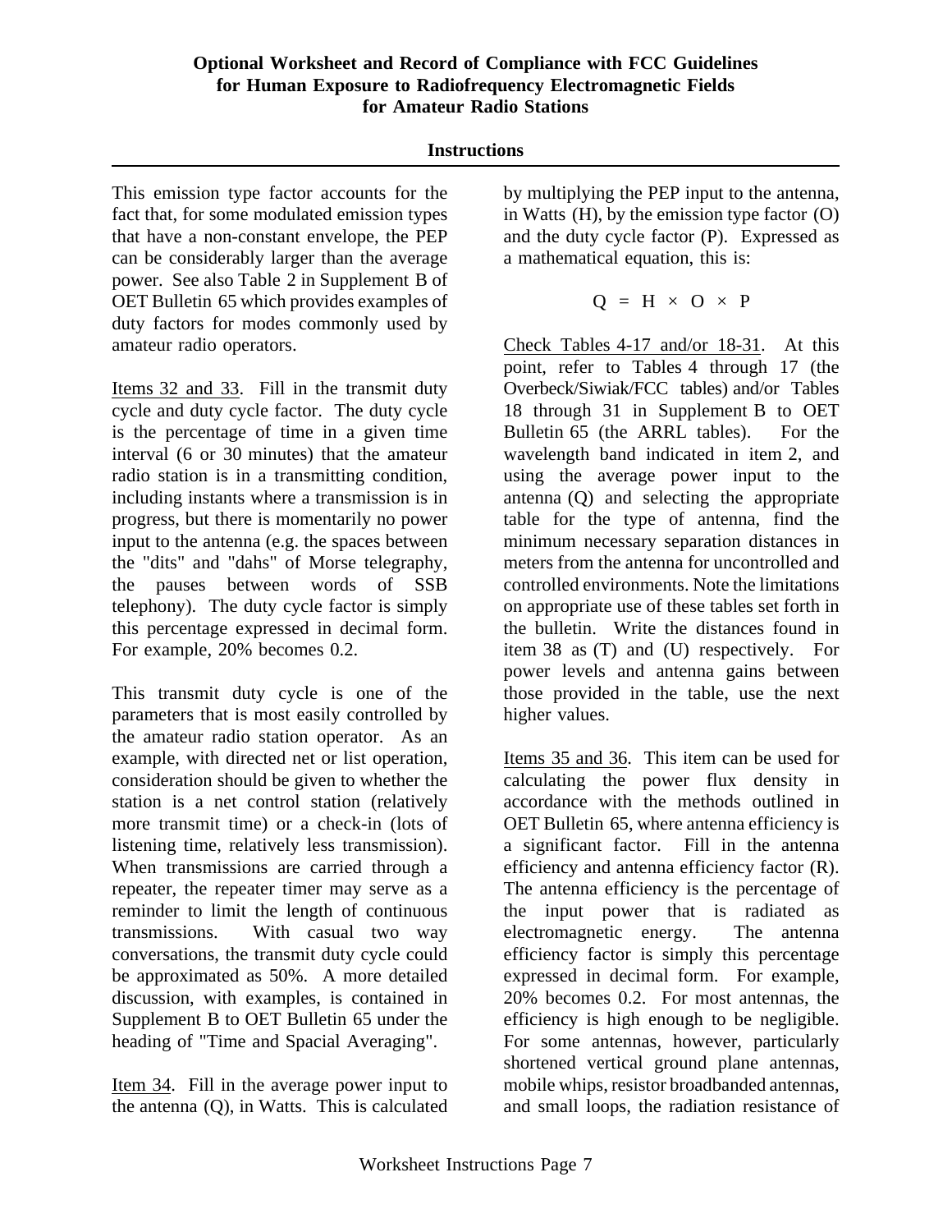This emission type factor accounts for the fact that, for some modulated emission types that have a non-constant envelope, the PEP can be considerably larger than the average power. See also Table 2 in Supplement B of OET Bulletin 65 which provides examples of duty factors for modes commonly used by amateur radio operators.

Items 32 and 33. Fill in the transmit duty cycle and duty cycle factor. The duty cycle is the percentage of time in a given time interval (6 or 30 minutes) that the amateur radio station is in a transmitting condition, including instants where a transmission is in progress, but there is momentarily no power input to the antenna (e.g. the spaces between the "dits" and "dahs" of Morse telegraphy, the pauses between words of SSB telephony). The duty cycle factor is simply this percentage expressed in decimal form. For example, 20% becomes 0.2.

This transmit duty cycle is one of the parameters that is most easily controlled by the amateur radio station operator. As an example, with directed net or list operation, consideration should be given to whether the station is a net control station (relatively more transmit time) or a check-in (lots of listening time, relatively less transmission). When transmissions are carried through a repeater, the repeater timer may serve as a reminder to limit the length of continuous transmissions. With casual two way conversations, the transmit duty cycle could be approximated as 50%. A more detailed discussion, with examples, is contained in Supplement B to OET Bulletin 65 under the heading of "Time and Spacial Averaging".

Item 34. Fill in the average power input to the antenna (Q), in Watts. This is calculated by multiplying the PEP input to the antenna, in Watts (H), by the emission type factor (O) and the duty cycle factor (P). Expressed as a mathematical equation, this is:

$$Q = H \times O \times P$$

Check Tables 4-17 and/or 18-31. At this point, refer to Tables 4 through 17 (the Overbeck/Siwiak/FCC tables) and/or Tables 18 through 31 in Supplement B to OET Bulletin 65 (the ARRL tables). For the wavelength band indicated in item 2, and using the average power input to the antenna (Q) and selecting the appropriate table for the type of antenna, find the minimum necessary separation distances in meters from the antenna for uncontrolled and controlled environments. Note the limitations on appropriate use of these tables set forth in the bulletin. Write the distances found in item 38 as (T) and (U) respectively. For power levels and antenna gains between those provided in the table, use the next higher values.

Items 35 and 36. This item can be used for calculating the power flux density in accordance with the methods outlined in OET Bulletin 65, where antenna efficiency is a significant factor. Fill in the antenna efficiency and antenna efficiency factor (R). The antenna efficiency is the percentage of the input power that is radiated as electromagnetic energy. The antenna efficiency factor is simply this percentage expressed in decimal form. For example, 20% becomes 0.2. For most antennas, the efficiency is high enough to be negligible. For some antennas, however, particularly shortened vertical ground plane antennas, mobile whips, resistor broadbanded antennas, and small loops, the radiation resistance of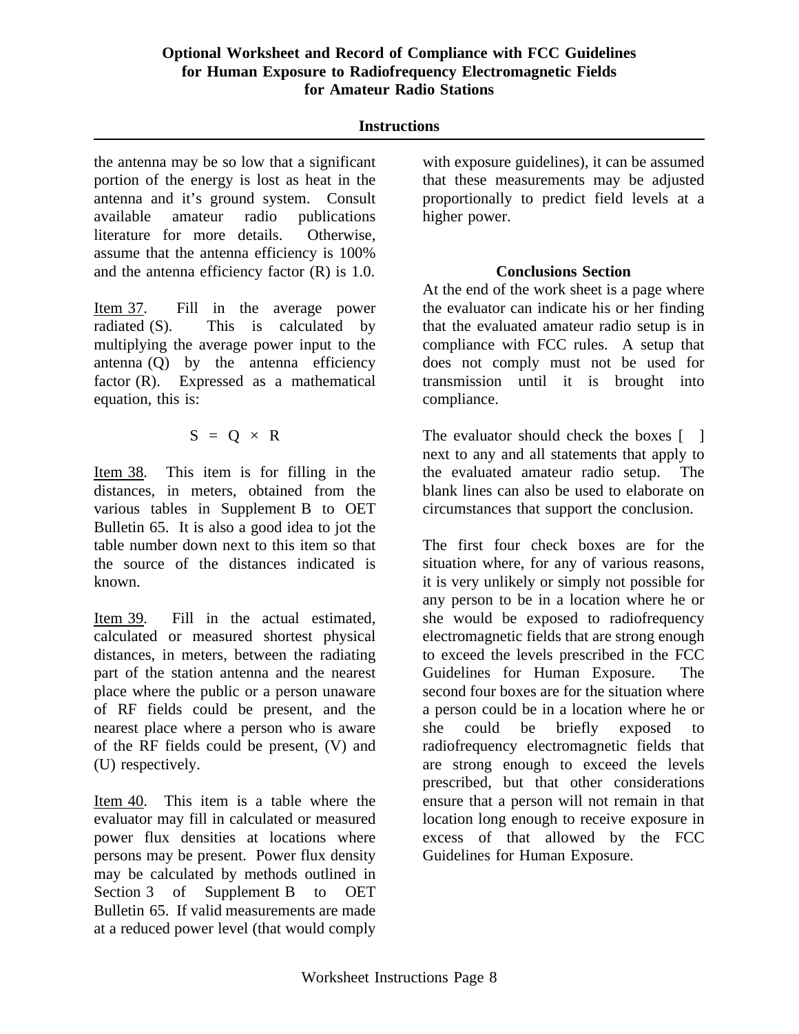the antenna may be so low that a significant portion of the energy is lost as heat in the antenna and it's ground system. Consult available amateur radio publications literature for more details. Otherwise, assume that the antenna efficiency is 100% and the antenna efficiency factor (R) is 1.0.

Item 37. Fill in the average power radiated (S). This is calculated by multiplying the average power input to the antenna (Q) by the antenna efficiency factor (R). Expressed as a mathematical equation, this is:

$$S = Q \times R$$

Item 38. This item is for filling in the distances, in meters, obtained from the various tables in Supplement B to OET Bulletin 65. It is also a good idea to jot the table number down next to this item so that the source of the distances indicated is known.

Item 39. Fill in the actual estimated, calculated or measured shortest physical distances, in meters, between the radiating part of the station antenna and the nearest place where the public or a person unaware of RF fields could be present, and the nearest place where a person who is aware of the RF fields could be present, (V) and (U) respectively.

Item 40. This item is a table where the evaluator may fill in calculated or measured power flux densities at locations where persons may be present. Power flux density may be calculated by methods outlined in Section 3 of Supplement B to OET Bulletin 65. If valid measurements are made at a reduced power level (that would comply with exposure guidelines), it can be assumed that these measurements may be adjusted proportionally to predict field levels at a higher power.

### Conclusions Section

At the end of the work sheet is a page where the evaluator can indicate his or her finding that the evaluated amateur radio setup is in compliance with FCC rules. A setup that does not comply must not be used for transmission until it is brought into compliance.

The evaluator should check the boxes [ ] next to any and all statements that apply to the evaluated amateur radio setup. The blank lines can also be used to elaborate on circumstances that support the conclusion.

The first four check boxes are for the situation where, for any of various reasons, it is very unlikely or simply not possible for any person to be in a location where he or she would be exposed to radiofrequency electromagnetic fields that are strong enough to exceed the levels prescribed in the FCC Guidelines for Human Exposure. The second four boxes are for the situation where a person could be in a location where he or she could be briefly exposed to radiofrequency electromagnetic fields that are strong enough to exceed the levels prescribed, but that other considerations ensure that a person will not remain in that location long enough to receive exposure in excess of that allowed by the FCC Guidelines for Human Exposure.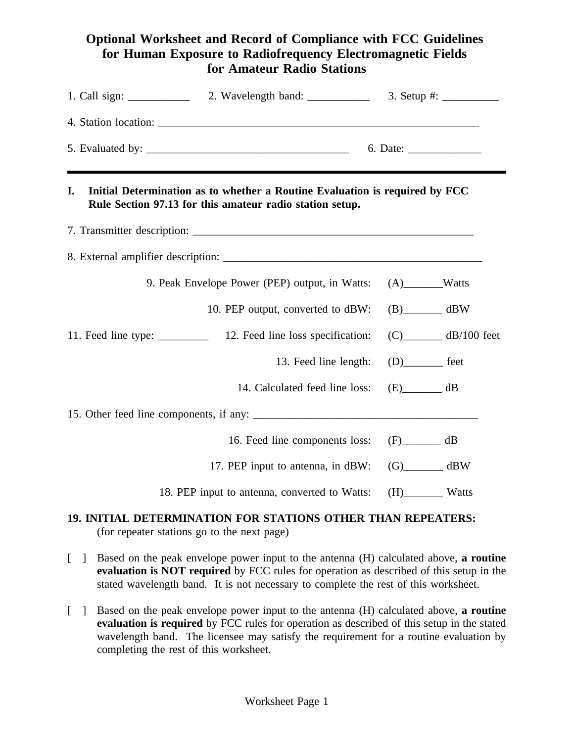# Optional Worksheet and Record of Compliance with FCC Guidelines for Human Exposure to Radiofrequency Electromagnetic Fields for Amateur Radio Stations

1. Call sign: ___________ 2. Wavelength band: ___________ 3. Setup #: __________

4. Station location: ___________________________________________________________

5. Evaluated by: ____________________________________ 6. Date: _____________

---

**I. Initial Determination as to whether a Routine Evaluation is required by FCC Rule Section 97.13 for this amateur radio station setup.**

7. Transmitter description: ___________________________________________________

8. External amplifier description: _______________________________________________

9. Peak Envelope Power (PEP) output, in Watts: (A)_______Watts

10. PEP output, converted to dBW: (B)_______ dBW

11. Feed line type: _________ 12. Feed line loss specification: (C)_______ dB/100 feet

13. Feed line length: (D)_______ feet

14. Calculated feed line loss: (E)_______ dB

15. Other feed line components, if any: ________________________________________

16. Feed line components loss: (F)_______ dB

17. PEP input to antenna, in dBW: (G)_______ dBW

18. PEP input to antenna, converted to Watts: (H)_______ Watts

**19. INITIAL DETERMINATION FOR STATIONS OTHER THAN REPEATERS:**
(for repeater stations go to the next page)

[ ] Based on the peak envelope power input to the antenna (H) calculated above, **a routine evaluation is NOT required** by FCC rules for operation as described of this setup in the stated wavelength band. It is not necessary to complete the rest of this worksheet.

[ ] Based on the peak envelope power input to the antenna (H) calculated above, **a routine evaluation is required** by FCC rules for operation as described of this setup in the stated wavelength band. The licensee may satisfy the requirement for a routine evaluation by completing the rest of this worksheet.

Worksheet Page 1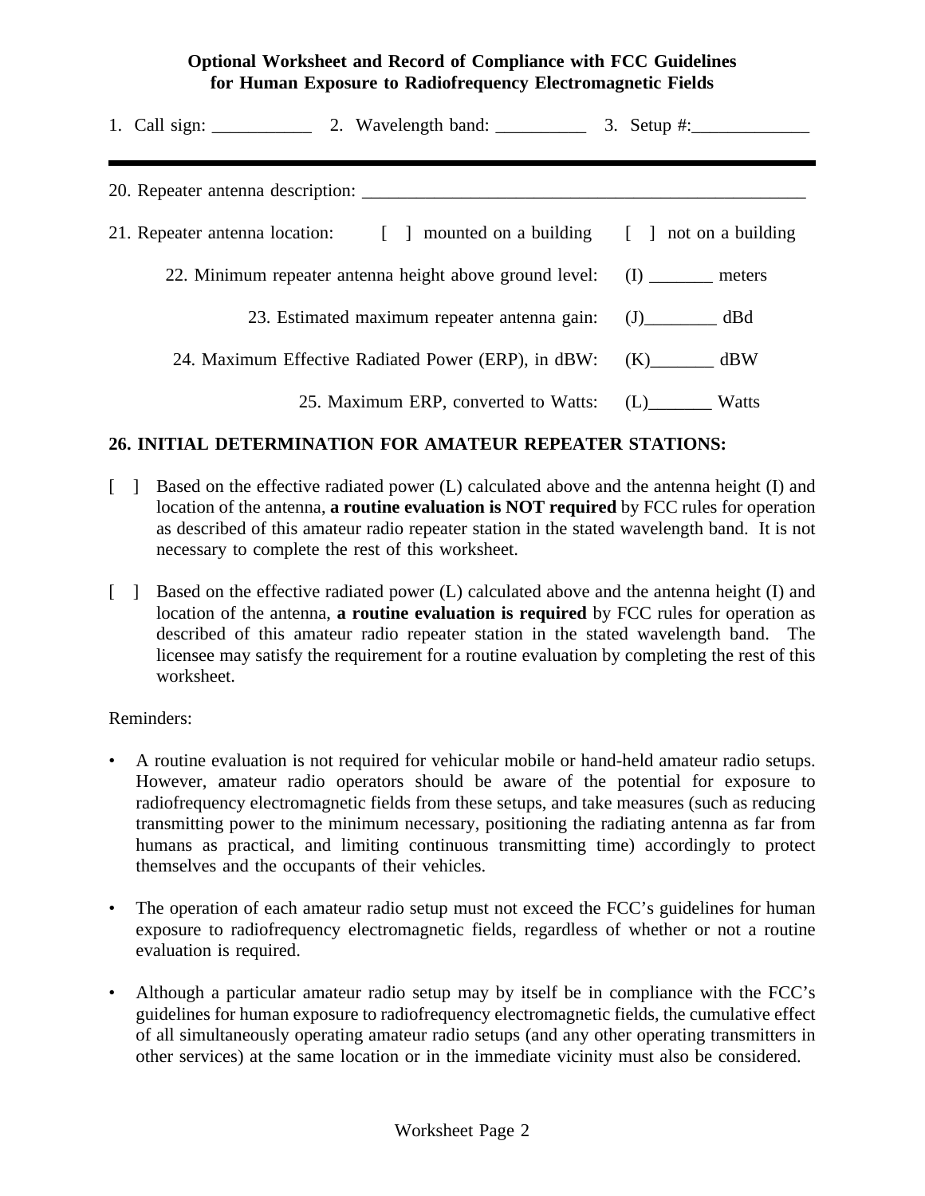**Optional Worksheet and Record of Compliance with FCC Guidelines for Human Exposure to Radiofrequency Electromagnetic Fields**

1. Call sign: ___________ 2. Wavelength band: __________ 3. Setup #:_____________

---

20. Repeater antenna description: ___________________________________________________

21. Repeater antenna location: [ ] mounted on a building [ ] not on a building

22. Minimum repeater antenna height above ground level: (I) _______ meters

23. Estimated maximum repeater antenna gain: (J)________ dBd

24. Maximum Effective Radiated Power (ERP), in dBW: (K)_______ dBW

25. Maximum ERP, converted to Watts: (L)_______ Watts

**26. INITIAL DETERMINATION FOR AMATEUR REPEATER STATIONS:**

[ ] Based on the effective radiated power (L) calculated above and the antenna height (I) and location of the antenna, **a routine evaluation is NOT required** by FCC rules for operation as described of this amateur radio repeater station in the stated wavelength band. It is not necessary to complete the rest of this worksheet.

[ ] Based on the effective radiated power (L) calculated above and the antenna height (I) and location of the antenna, **a routine evaluation is required** by FCC rules for operation as described of this amateur radio repeater station in the stated wavelength band. The licensee may satisfy the requirement for a routine evaluation by completing the rest of this worksheet.

Reminders:

- A routine evaluation is not required for vehicular mobile or hand-held amateur radio setups. However, amateur radio operators should be aware of the potential for exposure to radiofrequency electromagnetic fields from these setups, and take measures (such as reducing transmitting power to the minimum necessary, positioning the radiating antenna as far from humans as practical, and limiting continuous transmitting time) accordingly to protect themselves and the occupants of their vehicles.
- The operation of each amateur radio setup must not exceed the FCC's guidelines for human exposure to radiofrequency electromagnetic fields, regardless of whether or not a routine evaluation is required.
- Although a particular amateur radio setup may by itself be in compliance with the FCC's guidelines for human exposure to radiofrequency electromagnetic fields, the cumulative effect of all simultaneously operating amateur radio setups (and any other operating transmitters in other services) at the same location or in the immediate vicinity must also be considered.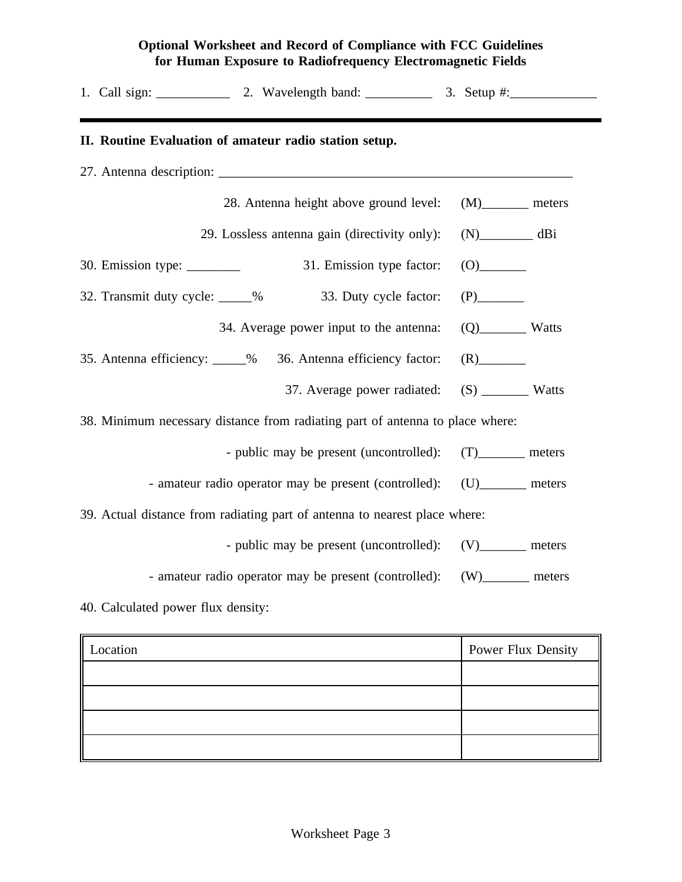**Optional Worksheet and Record of Compliance with FCC Guidelines for Human Exposure to Radiofrequency Electromagnetic Fields**

1. Call sign: ___________ 2. Wavelength band: __________ 3. Setup #:_____________

---

**II. Routine Evaluation of amateur radio station setup.**

27. Antenna description: _______________________________________________________

28. Antenna height above ground level: (M)_______ meters

29. Lossless antenna gain (directivity only): (N)________ dBi

30. Emission type: ________ 31. Emission type factor: (O)_______

32. Transmit duty cycle: _____% 33. Duty cycle factor: (P)_______

34. Average power input to the antenna: (Q)_______ Watts

35. Antenna efficiency: _____% 36. Antenna efficiency factor: (R)_______

37. Average power radiated: (S) _______ Watts

38. Minimum necessary distance from radiating part of antenna to place where:

- public may be present (uncontrolled): (T)_______ meters
- amateur radio operator may be present (controlled): (U)_______ meters

39. Actual distance from radiating part of antenna to nearest place where:

- public may be present (uncontrolled): (V)_______ meters
- amateur radio operator may be present (controlled): (W)_______ meters

40. Calculated power flux density:

| Location | Power Flux Density |
|---|---|
| | |
| | |
| | |
| | |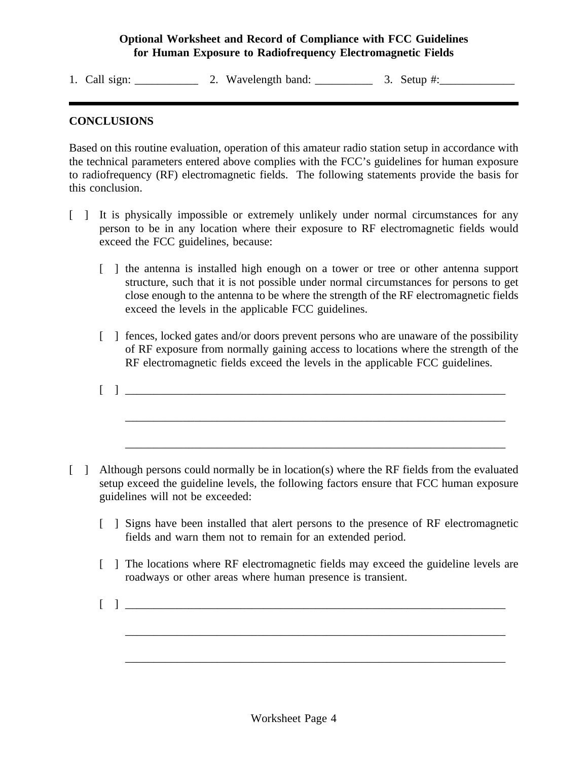**Optional Worksheet and Record of Compliance with FCC Guidelines for Human Exposure to Radiofrequency Electromagnetic Fields**

1. Call sign: ___________ 2. Wavelength band: __________ 3. Setup #:_____________

---

**CONCLUSIONS**

Based on this routine evaluation, operation of this amateur radio station setup in accordance with the technical parameters entered above complies with the FCC's guidelines for human exposure to radiofrequency (RF) electromagnetic fields. The following statements provide the basis for this conclusion.

[ ] It is physically impossible or extremely unlikely under normal circumstances for any person to be in any location where their exposure to RF electromagnetic fields would exceed the FCC guidelines, because:

- [ ] the antenna is installed high enough on a tower or tree or other antenna support structure, such that it is not possible under normal circumstances for persons to get close enough to the antenna to be where the strength of the RF electromagnetic fields exceed the levels in the applicable FCC guidelines.

- [ ] fences, locked gates and/or doors prevent persons who are unaware of the possibility of RF exposure from normally gaining access to locations where the strength of the RF electromagnetic fields exceed the levels in the applicable FCC guidelines.

- [ ] ____________________________________________________________________

  ____________________________________________________________________

  ____________________________________________________________________

[ ] Although persons could normally be in location(s) where the RF fields from the evaluated setup exceed the guideline levels, the following factors ensure that FCC human exposure guidelines will not be exceeded:

- [ ] Signs have been installed that alert persons to the presence of RF electromagnetic fields and warn them not to remain for an extended period.

- [ ] The locations where RF electromagnetic fields may exceed the guideline levels are roadways or other areas where human presence is transient.

- [ ] ____________________________________________________________________

  ____________________________________________________________________

  ____________________________________________________________________